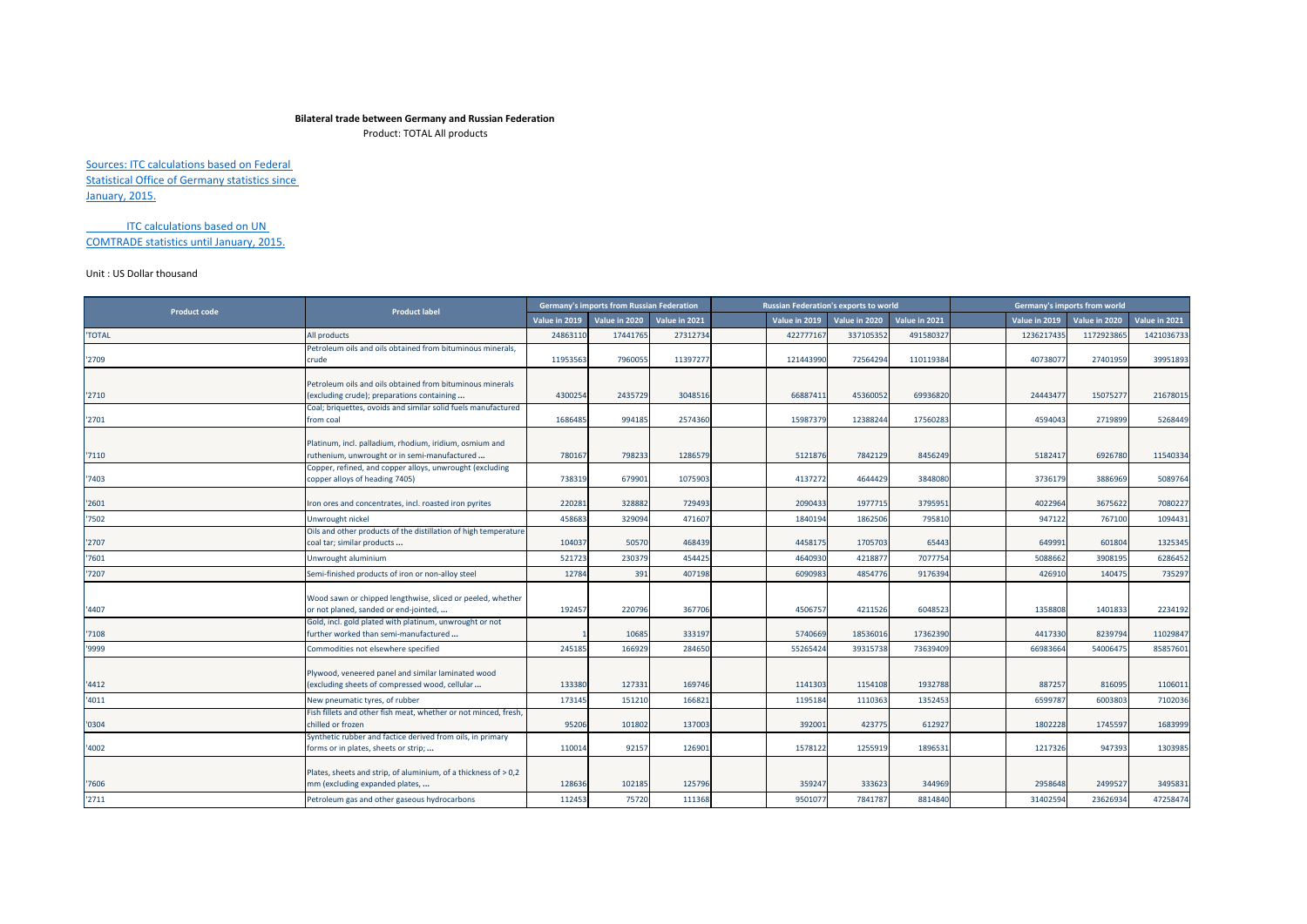**Bilateral trade between Germany and Russian Federation**

Product: TOTAL All products

Sources: ITC calculations based on Federal Statistical Office of Germany statistics since January, 2015.

ITC calculations based on UN COMTRADE statistics until January, 2015.

Unit : US Dollar thousand

| Product code | Product label | Germany's imports from Russian Federation | | | | Russian Federation's exports to world | | | | Germany's imports from world | | |
|---|---|---|---|---|---|---|---|---|---|---|---|---|
| | | Value in 2019 | Value in 2020 | Value in 2021 | | Value in 2019 | Value in 2020 | Value in 2021 | | Value in 2019 | Value in 2020 | Value in 2021 |
| 'TOTAL | All products | 24863110 | 17441765 | 27312734 | | 422777167 | 337105352 | 491580327 | | 1236217435 | 1172923865 | 1421036733 |
| '2709 | Petroleum oils and oils obtained from bituminous minerals, crude | 11953563 | 7960055 | 11397277 | | 121443990 | 72564294 | 110119384 | | 40738077 | 27401959 | 39951893 |
| '2710 | Petroleum oils and oils obtained from bituminous minerals (excluding crude); preparations containing ... | 4300254 | 2435729 | 3048516 | | 66887411 | 45360052 | 69936820 | | 24443477 | 15075277 | 21678015 |
| '2701 | Coal; briquettes, ovoids and similar solid fuels manufactured from coal | 1686485 | 994185 | 2574360 | | 15987379 | 12388244 | 17560283 | | 4594043 | 2719899 | 5268449 |
| '7110 | Platinum, incl. palladium, rhodium, iridium, osmium and ruthenium, unwrought or in semi-manufactured ... | 780167 | 798233 | 1286579 | | 5121876 | 7842129 | 8456249 | | 5182417 | 6926780 | 11540334 |
| '7403 | Copper, refined, and copper alloys, unwrought (excluding copper alloys of heading 7405) | 738319 | 679901 | 1075903 | | 4137272 | 4644429 | 3848080 | | 3736179 | 3886969 | 5089764 |
| '2601 | Iron ores and concentrates, incl. roasted iron pyrites | 220281 | 328882 | 729493 | | 2090433 | 1977715 | 3795951 | | 4022964 | 3675622 | 7080227 |
| '7502 | Unwrought nickel | 458683 | 329094 | 471607 | | 1840194 | 1862506 | 795810 | | 947122 | 767100 | 1094431 |
| '2707 | Oils and other products of the distillation of high temperature coal tar; similar products ... | 104037 | 50570 | 468439 | | 4458175 | 1705703 | 65443 | | 649991 | 601804 | 1325345 |
| '7601 | Unwrought aluminium | 521723 | 230379 | 454425 | | 4640930 | 4218877 | 7077754 | | 5088662 | 3908195 | 6286452 |
| '7207 | Semi-finished products of iron or non-alloy steel | 12784 | 391 | 407198 | | 6090983 | 4854776 | 9176394 | | 426910 | 140475 | 735297 |
| '4407 | Wood sawn or chipped lengthwise, sliced or peeled, whether or not planed, sanded or end-jointed, ... | 192457 | 220796 | 367706 | | 4506757 | 4211526 | 6048523 | | 1358808 | 1401833 | 2234192 |
| '7108 | Gold, incl. gold plated with platinum, unwrought or not further worked than semi-manufactured ... | 1 | 10685 | 333197 | | 5740669 | 18536016 | 17362390 | | 4417330 | 8239794 | 11029847 |
| '9999 | Commodities not elsewhere specified | 245185 | 166929 | 284650 | | 55265424 | 39315738 | 73639409 | | 66983664 | 54006475 | 85857601 |
| '4412 | Plywood, veneered panel and similar laminated wood (excluding sheets of compressed wood, cellular ... | 133380 | 127331 | 169746 | | 1141303 | 1154108 | 1932788 | | 887257 | 816095 | 1106011 |
| '4011 | New pneumatic tyres, of rubber | 173145 | 151210 | 166821 | | 1195184 | 1110363 | 1352453 | | 6599787 | 6003803 | 7102036 |
| '0304 | Fish fillets and other fish meat, whether or not minced, fresh, chilled or frozen | 95206 | 101802 | 137003 | | 392001 | 423775 | 612927 | | 1802228 | 1745597 | 1683999 |
| '4002 | Synthetic rubber and factice derived from oils, in primary forms or in plates, sheets or strip; ... | 110014 | 92157 | 126901 | | 1578122 | 1255919 | 1896531 | | 1217326 | 947393 | 1303985 |
| '7606 | Plates, sheets and strip, of aluminium, of a thickness of > 0,2 mm (excluding expanded plates, ... | 128636 | 102185 | 125796 | | 359247 | 333623 | 344969 | | 2958648 | 2499527 | 3495831 |
| '2711 | Petroleum gas and other gaseous hydrocarbons | 112453 | 75720 | 111368 | | 9501077 | 7841787 | 8814840 | | 31402594 | 23626934 | 47258474 |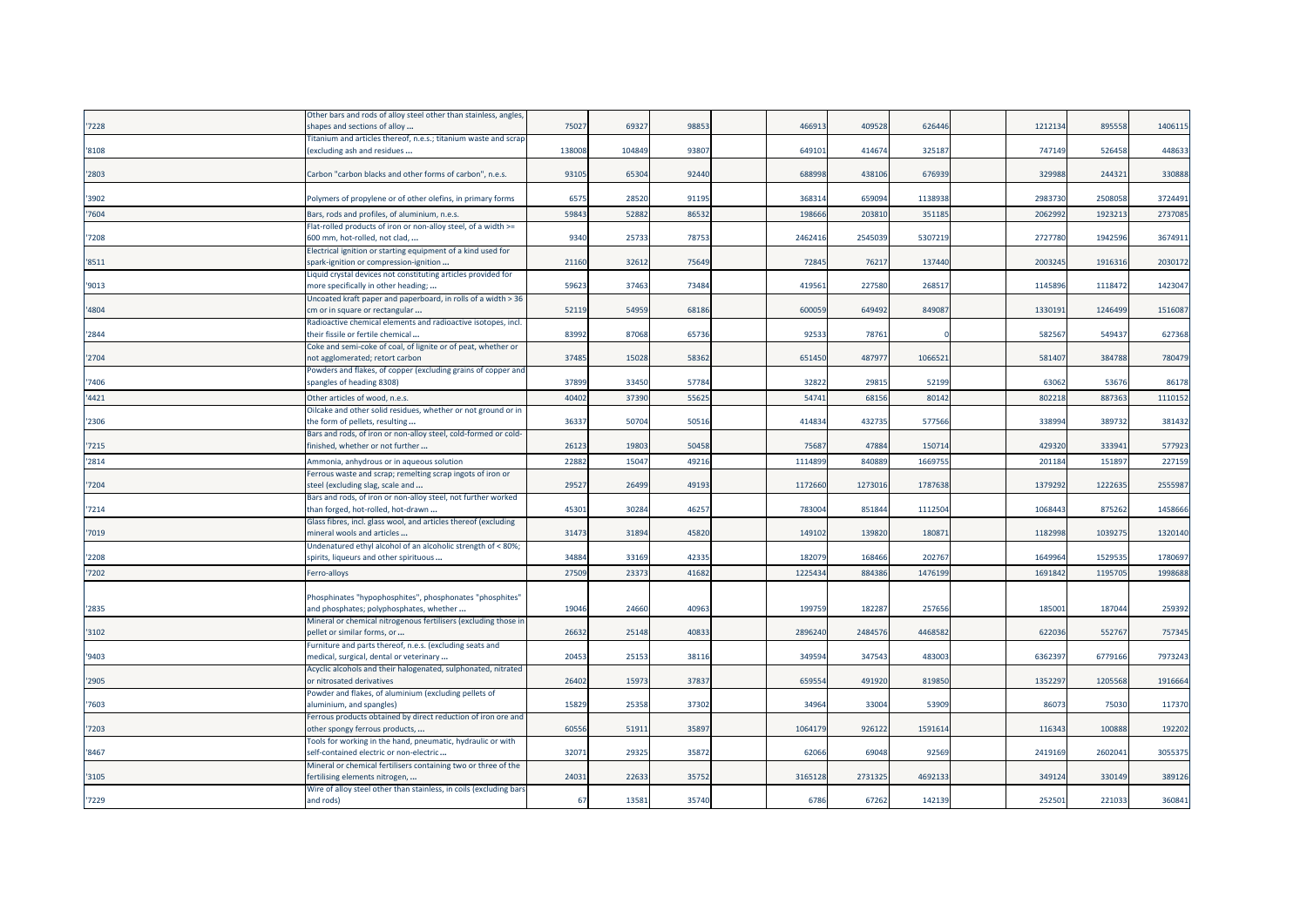| | | | | | | | | | | | | | |
|---|---|---|---|---|---|---|---|---|---|---|---|---|---|
| '7228 | Other bars and rods of alloy steel other than stainless, angles, shapes and sections of alloy ... | 75027 | 69327 | 98853 | | 466913 | 409528 | 626446 | | 1212134 | 895558 | 1406115 |
| '8108 | Titanium and articles thereof, n.e.s.; titanium waste and scrap (excluding ash and residues ... | 138008 | 104849 | 93807 | | 649101 | 414674 | 325187 | | 747149 | 526458 | 448633 |
| '2803 | Carbon "carbon blacks and other forms of carbon", n.e.s. | 93105 | 65304 | 92440 | | 688998 | 438106 | 676939 | | 329988 | 244321 | 330888 |
| '3902 | Polymers of propylene or of other olefins, in primary forms | 6575 | 28520 | 91195 | | 368314 | 659094 | 1138938 | | 2983730 | 2508058 | 3724491 |
| '7604 | Bars, rods and profiles, of aluminium, n.e.s. | 59843 | 52882 | 86532 | | 198666 | 203810 | 351185 | | 2062992 | 1923213 | 2737085 |
| '7208 | Flat-rolled products of iron or non-alloy steel, of a width >= 600 mm, hot-rolled, not clad, ... | 9340 | 25733 | 78753 | | 2462416 | 2545039 | 5307219 | | 2727780 | 1942596 | 3674911 |
| '8511 | Electrical ignition or starting equipment of a kind used for spark-ignition or compression-ignition ... | 21160 | 32612 | 75649 | | 72845 | 76217 | 137440 | | 2003245 | 1916316 | 2030172 |
| '9013 | Liquid crystal devices not constituting articles provided for more specifically in other heading; ... | 59623 | 37463 | 73484 | | 419561 | 227580 | 268517 | | 1145896 | 1118472 | 1423047 |
| '4804 | Uncoated kraft paper and paperboard, in rolls of a width > 36 cm or in square or rectangular ... | 52119 | 54959 | 68186 | | 600059 | 649492 | 849087 | | 1330191 | 1246499 | 1516087 |
| '2844 | Radioactive chemical elements and radioactive isotopes, incl. their fissile or fertile chemical ... | 83992 | 87068 | 65736 | | 92533 | 78761 | 0 | | 582567 | 549437 | 627368 |
| '2704 | Coke and semi-coke of coal, of lignite or of peat, whether or not agglomerated; retort carbon | 37485 | 15028 | 58362 | | 651450 | 487977 | 1066521 | | 581407 | 384788 | 780479 |
| '7406 | Powders and flakes, of copper (excluding grains of copper and spangles of heading 8308) | 37899 | 33450 | 57784 | | 32822 | 29815 | 52199 | | 63062 | 53676 | 86178 |
| '4421 | Other articles of wood, n.e.s. | 40402 | 37390 | 55625 | | 54741 | 68156 | 80142 | | 802218 | 887363 | 1110152 |
| '2306 | Oilcake and other solid residues, whether or not ground or in the form of pellets, resulting ... | 36337 | 50704 | 50516 | | 414834 | 432735 | 577566 | | 338994 | 389732 | 381432 |
| '7215 | Bars and rods, of iron or non-alloy steel, cold-formed or cold-finished, whether or not further ... | 26123 | 19803 | 50458 | | 75687 | 47884 | 150714 | | 429320 | 333941 | 577923 |
| '2814 | Ammonia, anhydrous or in aqueous solution | 22882 | 15047 | 49216 | | 1114899 | 840889 | 1669755 | | 201184 | 151897 | 227159 |
| '7204 | Ferrous waste and scrap; remelting scrap ingots of iron or steel (excluding slag, scale and ... | 29527 | 26499 | 49193 | | 1172660 | 1273016 | 1787638 | | 1379292 | 1222635 | 2555987 |
| '7214 | Bars and rods, of iron or non-alloy steel, not further worked than forged, hot-rolled, hot-drawn ... | 45301 | 30284 | 46257 | | 783004 | 851844 | 1112504 | | 1068443 | 875262 | 1458666 |
| '7019 | Glass fibres, incl. glass wool, and articles thereof (excluding mineral wools and articles ... | 31473 | 31894 | 45820 | | 149102 | 139820 | 180871 | | 1182998 | 1039275 | 1320140 |
| '2208 | Undenatured ethyl alcohol of an alcoholic strength of < 80%; spirits, liqueurs and other spirituous ... | 34884 | 33169 | 42335 | | 182079 | 168466 | 202767 | | 1649964 | 1529535 | 1780697 |
| '7202 | Ferro-alloys | 27509 | 23373 | 41682 | | 1225434 | 884386 | 1476199 | | 1691842 | 1195705 | 1998688 |
| '2835 | Phosphinates "hypophosphites", phosphonates "phosphites" and phosphates; polyphosphates, whether ... | 19046 | 24660 | 40963 | | 199759 | 182287 | 257656 | | 185001 | 187044 | 259392 |
| '3102 | Mineral or chemical nitrogenous fertilisers (excluding those in pellet or similar forms, or ... | 26632 | 25148 | 40833 | | 2896240 | 2484576 | 4468582 | | 622036 | 552767 | 757345 |
| '9403 | Furniture and parts thereof, n.e.s. (excluding seats and medical, surgical, dental or veterinary ... | 20453 | 25153 | 38116 | | 349594 | 347543 | 483003 | | 6362397 | 6779166 | 7973243 |
| '2905 | Acyclic alcohols and their halogenated, sulphonated, nitrated or nitrosated derivatives | 26402 | 15973 | 37837 | | 659554 | 491920 | 819850 | | 1352297 | 1205568 | 1916664 |
| '7603 | Powder and flakes, of aluminium (excluding pellets of aluminium, and spangles) | 15829 | 25358 | 37302 | | 34964 | 33004 | 53909 | | 86073 | 75030 | 117370 |
| '7203 | Ferrous products obtained by direct reduction of iron ore and other spongy ferrous products, ... | 60556 | 51911 | 35897 | | 1064179 | 926122 | 1591614 | | 116343 | 100888 | 192202 |
| '8467 | Tools for working in the hand, pneumatic, hydraulic or with self-contained electric or non-electric ... | 32071 | 29325 | 35872 | | 62066 | 69048 | 92569 | | 2419169 | 2602041 | 3055375 |
| '3105 | Mineral or chemical fertilisers containing two or three of the fertilising elements nitrogen, ... | 24031 | 22633 | 35752 | | 3165128 | 2731325 | 4692133 | | 349124 | 330149 | 389126 |
| '7229 | Wire of alloy steel other than stainless, in coils (excluding bars and rods) | 67 | 13581 | 35740 | | 6786 | 67262 | 142139 | | 252501 | 221033 | 360841 |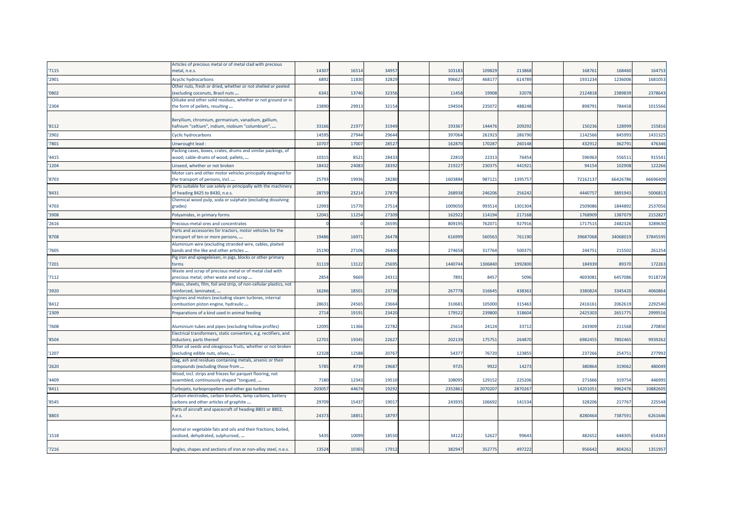| | | | | | | | | | | | | | |
|---|---|---|---|---|---|---|---|---|---|---|---|---|---|
| '7115 | Articles of precious metal or of metal clad with precious metal, n.e.s. | 14307 | 16514 | 34957 | | 103183 | 109829 | 213868 | | 168761 | 168460 | 164753 |
| '2901 | Acyclic hydrocarbons | 6892 | 11830 | 32829 | | 996627 | 468177 | 614789 | | 1931234 | 1236006 | 1681053 |
| '0802 | Other nuts, fresh or dried, whether or not shelled or peeled (excluding coconuts, Brazil nuts ... | 6341 | 13740 | 32356 | | 11458 | 19908 | 32078 | | 2124818 | 2389839 | 2378643 |
| '2304 | Oilcake and other solid residues, whether or not ground or in the form of pellets, resulting ... | 23890 | 29913 | 32154 | | 194504 | 235072 | 488248 | | 898791 | 784458 | 1015566 |
| '8112 | Beryllium, chromium, germanium, vanadium, gallium, hafnium "celtium", indium, niobium "columbium", ... | 33166 | 21977 | 31949 | | 193367 | 144476 | 209292 | | 150236 | 128999 | 155816 |
| '2902 | Cyclic hydrocarbons | 14595 | 27944 | 29644 | | 397064 | 261923 | 286790 | | 1142566 | 845993 | 1431325 |
| '7801 | Unwrought lead : | 10707 | 17007 | 28527 | | 162870 | 170287 | 260148 | | 432912 | 362791 | 476346 |
| '4415 | Packing cases, boxes, crates, drums and similar packings, of wood; cable-drums of wood; pallets, ... | 10315 | 8521 | 28433 | | 22810 | 22313 | 76454 | | 596963 | 556511 | 915541 |
| '1204 | Linseed, whether or not broken | 18432 | 24083 | 28392 | | 219227 | 230375 | 441921 | | 94154 | 102908 | 122266 |
| '8703 | Motor cars and other motor vehicles principally designed for the transport of persons, incl. ... | 25793 | 19936 | 28280 | | 1603884 | 987121 | 1395757 | | 72162137 | 66426786 | 66696409 |
| '8431 | Parts suitable for use solely or principally with the machinery of heading 8425 to 8430, n.e.s. | 28759 | 23214 | 27879 | | 268938 | 246206 | 256242 | | 4440757 | 3891943 | 5006813 |
| '4703 | Chemical wood pulp, soda or sulphate (excluding dissolving grades) | 12993 | 15770 | 27514 | | 1009050 | 993514 | 1301304 | | 2509086 | 1844892 | 2537056 |
| '3908 | Polyamides, in primary forms | 12041 | 11254 | 27309 | | 162922 | 114194 | 217168 | | 1768909 | 1387079 | 2152827 |
| '2616 | Precious-metal ores and concentrates | 0 | 0 | 26595 | | 809195 | 762071 | 927916 | | 1717515 | 2482326 | 3289630 |
| '8708 | Parts and accessories for tractors, motor vehicles for the transport of ten or more persons, ... | 19486 | 16971 | 26478 | | 616999 | 560563 | 761190 | | 39687068 | 34068019 | 37845595 |
| '7605 | Aluminium wire (excluding stranded wire, cables, plaited bands and the like and other articles ... | 25190 | 27106 | 26400 | | 274658 | 317764 | 500375 | | 244751 | 215502 | 261254 |
| '7201 | Pig iron and spiegeleisen, in pigs, blocks or other primary forms | 31119 | 13122 | 25695 | | 1440744 | 1306840 | 1992800 | | 184939 | 89370 | 172263 |
| '7112 | Waste and scrap of precious metal or of metal clad with precious metal; other waste and scrap ... | 2854 | 9669 | 24311 | | 7891 | 8457 | 5096 | | 4693081 | 6457086 | 9118728 |
| '3920 | Plates, sheets, film, foil and strip, of non-cellular plastics, not reinforced, laminated, ... | 16266 | 18501 | 23738 | | 267778 | 316645 | 438363 | | 3380824 | 3345420 | 4060864 |
| '8412 | Engines and motors (excluding steam turbines, internal combustion piston engine, hydraulic ... | 28631 | 24565 | 23664 | | 310681 | 105000 | 315463 | | 2416161 | 2062619 | 2292540 |
| '2309 | Preparations of a kind used in animal feeding | 2714 | 19191 | 23420 | | 179522 | 239800 | 318604 | | 2425303 | 2651775 | 2999516 |
| '7608 | Aluminium tubes and pipes (excluding hollow profiles) | 12095 | 11366 | 22782 | | 25614 | 24124 | 33712 | | 243909 | 211568 | 270850 |
| '8504 | Electrical transformers, static converters, e.g. rectifiers, and inductors; parts thereof | 12701 | 19345 | 22627 | | 202139 | 175751 | 264870 | | 6982455 | 7892465 | 9939262 |
| '1207 | Other oil seeds and oleaginous fruits, whether or not broken (excluding edible nuts, olives, ... | 12328 | 12588 | 20767 | | 54377 | 76720 | 123855 | | 237266 | 254751 | 277992 |
| '2620 | Slag, ash and residues containing metals, arsenic or their compounds (excluding those from ... | 5785 | 4739 | 19687 | | 9725 | 9922 | 14273 | | 380864 | 319062 | 480049 |
| '4409 | Wood, incl. strips and friezes for parquet flooring, not assembled, continuously shaped "tongued, ... | 7180 | 12343 | 19510 | | 108095 | 129152 | 225206 | | 271666 | 319754 | 446995 |
| '8411 | Turbojets, turbopropellers and other gas turbines | 203057 | 44674 | 19292 | | 2352861 | 2070207 | 2870267 | | 14201051 | 9962476 | 10882605 |
| '8545 | Carbon electrodes, carbon brushes, lamp carbons, battery carbons and other articles of graphite ... | 29709 | 15437 | 19017 | | 243935 | 106692 | 141534 | | 328206 | 217767 | 225548 |
| '8803 | Parts of aircraft and spacecraft of heading 8801 or 8802, n.e.s. | 24373 | 18851 | 18797 | | | | | | 8280464 | 7387591 | 6261646 |
| '1518 | Animal or vegetable fats and oils and their fractions, boiled, oxidised, dehydrated, sulphurised, ... | 5435 | 10099 | 18550 | | 34122 | 52627 | 99643 | | 482652 | 648305 | 654343 |
| '7216 | Angles, shapes and sections of iron or non-alloy steel, n.e.s. | 13524 | 10365 | 17912 | | 382947 | 352775 | 497222 | | 956642 | 804261 | 1351957 |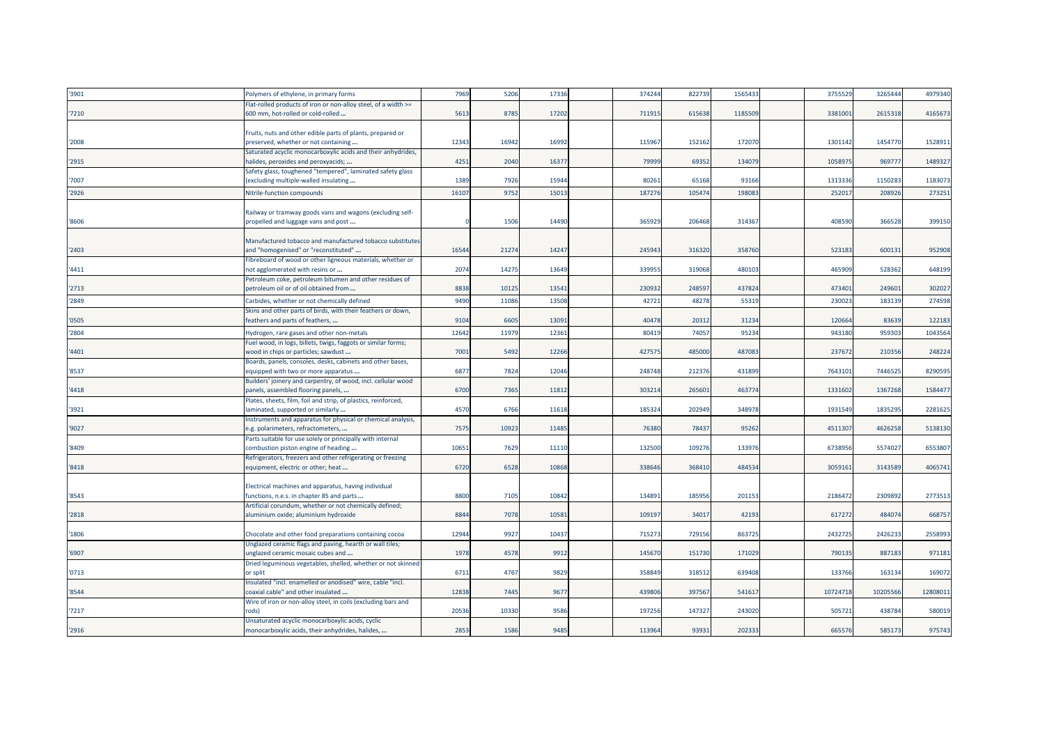| | | | | | | | | | | | | |
|---|---|---|---|---|---|---|---|---|---|---|---|---|
| '3901 | Polymers of ethylene, in primary forms | 7969 | 5206 | 17336 | | 374244 | 822739 | 1565433 | | 3755529 | 3265444 | 4979340 |
| '7210 | Flat-rolled products of iron or non-alloy steel, of a width >= 600 mm, hot-rolled or cold-rolled ... | 5613 | 8785 | 17202 | | 711915 | 615638 | 1185509 | | 3381001 | 2615318 | 4165673 |
| '2008 | Fruits, nuts and other edible parts of plants, prepared or preserved, whether or not containing ... | 12343 | 16942 | 16992 | | 115967 | 152162 | 172070 | | 1301142 | 1454770 | 1528911 |
| '2915 | Saturated acyclic monocarboxylic acids and their anhydrides, halides, peroxides and peroxyacids; ... | 4251 | 2040 | 16377 | | 79999 | 69352 | 134079 | | 1058975 | 969777 | 1489327 |
| '7007 | Safety glass, toughened "tempered", laminated safety glass (excluding multiple-walled insulating ... | 1389 | 7926 | 15944 | | 80261 | 65168 | 93166 | | 1313336 | 1150283 | 1183073 |
| '2926 | Nitrile-function compounds | 16107 | 9752 | 15013 | | 187276 | 105474 | 198083 | | 252017 | 208926 | 273251 |
| '8606 | Railway or tramway goods vans and wagons (excluding self-propelled and luggage vans and post ... | 0 | 1506 | 14490 | | 365929 | 206468 | 314367 | | 408590 | 366528 | 399150 |
| '2403 | Manufactured tobacco and manufactured tobacco substitutes and "homogenised" or "reconstituted" ... | 16544 | 21274 | 14247 | | 245943 | 316320 | 358760 | | 523183 | 600131 | 952908 |
| '4411 | Fibreboard of wood or other ligneous materials, whether or not agglomerated with resins or ... | 2074 | 14275 | 13649 | | 339955 | 319068 | 480103 | | 465909 | 528362 | 648199 |
| '2713 | Petroleum coke, petroleum bitumen and other residues of petroleum oil or of oil obtained from ... | 8838 | 10125 | 13541 | | 230932 | 248597 | 437824 | | 473401 | 249601 | 302027 |
| '2849 | Carbides, whether or not chemically defined | 9490 | 11086 | 13508 | | 42721 | 48278 | 55319 | | 230023 | 183139 | 274598 |
| '0505 | Skins and other parts of birds, with their feathers or down, feathers and parts of feathers, ... | 9104 | 6605 | 13091 | | 40478 | 20312 | 31234 | | 120664 | 83639 | 122183 |
| '2804 | Hydrogen, rare gases and other non-metals | 12642 | 11979 | 12361 | | 80419 | 74057 | 95234 | | 943180 | 959303 | 1043564 |
| '4401 | Fuel wood, in logs, billets, twigs, faggots or similar forms; wood in chips or particles; sawdust ... | 7001 | 5492 | 12266 | | 427575 | 485000 | 487083 | | 237672 | 210356 | 248224 |
| '8537 | Boards, panels, consoles, desks, cabinets and other bases, equipped with two or more apparatus ... | 6877 | 7824 | 12046 | | 248748 | 212376 | 431899 | | 7643101 | 7446525 | 8290595 |
| '4418 | Builders' joinery and carpentry, of wood, incl. cellular wood panels, assembled flooring panels, ... | 6700 | 7365 | 11812 | | 303214 | 265601 | 463774 | | 1331602 | 1367268 | 1584477 |
| '3921 | Plates, sheets, film, foil and strip, of plastics, reinforced, laminated, supported or similarly ... | 4570 | 6766 | 11618 | | 185324 | 202949 | 348978 | | 1931549 | 1835295 | 2281625 |
| '9027 | Instruments and apparatus for physical or chemical analysis, e.g. polarimeters, refractometers, ... | 7575 | 10923 | 11485 | | 76380 | 78437 | 95262 | | 4511307 | 4626258 | 5138130 |
| '8409 | Parts suitable for use solely or principally with internal combustion piston engine of heading ... | 10651 | 7629 | 11110 | | 132500 | 109276 | 133976 | | 6738956 | 5574027 | 6553807 |
| '8418 | Refrigerators, freezers and other refrigerating or freezing equipment, electric or other; heat ... | 6720 | 6528 | 10868 | | 338646 | 368410 | 484534 | | 3059161 | 3143589 | 4065741 |
| '8543 | Electrical machines and apparatus, having individual functions, n.e.s. in chapter 85 and parts ... | 8800 | 7105 | 10842 | | 134891 | 185956 | 201153 | | 2186472 | 2309892 | 2773513 |
| '2818 | Artificial corundum, whether or not chemically defined; aluminium oxide; aluminium hydroxide | 8844 | 7078 | 10581 | | 109197 | 34017 | 42193 | | 617272 | 484074 | 668757 |
| '1806 | Chocolate and other food preparations containing cocoa | 12944 | 9927 | 10437 | | 715273 | 729156 | 863725 | | 2432725 | 2426233 | 2558993 |
| '6907 | Unglazed ceramic flags and paving, hearth or wall tiles; unglazed ceramic mosaic cubes and ... | 1978 | 4578 | 9912 | | 145670 | 151730 | 171029 | | 790135 | 887183 | 971181 |
| '0713 | Dried leguminous vegetables, shelled, whether or not skinned or split | 6711 | 4767 | 9829 | | 358849 | 318512 | 639408 | | 133766 | 163134 | 169072 |
| '8544 | Insulated "incl. enamelled or anodised" wire, cable "incl. coaxial cable" and other insulated ... | 12838 | 7445 | 9677 | | 439806 | 397567 | 541617 | | 10724718 | 10205566 | 12808011 |
| '7217 | Wire of iron or non-alloy steel, in coils (excluding bars and rods) | 20536 | 10330 | 9586 | | 197256 | 147327 | 243020 | | 505721 | 438784 | 580019 |
| '2916 | Unsaturated acyclic monocarboxylic acids, cyclic monocarboxylic acids, their anhydrides, halides, ... | 2853 | 1586 | 9485 | | 113964 | 93931 | 202333 | | 665576 | 585173 | 975743 |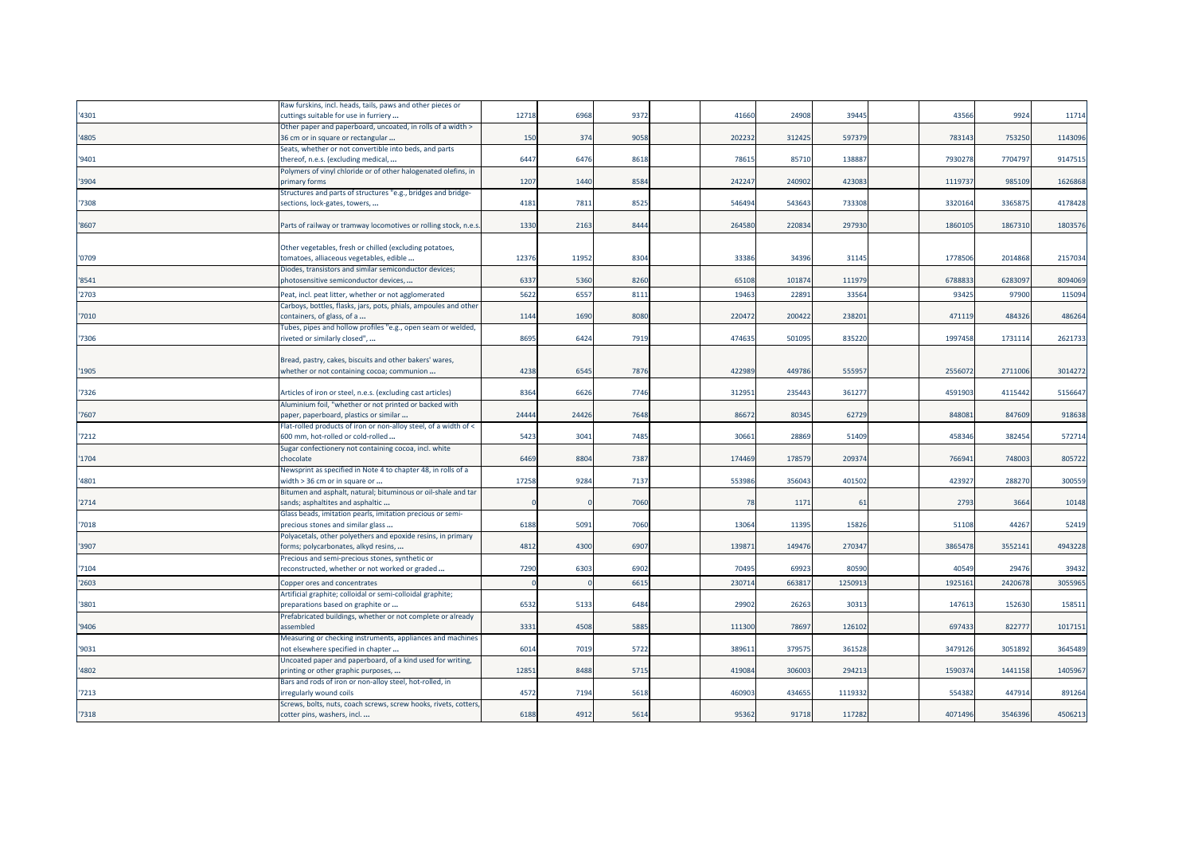| | | | | | | | | | | | | | |
|---|---|---|---|---|---|---|---|---|---|---|---|---|---|
| '4301 | Raw furskins, incl. heads, tails, paws and other pieces or cuttings suitable for use in furriery ... | 12718 | 6968 | 9372 | | 41660 | 24908 | 39445 | | 43566 | 9924 | 11714 |
| '4805 | Other paper and paperboard, uncoated, in rolls of a width > 36 cm or in square or rectangular ... | 150 | 374 | 9058 | | 202232 | 312425 | 597379 | | 783143 | 753250 | 1143096 |
| '9401 | Seats, whether or not convertible into beds, and parts thereof, n.e.s. (excluding medical, ... | 6447 | 6476 | 8618 | | 78615 | 85710 | 138887 | | 7930278 | 7704797 | 9147515 |
| '3904 | Polymers of vinyl chloride or of other halogenated olefins, in primary forms | 1207 | 1440 | 8584 | | 242247 | 240902 | 423083 | | 1119737 | 985109 | 1626868 |
| '7308 | Structures and parts of structures "e.g., bridges and bridge-sections, lock-gates, towers, ... | 4181 | 7811 | 8525 | | 546494 | 543643 | 733308 | | 3320164 | 3365875 | 4178428 |
| '8607 | Parts of railway or tramway locomotives or rolling stock, n.e.s. | 1330 | 2163 | 8444 | | 264580 | 220834 | 297930 | | 1860105 | 1867310 | 1803576 |
| '0709 | Other vegetables, fresh or chilled (excluding potatoes, tomatoes, alliaceous vegetables, edible ... | 12376 | 11952 | 8304 | | 33386 | 34396 | 31145 | | 1778506 | 2014868 | 2157034 |
| '8541 | Diodes, transistors and similar semiconductor devices; photosensitive semiconductor devices, ... | 6337 | 5360 | 8260 | | 65108 | 101874 | 111979 | | 6788833 | 6283097 | 8094069 |
| '2703 | Peat, incl. peat litter, whether or not agglomerated | 5622 | 6557 | 8111 | | 19463 | 22891 | 33564 | | 93425 | 97900 | 115094 |
| '7010 | Carboys, bottles, flasks, jars, pots, phials, ampoules and other containers, of glass, of a ... | 1144 | 1690 | 8080 | | 220472 | 200422 | 238201 | | 471119 | 484326 | 486264 |
| '7306 | Tubes, pipes and hollow profiles "e.g., open seam or welded, riveted or similarly closed", ... | 8695 | 6424 | 7919 | | 474635 | 501095 | 835220 | | 1997458 | 1731114 | 2621733 |
| '1905 | Bread, pastry, cakes, biscuits and other bakers' wares, whether or not containing cocoa; communion ... | 4238 | 6545 | 7876 | | 422989 | 449786 | 555957 | | 2556072 | 2711006 | 3014272 |
| '7326 | Articles of iron or steel, n.e.s. (excluding cast articles) | 8364 | 6626 | 7746 | | 312951 | 235443 | 361277 | | 4591903 | 4115442 | 5156647 |
| '7607 | Aluminium foil, "whether or not printed or backed with paper, paperboard, plastics or similar ... | 24444 | 24426 | 7648 | | 86672 | 80345 | 62729 | | 848081 | 847609 | 918638 |
| '7212 | Flat-rolled products of iron or non-alloy steel, of a width of < 600 mm, hot-rolled or cold-rolled ... | 5423 | 3041 | 7485 | | 30661 | 28869 | 51409 | | 458346 | 382454 | 572714 |
| '1704 | Sugar confectionery not containing cocoa, incl. white chocolate | 6469 | 8804 | 7387 | | 174469 | 178579 | 209374 | | 766941 | 748003 | 805722 |
| '4801 | Newsprint as specified in Note 4 to chapter 48, in rolls of a width > 36 cm or in square or ... | 17258 | 9284 | 7137 | | 553986 | 356043 | 401502 | | 423927 | 288270 | 300559 |
| '2714 | Bitumen and asphalt, natural; bituminous or oil-shale and tar sands; asphaltites and asphaltic ... | 0 | 0 | 7060 | | 78 | 1171 | 61 | | 2793 | 3664 | 10148 |
| '7018 | Glass beads, imitation pearls, imitation precious or semi-precious stones and similar glass ... | 6188 | 5091 | 7060 | | 13064 | 11395 | 15826 | | 51108 | 44267 | 52419 |
| '3907 | Polyacetals, other polyethers and epoxide resins, in primary forms; polycarbonates, alkyd resins, ... | 4812 | 4300 | 6907 | | 139871 | 149476 | 270347 | | 3865478 | 3552141 | 4943228 |
| '7104 | Precious and semi-precious stones, synthetic or reconstructed, whether or not worked or graded ... | 7290 | 6303 | 6902 | | 70495 | 69923 | 80590 | | 40549 | 29476 | 39432 |
| '2603 | Copper ores and concentrates | 0 | 0 | 6615 | | 230714 | 663817 | 1250913 | | 1925161 | 2420678 | 3055965 |
| '3801 | Artificial graphite; colloidal or semi-colloidal graphite; preparations based on graphite or ... | 6532 | 5133 | 6484 | | 29902 | 26263 | 30313 | | 147613 | 152630 | 158511 |
| '9406 | Prefabricated buildings, whether or not complete or already assembled | 3331 | 4508 | 5885 | | 111300 | 78697 | 126102 | | 697433 | 822777 | 1017151 |
| '9031 | Measuring or checking instruments, appliances and machines not elsewhere specified in chapter ... | 6014 | 7019 | 5722 | | 389611 | 379575 | 361528 | | 3479126 | 3051892 | 3645489 |
| '4802 | Uncoated paper and paperboard, of a kind used for writing, printing or other graphic purposes, ... | 12851 | 8488 | 5715 | | 419084 | 306003 | 294213 | | 1590374 | 1441158 | 1405967 |
| '7213 | Bars and rods of iron or non-alloy steel, hot-rolled, in irregularly wound coils | 4572 | 7194 | 5618 | | 460903 | 434655 | 1119332 | | 554382 | 447914 | 891264 |
| '7318 | Screws, bolts, nuts, coach screws, screw hooks, rivets, cotters, cotter pins, washers, incl. ... | 6188 | 4912 | 5614 | | 95362 | 91718 | 117282 | | 4071496 | 3546396 | 4506213 |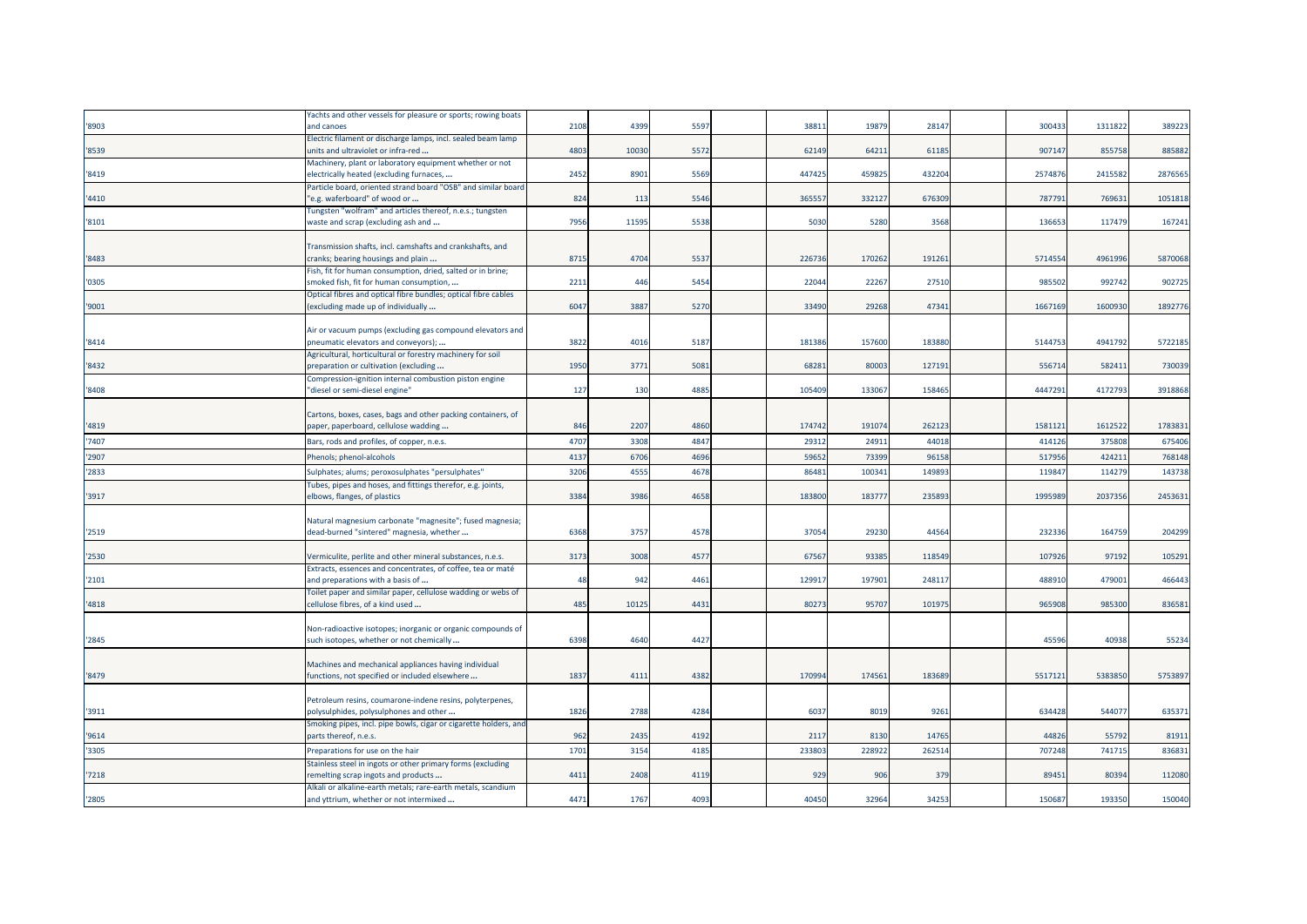| | | | | | | | | | | | | | |
|---|---|---|---|---|---|---|---|---|---|---|---|---|---|
| '8903 | Yachts and other vessels for pleasure or sports; rowing boats and canoes | 2108 | 4399 | 5597 | | 38811 | 19879 | 28147 | | 300433 | 1311822 | 389223 |
| '8539 | Electric filament or discharge lamps, incl. sealed beam lamp units and ultraviolet or infra-red ... | 4803 | 10030 | 5572 | | 62149 | 64211 | 61185 | | 907147 | 855758 | 885882 |
| '8419 | Machinery, plant or laboratory equipment whether or not electrically heated (excluding furnaces, ... | 2452 | 8901 | 5569 | | 447425 | 459825 | 432204 | | 2574876 | 2415582 | 2876565 |
| '4410 | Particle board, oriented strand board "OSB" and similar board "e.g. waferboard" of wood or ... | 824 | 113 | 5546 | | 365557 | 332127 | 676309 | | 787791 | 769631 | 1051818 |
| '8101 | Tungsten "wolfram" and articles thereof, n.e.s.; tungsten waste and scrap (excluding ash and ... | 7956 | 11595 | 5538 | | 5030 | 5280 | 3568 | | 136653 | 117479 | 167241 |
| '8483 | Transmission shafts, incl. camshafts and crankshafts, and cranks; bearing housings and plain ... | 8715 | 4704 | 5537 | | 226736 | 170262 | 191261 | | 5714554 | 4961996 | 5870068 |
| '0305 | Fish, fit for human consumption, dried, salted or in brine; smoked fish, fit for human consumption, ... | 2211 | 446 | 5454 | | 22044 | 22267 | 27510 | | 985502 | 992742 | 902725 |
| '9001 | Optical fibres and optical fibre bundles; optical fibre cables (excluding made up of individually ... | 6047 | 3887 | 5270 | | 33490 | 29268 | 47341 | | 1667169 | 1600930 | 1892776 |
| '8414 | Air or vacuum pumps (excluding gas compound elevators and pneumatic elevators and conveyors); ... | 3822 | 4016 | 5187 | | 181386 | 157600 | 183880 | | 5144753 | 4941792 | 5722185 |
| '8432 | Agricultural, horticultural or forestry machinery for soil preparation or cultivation (excluding ... | 1950 | 3771 | 5081 | | 68281 | 80003 | 127191 | | 556714 | 582411 | 730039 |
| '8408 | Compression-ignition internal combustion piston engine "diesel or semi-diesel engine" | 127 | 130 | 4885 | | 105409 | 133067 | 158465 | | 4447291 | 4172793 | 3918868 |
| '4819 | Cartons, boxes, cases, bags and other packing containers, of paper, paperboard, cellulose wadding ... | 846 | 2207 | 4860 | | 174742 | 191074 | 262123 | | 1581121 | 1612522 | 1783831 |
| '7407 | Bars, rods and profiles, of copper, n.e.s. | 4707 | 3308 | 4847 | | 29312 | 24911 | 44018 | | 414126 | 375808 | 675406 |
| '2907 | Phenols; phenol-alcohols | 4137 | 6706 | 4696 | | 59652 | 73399 | 96158 | | 517956 | 424211 | 768148 |
| '2833 | Sulphates; alums; peroxosulphates "persulphates" | 3206 | 4555 | 4678 | | 86481 | 100341 | 149893 | | 119847 | 114279 | 143738 |
| '3917 | Tubes, pipes and hoses, and fittings therefor, e.g. joints, elbows, flanges, of plastics | 3384 | 3986 | 4658 | | 183800 | 183777 | 235893 | | 1995989 | 2037356 | 2453631 |
| '2519 | Natural magnesium carbonate "magnesite"; fused magnesia; dead-burned "sintered" magnesia, whether ... | 6368 | 3757 | 4578 | | 37054 | 29230 | 44564 | | 232336 | 164759 | 204299 |
| '2530 | Vermiculite, perlite and other mineral substances, n.e.s. | 3173 | 3008 | 4577 | | 67567 | 93385 | 118549 | | 107926 | 97192 | 105291 |
| '2101 | Extracts, essences and concentrates, of coffee, tea or maté and preparations with a basis of ... | 48 | 942 | 4461 | | 129917 | 197901 | 248117 | | 488910 | 479001 | 466443 |
| '4818 | Toilet paper and similar paper, cellulose wadding or webs of cellulose fibres, of a kind used ... | 485 | 10125 | 4431 | | 80273 | 95707 | 101975 | | 965908 | 985300 | 836581 |
| '2845 | Non-radioactive isotopes; inorganic or organic compounds of such isotopes, whether or not chemically ... | 6398 | 4640 | 4427 | | | | | | 45596 | 40938 | 55234 |
| '8479 | Machines and mechanical appliances having individual functions, not specified or included elsewhere ... | 1837 | 4111 | 4382 | | 170994 | 174561 | 183689 | | 5517121 | 5383850 | 5753897 |
| '3911 | Petroleum resins, coumarone-indene resins, polyterpenes, polysulphides, polysulphones and other ... | 1826 | 2788 | 4284 | | 6037 | 8019 | 9261 | | 634428 | 544077 | 635371 |
| '9614 | Smoking pipes, incl. pipe bowls, cigar or cigarette holders, and parts thereof, n.e.s. | 962 | 2435 | 4192 | | 2117 | 8130 | 14765 | | 44826 | 55792 | 81911 |
| '3305 | Preparations for use on the hair | 1701 | 3154 | 4185 | | 233803 | 228922 | 262514 | | 707248 | 741715 | 836831 |
| '7218 | Stainless steel in ingots or other primary forms (excluding remelting scrap ingots and products ... | 4411 | 2408 | 4119 | | 929 | 906 | 379 | | 89451 | 80394 | 112080 |
| '2805 | Alkali or alkaline-earth metals; rare-earth metals, scandium and yttrium, whether or not intermixed ... | 4471 | 1767 | 4093 | | 40450 | 32964 | 34253 | | 150687 | 193350 | 150040 |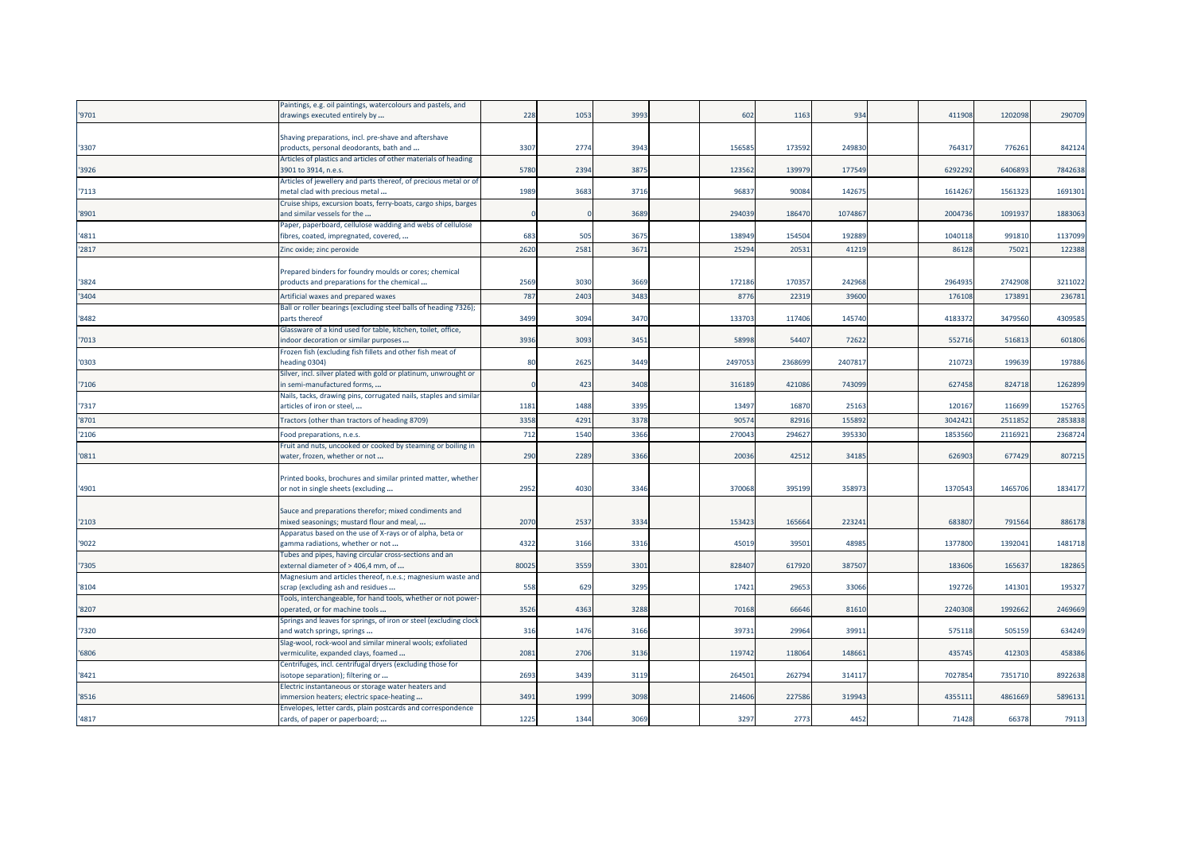| | | | | | | | | | | | | | |
|---|---|---|---|---|---|---|---|---|---|---|---|---|---|
| '9701 | Paintings, e.g. oil paintings, watercolours and pastels, and drawings executed entirely by ... | 228 | 1053 | 3993 | | 602 | 1163 | 934 | | 411908 | 1202098 | 290709 |
| '3307 | Shaving preparations, incl. pre-shave and aftershave products, personal deodorants, bath and ... | 3307 | 2774 | 3943 | | 156585 | 173592 | 249830 | | 764317 | 776261 | 842124 |
| '3926 | Articles of plastics and articles of other materials of heading 3901 to 3914, n.e.s. | 5780 | 2394 | 3875 | | 123562 | 139979 | 177549 | | 6292292 | 6406893 | 7842638 |
| '7113 | Articles of jewellery and parts thereof, of precious metal or of metal clad with precious metal ... | 1989 | 3683 | 3716 | | 96837 | 90084 | 142675 | | 1614267 | 1561323 | 1691301 |
| '8901 | Cruise ships, excursion boats, ferry-boats, cargo ships, barges and similar vessels for the ... | 0 | 0 | 3689 | | 294039 | 186470 | 1074867 | | 2004736 | 1091937 | 1883063 |
| '4811 | Paper, paperboard, cellulose wadding and webs of cellulose fibres, coated, impregnated, covered, ... | 683 | 505 | 3675 | | 138949 | 154504 | 192889 | | 1040118 | 991810 | 1137099 |
| '2817 | Zinc oxide; zinc peroxide | 2620 | 2581 | 3671 | | 25294 | 20531 | 41219 | | 86128 | 75021 | 122388 |
| '3824 | Prepared binders for foundry moulds or cores; chemical products and preparations for the chemical ... | 2569 | 3030 | 3669 | | 172186 | 170357 | 242968 | | 2964935 | 2742908 | 3211022 |
| '3404 | Artificial waxes and prepared waxes | 787 | 2403 | 3483 | | 8776 | 22319 | 39600 | | 176108 | 173891 | 236781 |
| '8482 | Ball or roller bearings (excluding steel balls of heading 7326); parts thereof | 3499 | 3094 | 3470 | | 133703 | 117406 | 145740 | | 4183372 | 3479560 | 4309585 |
| '7013 | Glassware of a kind used for table, kitchen, toilet, office, indoor decoration or similar purposes ... | 3936 | 3093 | 3451 | | 58998 | 54407 | 72622 | | 552716 | 516813 | 601806 |
| '0303 | Frozen fish (excluding fish fillets and other fish meat of heading 0304) | 80 | 2625 | 3449 | | 2497053 | 2368699 | 2407817 | | 210723 | 199639 | 197886 |
| '7106 | Silver, incl. silver plated with gold or platinum, unwrought or in semi-manufactured forms, ... | 0 | 423 | 3408 | | 316189 | 421086 | 743099 | | 627458 | 824718 | 1262899 |
| '7317 | Nails, tacks, drawing pins, corrugated nails, staples and similar articles of iron or steel, ... | 1181 | 1488 | 3395 | | 13497 | 16870 | 25163 | | 120167 | 116699 | 152765 |
| '8701 | Tractors (other than tractors of heading 8709) | 3358 | 4291 | 3378 | | 90574 | 82916 | 155892 | | 3042421 | 2511852 | 2853838 |
| '2106 | Food preparations, n.e.s. | 712 | 1540 | 3366 | | 270043 | 294627 | 395330 | | 1853560 | 2116921 | 2368724 |
| '0811 | Fruit and nuts, uncooked or cooked by steaming or boiling in water, frozen, whether or not ... | 290 | 2289 | 3366 | | 20036 | 42512 | 34185 | | 626903 | 677429 | 807215 |
| '4901 | Printed books, brochures and similar printed matter, whether or not in single sheets (excluding ... | 2952 | 4030 | 3346 | | 370068 | 395199 | 358973 | | 1370543 | 1465706 | 1834177 |
| '2103 | Sauce and preparations therefor; mixed condiments and mixed seasonings; mustard flour and meal, ... | 2070 | 2537 | 3334 | | 153423 | 165664 | 223241 | | 683807 | 791564 | 886178 |
| '9022 | Apparatus based on the use of X-rays or of alpha, beta or gamma radiations, whether or not ... | 4322 | 3166 | 3316 | | 45019 | 39501 | 48985 | | 1377800 | 1392041 | 1481718 |
| '7305 | Tubes and pipes, having circular cross-sections and an external diameter of > 406,4 mm, of ... | 80025 | 3559 | 3301 | | 828407 | 617920 | 387507 | | 183606 | 165637 | 182865 |
| '8104 | Magnesium and articles thereof, n.e.s.; magnesium waste and scrap (excluding ash and residues ... | 558 | 629 | 3295 | | 17421 | 29653 | 33066 | | 192726 | 141301 | 195327 |
| '8207 | Tools, interchangeable, for hand tools, whether or not power-operated, or for machine tools ... | 3526 | 4363 | 3288 | | 70168 | 66646 | 81610 | | 2240308 | 1992662 | 2469669 |
| '7320 | Springs and leaves for springs, of iron or steel (excluding clock and watch springs, springs ... | 316 | 1476 | 3166 | | 39731 | 29964 | 39911 | | 575118 | 505159 | 634249 |
| '6806 | Slag-wool, rock-wool and similar mineral wools; exfoliated vermiculite, expanded clays, foamed ... | 2081 | 2706 | 3136 | | 119742 | 118064 | 148661 | | 435745 | 412303 | 458386 |
| '8421 | Centrifuges, incl. centrifugal dryers (excluding those for isotope separation); filtering or ... | 2693 | 3439 | 3119 | | 264501 | 262794 | 314117 | | 7027854 | 7351710 | 8922638 |
| '8516 | Electric instantaneous or storage water heaters and immersion heaters; electric space-heating ... | 3491 | 1999 | 3098 | | 214606 | 227586 | 319943 | | 4355111 | 4861669 | 5896131 |
| '4817 | Envelopes, letter cards, plain postcards and correspondence cards, of paper or paperboard; ... | 1225 | 1344 | 3069 | | 3297 | 2773 | 4452 | | 71428 | 66378 | 79113 |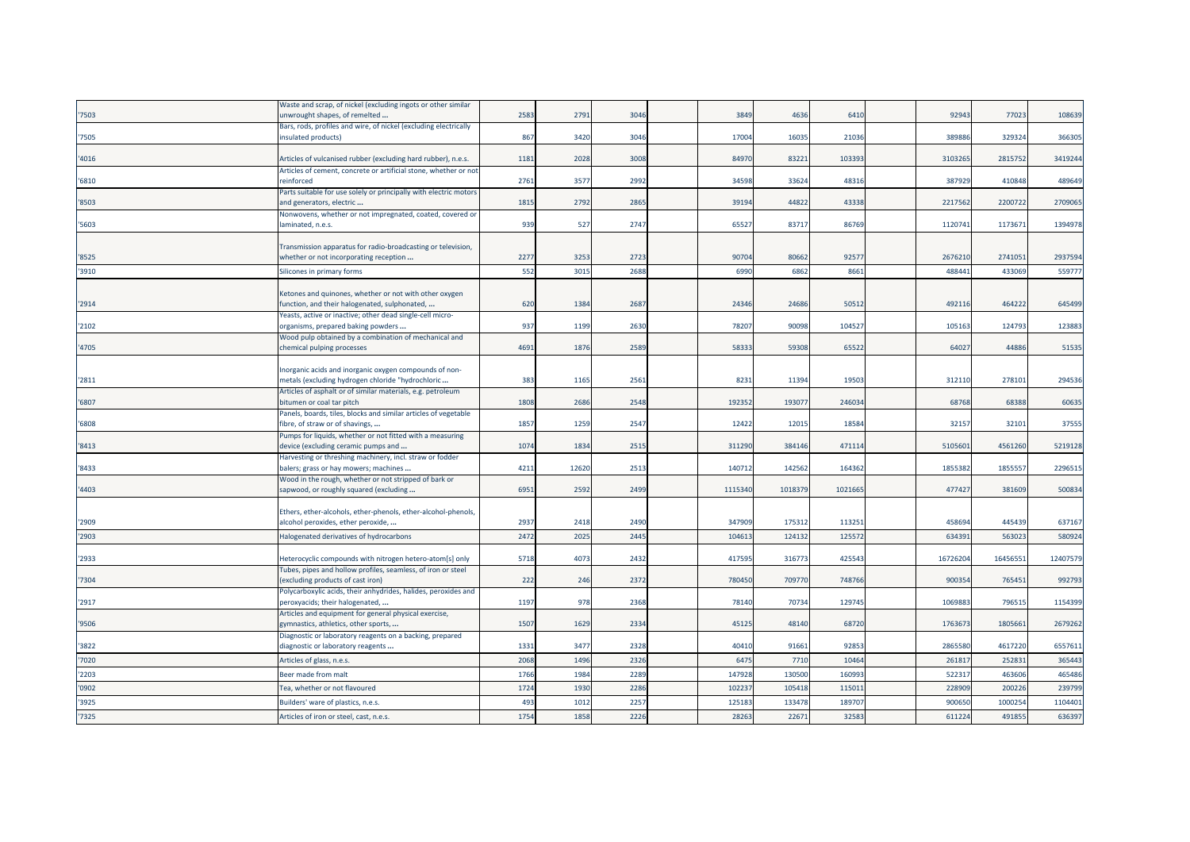| | | | | | | | | | | | | | |
|---|---|---|---|---|---|---|---|---|---|---|---|---|---|
| '7503 | Waste and scrap, of nickel (excluding ingots or other similar unwrought shapes, of remelted ... | 2583 | 2791 | 3046 | | 3849 | 4636 | 6410 | | 92943 | 77023 | 108639 |
| '7505 | Bars, rods, profiles and wire, of nickel (excluding electrically insulated products) | 867 | 3420 | 3046 | | 17004 | 16035 | 21036 | | 389886 | 329324 | 366305 |
| '4016 | Articles of vulcanised rubber (excluding hard rubber), n.e.s. | 1181 | 2028 | 3008 | | 84970 | 83221 | 103393 | | 3103265 | 2815752 | 3419244 |
| '6810 | Articles of cement, concrete or artificial stone, whether or not reinforced | 2761 | 3577 | 2992 | | 34598 | 33624 | 48316 | | 387929 | 410848 | 489649 |
| '8503 | Parts suitable for use solely or principally with electric motors and generators, electric ... | 1815 | 2792 | 2865 | | 39194 | 44822 | 43338 | | 2217562 | 2200722 | 2709065 |
| '5603 | Nonwovens, whether or not impregnated, coated, covered or laminated, n.e.s. | 939 | 527 | 2747 | | 65527 | 83717 | 86769 | | 1120741 | 1173671 | 1394978 |
| '8525 | Transmission apparatus for radio-broadcasting or television, whether or not incorporating reception ... | 2277 | 3253 | 2723 | | 90704 | 80662 | 92577 | | 2676210 | 2741051 | 2937594 |
| '3910 | Silicones in primary forms | 552 | 3015 | 2688 | | 6990 | 6862 | 8661 | | 488441 | 433069 | 559777 |
| '2914 | Ketones and quinones, whether or not with other oxygen function, and their halogenated, sulphonated, ... | 620 | 1384 | 2687 | | 24346 | 24686 | 50512 | | 492116 | 464222 | 645499 |
| '2102 | Yeasts, active or inactive; other dead single-cell micro-organisms, prepared baking powders ... | 937 | 1199 | 2630 | | 78207 | 90098 | 104527 | | 105163 | 124793 | 123883 |
| '4705 | Wood pulp obtained by a combination of mechanical and chemical pulping processes | 4691 | 1876 | 2589 | | 58333 | 59308 | 65522 | | 64027 | 44886 | 51535 |
| '2811 | Inorganic acids and inorganic oxygen compounds of non-metals (excluding hydrogen chloride "hydrochloric ... | 383 | 1165 | 2561 | | 8231 | 11394 | 19503 | | 312110 | 278101 | 294536 |
| '6807 | Articles of asphalt or of similar materials, e.g. petroleum bitumen or coal tar pitch | 1808 | 2686 | 2548 | | 192352 | 193077 | 246034 | | 68768 | 68388 | 60635 |
| '6808 | Panels, boards, tiles, blocks and similar articles of vegetable fibre, of straw or of shavings, ... | 1857 | 1259 | 2547 | | 12422 | 12015 | 18584 | | 32157 | 32101 | 37555 |
| '8413 | Pumps for liquids, whether or not fitted with a measuring device (excluding ceramic pumps and ... | 1074 | 1834 | 2515 | | 311290 | 384146 | 471114 | | 5105601 | 4561260 | 5219128 |
| '8433 | Harvesting or threshing machinery, incl. straw or fodder balers; grass or hay mowers; machines ... | 4211 | 12620 | 2513 | | 140712 | 142562 | 164362 | | 1855382 | 1855557 | 2296515 |
| '4403 | Wood in the rough, whether or not stripped of bark or sapwood, or roughly squared (excluding ... | 6951 | 2592 | 2499 | | 1115340 | 1018379 | 1021665 | | 477427 | 381609 | 500834 |
| '2909 | Ethers, ether-alcohols, ether-phenols, ether-alcohol-phenols, alcohol peroxides, ether peroxide, ... | 2937 | 2418 | 2490 | | 347909 | 175312 | 113251 | | 458694 | 445439 | 637167 |
| '2903 | Halogenated derivatives of hydrocarbons | 2472 | 2025 | 2445 | | 104613 | 124132 | 125572 | | 634391 | 563023 | 580924 |
| '2933 | Heterocyclic compounds with nitrogen hetero-atom[s] only | 5718 | 4073 | 2432 | | 417595 | 316773 | 425543 | | 16726204 | 16456551 | 12407579 |
| '7304 | Tubes, pipes and hollow profiles, seamless, of iron or steel (excluding products of cast iron) | 222 | 246 | 2372 | | 780450 | 709770 | 748766 | | 900354 | 765451 | 992793 |
| '2917 | Polycarboxylic acids, their anhydrides, halides, peroxides and peroxyacids; their halogenated, ... | 1197 | 978 | 2368 | | 78140 | 70734 | 129745 | | 1069883 | 796515 | 1154399 |
| '9506 | Articles and equipment for general physical exercise, gymnastics, athletics, other sports, ... | 1507 | 1629 | 2334 | | 45125 | 48140 | 68720 | | 1763673 | 1805661 | 2679262 |
| '3822 | Diagnostic or laboratory reagents on a backing, prepared diagnostic or laboratory reagents ... | 1331 | 3477 | 2328 | | 40410 | 91661 | 92853 | | 2865580 | 4617220 | 6557611 |
| '7020 | Articles of glass, n.e.s. | 2068 | 1496 | 2326 | | 6475 | 7710 | 10464 | | 261817 | 252831 | 365443 |
| '2203 | Beer made from malt | 1766 | 1984 | 2289 | | 147928 | 130500 | 160993 | | 522317 | 463606 | 465486 |
| '0902 | Tea, whether or not flavoured | 1724 | 1930 | 2286 | | 102237 | 105418 | 115011 | | 228909 | 200226 | 239799 |
| '3925 | Builders' ware of plastics, n.e.s. | 493 | 1012 | 2257 | | 125183 | 133478 | 189707 | | 900650 | 1000254 | 1104401 |
| '7325 | Articles of iron or steel, cast, n.e.s. | 1754 | 1858 | 2226 | | 28263 | 22671 | 32583 | | 611224 | 491855 | 636397 |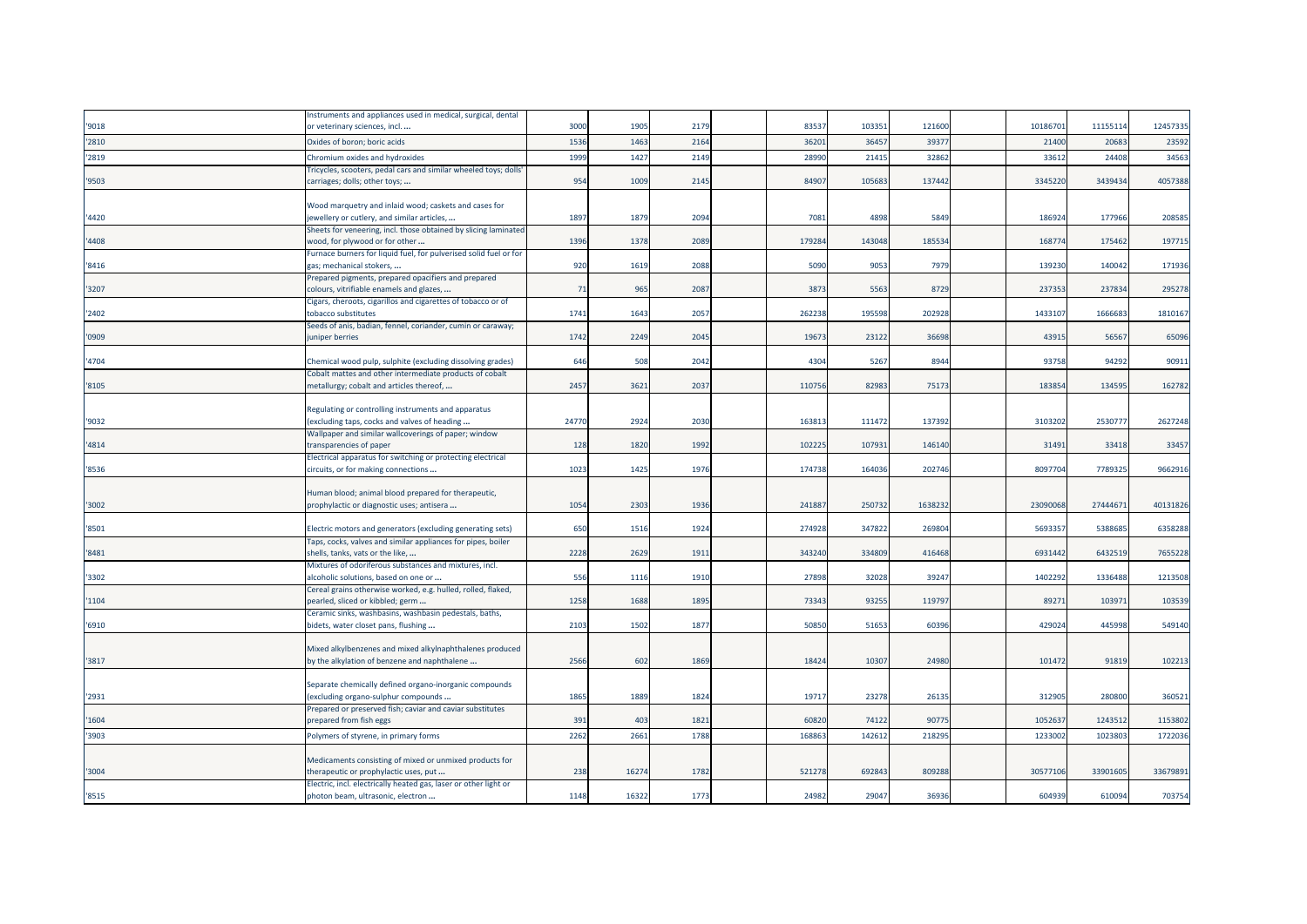| | | | | | | | | | | | | |
|---|---|---|---|---|---|---|---|---|---|---|---|---|
| '9018 | Instruments and appliances used in medical, surgical, dental or veterinary sciences, incl. ... | 3000 | 1905 | 2179 | | 83537 | 103351 | 121600 | | 10186701 | 11155114 | 12457335 |
| '2810 | Oxides of boron; boric acids | 1536 | 1463 | 2164 | | 36201 | 36457 | 39377 | | 21400 | 20683 | 23592 |
| '2819 | Chromium oxides and hydroxides | 1999 | 1427 | 2149 | | 28990 | 21415 | 32862 | | 33612 | 24408 | 34563 |
| '9503 | Tricycles, scooters, pedal cars and similar wheeled toys; dolls' carriages; dolls; other toys; ... | 954 | 1009 | 2145 | | 84907 | 105683 | 137442 | | 3345220 | 3439434 | 4057388 |
| '4420 | Wood marquetry and inlaid wood; caskets and cases for jewellery or cutlery, and similar articles, ... | 1897 | 1879 | 2094 | | 7081 | 4898 | 5849 | | 186924 | 177966 | 208585 |
| '4408 | Sheets for veneering, incl. those obtained by slicing laminated wood, for plywood or for other ... | 1396 | 1378 | 2089 | | 179284 | 143048 | 185534 | | 168774 | 175462 | 197715 |
| '8416 | Furnace burners for liquid fuel, for pulverised solid fuel or for gas; mechanical stokers, ... | 920 | 1619 | 2088 | | 5090 | 9053 | 7979 | | 139230 | 140042 | 171936 |
| '3207 | Prepared pigments, prepared opacifiers and prepared colours, vitrifiable enamels and glazes, ... | 71 | 965 | 2087 | | 3873 | 5563 | 8729 | | 237353 | 237834 | 295278 |
| '2402 | Cigars, cheroots, cigarillos and cigarettes of tobacco or of tobacco substitutes | 1741 | 1643 | 2057 | | 262238 | 195598 | 202928 | | 1433107 | 1666683 | 1810167 |
| '0909 | Seeds of anis, badian, fennel, coriander, cumin or caraway; juniper berries | 1742 | 2249 | 2045 | | 19673 | 23122 | 36698 | | 43915 | 56567 | 65096 |
| '4704 | Chemical wood pulp, sulphite (excluding dissolving grades) | 646 | 508 | 2042 | | 4304 | 5267 | 8944 | | 93758 | 94292 | 90911 |
| '8105 | Cobalt mattes and other intermediate products of cobalt metallurgy; cobalt and articles thereof, ... | 2457 | 3621 | 2037 | | 110756 | 82983 | 75173 | | 183854 | 134595 | 162782 |
| '9032 | Regulating or controlling instruments and apparatus (excluding taps, cocks and valves of heading ... | 24770 | 2924 | 2030 | | 163813 | 111472 | 137392 | | 3103202 | 2530777 | 2627248 |
| '4814 | Wallpaper and similar wallcoverings of paper; window transparencies of paper | 128 | 1820 | 1992 | | 102225 | 107931 | 146140 | | 31491 | 33418 | 33457 |
| '8536 | Electrical apparatus for switching or protecting electrical circuits, or for making connections ... | 1023 | 1425 | 1976 | | 174738 | 164036 | 202746 | | 8097704 | 7789325 | 9662916 |
| '3002 | Human blood; animal blood prepared for therapeutic, prophylactic or diagnostic uses; antisera ... | 1054 | 2303 | 1936 | | 241887 | 250732 | 1638232 | | 23090068 | 27444671 | 40131826 |
| '8501 | Electric motors and generators (excluding generating sets) | 650 | 1516 | 1924 | | 274928 | 347822 | 269804 | | 5693357 | 5388685 | 6358288 |
| '8481 | Taps, cocks, valves and similar appliances for pipes, boiler shells, tanks, vats or the like, ... | 2228 | 2629 | 1911 | | 343240 | 334809 | 416468 | | 6931442 | 6432519 | 7655228 |
| '3302 | Mixtures of odoriferous substances and mixtures, incl. alcoholic solutions, based on one or ... | 556 | 1116 | 1910 | | 27898 | 32028 | 39247 | | 1402292 | 1336488 | 1213508 |
| '1104 | Cereal grains otherwise worked, e.g. hulled, rolled, flaked, pearled, sliced or kibbled; germ ... | 1258 | 1688 | 1895 | | 73343 | 93255 | 119797 | | 89271 | 103971 | 103539 |
| '6910 | Ceramic sinks, washbasins, washbasin pedestals, baths, bidets, water closet pans, flushing ... | 2103 | 1502 | 1877 | | 50850 | 51653 | 60396 | | 429024 | 445998 | 549140 |
| '3817 | Mixed alkylbenzenes and mixed alkylnaphthalenes produced by the alkylation of benzene and naphthalene ... | 2566 | 602 | 1869 | | 18424 | 10307 | 24980 | | 101472 | 91819 | 102213 |
| '2931 | Separate chemically defined organo-inorganic compounds (excluding organo-sulphur compounds ... | 1865 | 1889 | 1824 | | 19717 | 23278 | 26135 | | 312905 | 280800 | 360521 |
| '1604 | Prepared or preserved fish; caviar and caviar substitutes prepared from fish eggs | 391 | 403 | 1821 | | 60820 | 74122 | 90775 | | 1052637 | 1243512 | 1153802 |
| '3903 | Polymers of styrene, in primary forms | 2262 | 2661 | 1788 | | 168863 | 142612 | 218295 | | 1233002 | 1023803 | 1722036 |
| '3004 | Medicaments consisting of mixed or unmixed products for therapeutic or prophylactic uses, put ... | 238 | 16274 | 1782 | | 521278 | 692843 | 809288 | | 30577106 | 33901605 | 33679891 |
| '8515 | Electric, incl. electrically heated gas, laser or other light or photon beam, ultrasonic, electron ... | 1148 | 16322 | 1773 | | 24982 | 29047 | 36936 | | 604939 | 610094 | 703754 |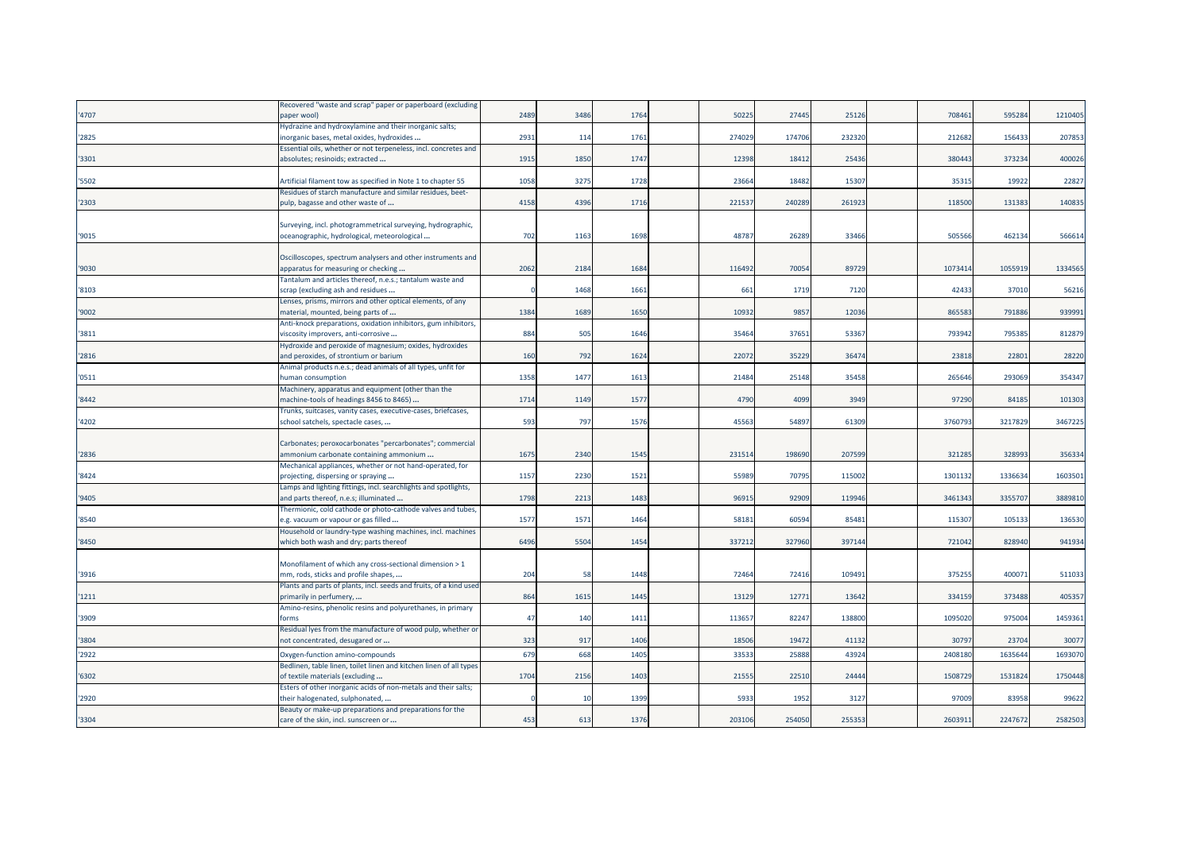| | | | | | | | | | | | | | |
|---|---|---|---|---|---|---|---|---|---|---|---|---|---|
| '4707 | Recovered "waste and scrap" paper or paperboard (excluding paper wool) | 2489 | 3486 | 1764 | | 50225 | 27445 | 25126 | | 708461 | 595284 | 1210405 |
| '2825 | Hydrazine and hydroxylamine and their inorganic salts; inorganic bases, metal oxides, hydroxides ... | 2931 | 114 | 1761 | | 274029 | 174706 | 232320 | | 212682 | 156433 | 207853 |
| '3301 | Essential oils, whether or not terpeneless, incl. concretes and absolutes; resinoids; extracted ... | 1915 | 1850 | 1747 | | 12398 | 18412 | 25436 | | 380443 | 373234 | 400026 |
| '5502 | Artificial filament tow as specified in Note 1 to chapter 55 | 1058 | 3275 | 1728 | | 23664 | 18482 | 15307 | | 35315 | 19922 | 22827 |
| '2303 | Residues of starch manufacture and similar residues, beet-pulp, bagasse and other waste of ... | 4158 | 4396 | 1716 | | 221537 | 240289 | 261923 | | 118500 | 131383 | 140835 |
| '9015 | Surveying, incl. photogrammetrical surveying, hydrographic, oceanographic, hydrological, meteorological ... | 702 | 1163 | 1698 | | 48787 | 26289 | 33466 | | 505566 | 462134 | 566614 |
| '9030 | Oscilloscopes, spectrum analysers and other instruments and apparatus for measuring or checking ... | 2062 | 2184 | 1684 | | 116492 | 70054 | 89729 | | 1073414 | 1055919 | 1334565 |
| '8103 | Tantalum and articles thereof, n.e.s.; tantalum waste and scrap (excluding ash and residues ... | 0 | 1468 | 1661 | | 661 | 1719 | 7120 | | 42433 | 37010 | 56216 |
| '9002 | Lenses, prisms, mirrors and other optical elements, of any material, mounted, being parts of ... | 1384 | 1689 | 1650 | | 10932 | 9857 | 12036 | | 865583 | 791886 | 939991 |
| '3811 | Anti-knock preparations, oxidation inhibitors, gum inhibitors, viscosity improvers, anti-corrosive ... | 884 | 505 | 1646 | | 35464 | 37651 | 53367 | | 793942 | 795385 | 812879 |
| '2816 | Hydroxide and peroxide of magnesium; oxides, hydroxides and peroxides, of strontium or barium | 160 | 792 | 1624 | | 22072 | 35229 | 36474 | | 23818 | 22801 | 28220 |
| '0511 | Animal products n.e.s.; dead animals of all types, unfit for human consumption | 1358 | 1477 | 1613 | | 21484 | 25148 | 35458 | | 265646 | 293069 | 354347 |
| '8442 | Machinery, apparatus and equipment (other than the machine-tools of headings 8456 to 8465) ... | 1714 | 1149 | 1577 | | 4790 | 4099 | 3949 | | 97290 | 84185 | 101303 |
| '4202 | Trunks, suitcases, vanity cases, executive-cases, briefcases, school satchels, spectacle cases, ... | 593 | 797 | 1576 | | 45563 | 54897 | 61309 | | 3760793 | 3217829 | 3467225 |
| '2836 | Carbonates; peroxocarbonates "percarbonates"; commercial ammonium carbonate containing ammonium ... | 1675 | 2340 | 1545 | | 231514 | 198690 | 207599 | | 321285 | 328993 | 356334 |
| '8424 | Mechanical appliances, whether or not hand-operated, for projecting, dispersing or spraying ... | 1157 | 2230 | 1521 | | 55989 | 70795 | 115002 | | 1301132 | 1336634 | 1603501 |
| '9405 | Lamps and lighting fittings, incl. searchlights and spotlights, and parts thereof, n.e.s; illuminated ... | 1798 | 2213 | 1483 | | 96915 | 92909 | 119946 | | 3461343 | 3355707 | 3889810 |
| '8540 | Thermionic, cold cathode or photo-cathode valves and tubes, e.g. vacuum or vapour or gas filled ... | 1577 | 1571 | 1464 | | 58181 | 60594 | 85481 | | 115307 | 105133 | 136530 |
| '8450 | Household or laundry-type washing machines, incl. machines which both wash and dry; parts thereof | 6496 | 5504 | 1454 | | 337212 | 327960 | 397144 | | 721042 | 828940 | 941934 |
| '3916 | Monofilament of which any cross-sectional dimension > 1 mm, rods, sticks and profile shapes, ... | 204 | 58 | 1448 | | 72464 | 72416 | 109491 | | 375255 | 400071 | 511033 |
| '1211 | Plants and parts of plants, incl. seeds and fruits, of a kind used primarily in perfumery, ... | 864 | 1615 | 1445 | | 13129 | 12771 | 13642 | | 334159 | 373488 | 405357 |
| '3909 | Amino-resins, phenolic resins and polyurethanes, in primary forms | 47 | 140 | 1411 | | 113657 | 82247 | 138800 | | 1095020 | 975004 | 1459361 |
| '3804 | Residual lyes from the manufacture of wood pulp, whether or not concentrated, desugared or ... | 323 | 917 | 1406 | | 18506 | 19472 | 41132 | | 30797 | 23704 | 30077 |
| '2922 | Oxygen-function amino-compounds | 679 | 668 | 1405 | | 33533 | 25888 | 43924 | | 2408180 | 1635644 | 1693070 |
| '6302 | Bedlinen, table linen, toilet linen and kitchen linen of all types of textile materials (excluding ... | 1704 | 2156 | 1403 | | 21555 | 22510 | 24444 | | 1508729 | 1531824 | 1750448 |
| '2920 | Esters of other inorganic acids of non-metals and their salts; their halogenated, sulphonated, ... | 0 | 10 | 1399 | | 5933 | 1952 | 3127 | | 97009 | 83958 | 99622 |
| '3304 | Beauty or make-up preparations and preparations for the care of the skin, incl. sunscreen or ... | 453 | 613 | 1376 | | 203106 | 254050 | 255353 | | 2603911 | 2247672 | 2582503 |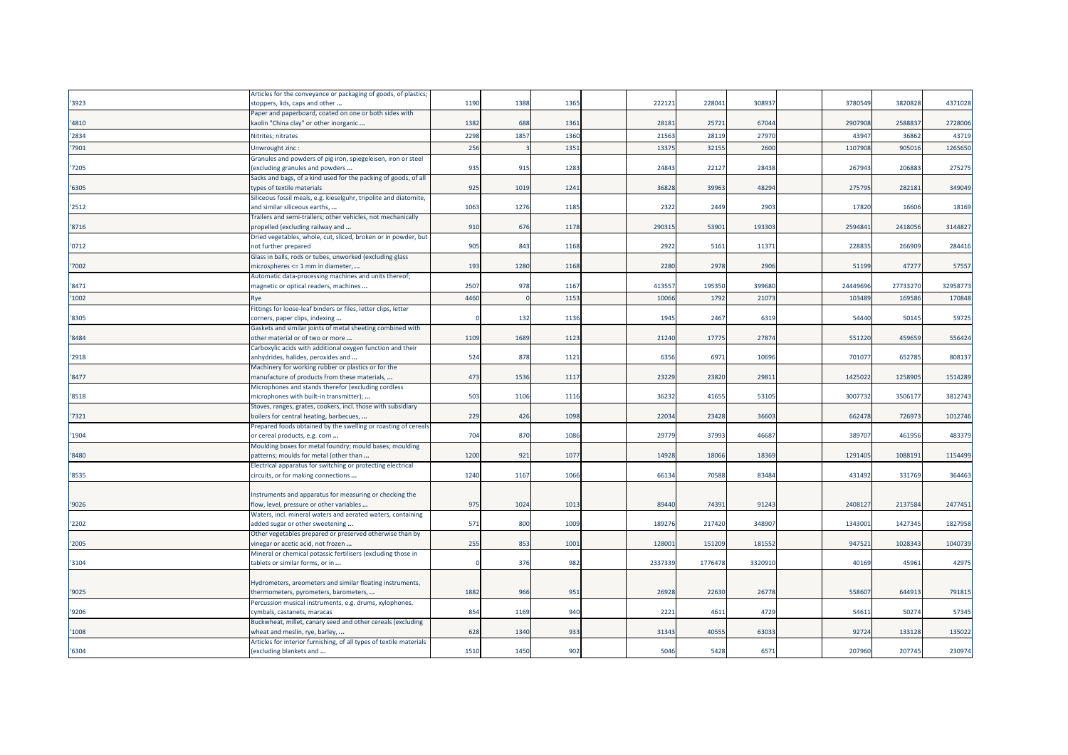| | | | | | | | | | | | | | |
|---|---|---|---|---|---|---|---|---|---|---|---|---|---|
| '3923 | Articles for the conveyance or packaging of goods, of plastics; stoppers, lids, caps and other ... | 1190 | 1388 | 1365 | | 222121 | 228041 | 308937 | | 3780549 | 3820828 | 4371028 |
| '4810 | Paper and paperboard, coated on one or both sides with kaolin "China clay" or other inorganic ... | 1382 | 688 | 1361 | | 28181 | 25721 | 67044 | | 2907908 | 2588837 | 2728006 |
| '2834 | Nitrites; nitrates | 2298 | 1857 | 1360 | | 21563 | 28119 | 27970 | | 43947 | 36862 | 43719 |
| '7901 | Unwrought zinc : | 256 | 3 | 1351 | | 13375 | 32155 | 2600 | | 1107908 | 905016 | 1265650 |
| '7205 | Granules and powders of pig iron, spiegeleisen, iron or steel (excluding granules and powders ... | 935 | 915 | 1283 | | 24843 | 22127 | 28438 | | 267943 | 206883 | 275275 |
| '6305 | Sacks and bags, of a kind used for the packing of goods, of all types of textile materials | 925 | 1019 | 1241 | | 36828 | 39963 | 48294 | | 275795 | 282181 | 349049 |
| '2512 | Siliceous fossil meals, e.g. kieselguhr, tripolite and diatomite, and similar siliceous earths, ... | 1063 | 1276 | 1185 | | 2322 | 2449 | 2903 | | 17820 | 16606 | 18169 |
| '8716 | Trailers and semi-trailers; other vehicles, not mechanically propelled (excluding railway and ... | 910 | 676 | 1178 | | 290315 | 53901 | 193303 | | 2594841 | 2418056 | 3144827 |
| '0712 | Dried vegetables, whole, cut, sliced, broken or in powder, but not further prepared | 905 | 843 | 1168 | | 2922 | 5161 | 11371 | | 228835 | 266909 | 284416 |
| '7002 | Glass in balls, rods or tubes, unworked (excluding glass microspheres <= 1 mm in diameter, ... | 193 | 1280 | 1168 | | 2280 | 2978 | 2906 | | 51199 | 47277 | 57557 |
| '8471 | Automatic data-processing machines and units thereof; magnetic or optical readers, machines ... | 2507 | 978 | 1167 | | 413557 | 195350 | 399680 | | 24449696 | 27733270 | 32958773 |
| '1002 | Rye | 4460 | 0 | 1153 | | 10066 | 1792 | 21073 | | 103489 | 169586 | 170848 |
| '8305 | Fittings for loose-leaf binders or files, letter clips, letter corners, paper clips, indexing ... | 0 | 132 | 1136 | | 1945 | 2467 | 6319 | | 54440 | 50145 | 59725 |
| '8484 | Gaskets and similar joints of metal sheeting combined with other material or of two or more ... | 1109 | 1689 | 1123 | | 21240 | 17775 | 27874 | | 551220 | 459659 | 556424 |
| '2918 | Carboxylic acids with additional oxygen function and their anhydrides, halides, peroxides and ... | 524 | 878 | 1121 | | 6356 | 6971 | 10696 | | 701077 | 652785 | 808137 |
| '8477 | Machinery for working rubber or plastics or for the manufacture of products from these materials, ... | 473 | 1536 | 1117 | | 23229 | 23820 | 29811 | | 1425022 | 1258905 | 1514289 |
| '8518 | Microphones and stands therefor (excluding cordless microphones with built-in transmitter); ... | 503 | 1106 | 1116 | | 36232 | 41655 | 53105 | | 3007732 | 3506177 | 3812743 |
| '7321 | Stoves, ranges, grates, cookers, incl. those with subsidiary boilers for central heating, barbecues, ... | 229 | 426 | 1098 | | 22034 | 23428 | 36603 | | 662478 | 726973 | 1012746 |
| '1904 | Prepared foods obtained by the swelling or roasting of cereals or cereal products, e.g. corn ... | 704 | 870 | 1086 | | 29779 | 37993 | 46687 | | 389707 | 461956 | 483379 |
| '8480 | Moulding boxes for metal foundry; mould bases; moulding patterns; moulds for metal (other than ... | 1200 | 921 | 1077 | | 14928 | 18066 | 18369 | | 1291405 | 1088191 | 1154499 |
| '8535 | Electrical apparatus for switching or protecting electrical circuits, or for making connections ... | 1240 | 1167 | 1066 | | 66134 | 70588 | 83484 | | 431492 | 331769 | 364463 |
| '9026 | Instruments and apparatus for measuring or checking the flow, level, pressure or other variables ... | 975 | 1024 | 1013 | | 89440 | 74391 | 91243 | | 2408127 | 2137584 | 2477451 |
| '2202 | Waters, incl. mineral waters and aerated waters, containing added sugar or other sweetening ... | 571 | 800 | 1009 | | 189276 | 217420 | 348907 | | 1343001 | 1427345 | 1827958 |
| '2005 | Other vegetables prepared or preserved otherwise than by vinegar or acetic acid, not frozen ... | 255 | 853 | 1001 | | 128001 | 151209 | 181552 | | 947521 | 1028343 | 1040739 |
| '3104 | Mineral or chemical potassic fertilisers (excluding those in tablets or similar forms, or in ... | 0 | 376 | 982 | | 2337339 | 1776478 | 3320910 | | 40169 | 45961 | 42975 |
| '9025 | Hydrometers, areometers and similar floating instruments, thermometers, pyrometers, barometers, ... | 1882 | 966 | 951 | | 26928 | 22630 | 26778 | | 558607 | 644913 | 791815 |
| '9206 | Percussion musical instruments, e.g. drums, xylophones, cymbals, castanets, maracas | 854 | 1169 | 940 | | 2221 | 4611 | 4729 | | 54611 | 50274 | 57345 |
| '1008 | Buckwheat, millet, canary seed and other cereals (excluding wheat and meslin, rye, barley, ... | 628 | 1340 | 933 | | 31343 | 40555 | 63033 | | 92724 | 133128 | 135022 |
| '6304 | Articles for interior furnishing, of all types of textile materials (excluding blankets and ... | 1510 | 1450 | 902 | | 5046 | 5428 | 6571 | | 207960 | 207745 | 230974 |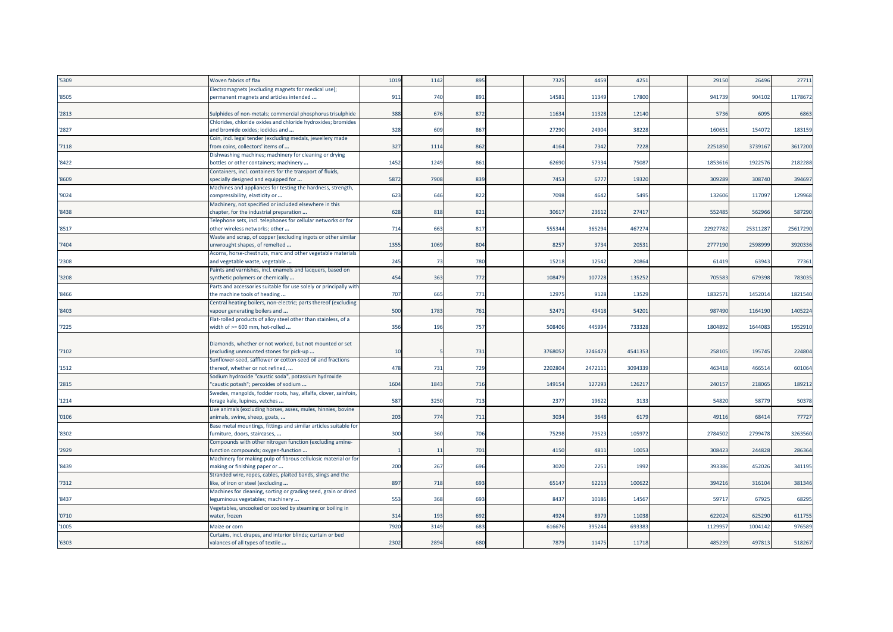| | | | | | | | | | | | | |
|---|---|---|---|---|---|---|---|---|---|---|---|---|
| '5309 | Woven fabrics of flax | 1019 | 1142 | 895 | | 7325 | 4459 | 4251 | | 29150 | 26496 | 27711 |
| '8505 | Electromagnets (excluding magnets for medical use); permanent magnets and articles intended ... | 911 | 740 | 891 | | 14581 | 11349 | 17800 | | 941739 | 904102 | 1178672 |
| '2813 | Sulphides of non-metals; commercial phosphorus trisulphide | 388 | 676 | 872 | | 11634 | 11328 | 12140 | | 5736 | 6095 | 6863 |
| '2827 | Chlorides, chloride oxides and chloride hydroxides; bromides and bromide oxides; iodides and ... | 328 | 609 | 867 | | 27290 | 24904 | 38228 | | 160651 | 154072 | 183159 |
| '7118 | Coin, incl. legal tender (excluding medals, jewellery made from coins, collectors' items of ... | 327 | 1114 | 862 | | 4164 | 7342 | 7228 | | 2251850 | 3739167 | 3617200 |
| '8422 | Dishwashing machines; machinery for cleaning or drying bottles or other containers; machinery ... | 1452 | 1249 | 861 | | 62690 | 57334 | 75087 | | 1853616 | 1922576 | 2182288 |
| '8609 | Containers, incl. containers for the transport of fluids, specially designed and equipped for ... | 5872 | 7908 | 839 | | 7453 | 6777 | 19320 | | 309289 | 308740 | 394697 |
| '9024 | Machines and appliances for testing the hardness, strength, compressibility, elasticity or ... | 623 | 646 | 822 | | 7098 | 4642 | 5495 | | 132606 | 117097 | 129968 |
| '8438 | Machinery, not specified or included elsewhere in this chapter, for the industrial preparation ... | 628 | 818 | 821 | | 30617 | 23612 | 27417 | | 552485 | 562966 | 587290 |
| '8517 | Telephone sets, incl. telephones for cellular networks or for other wireless networks; other ... | 714 | 663 | 817 | | 555344 | 365294 | 467274 | | 22927782 | 25311287 | 25617290 |
| '7404 | Waste and scrap, of copper (excluding ingots or other similar unwrought shapes, of remelted ... | 1355 | 1069 | 804 | | 8257 | 3734 | 20531 | | 2777190 | 2598999 | 3920336 |
| '2308 | Acorns, horse-chestnuts, marc and other vegetable materials and vegetable waste, vegetable ... | 245 | 73 | 780 | | 15218 | 12542 | 20864 | | 61419 | 63943 | 77361 |
| '3208 | Paints and varnishes, incl. enamels and lacquers, based on synthetic polymers or chemically ... | 454 | 363 | 772 | | 108479 | 107728 | 135252 | | 705583 | 679398 | 783035 |
| '8466 | Parts and accessories suitable for use solely or principally with the machine tools of heading ... | 707 | 665 | 771 | | 12975 | 9128 | 13529 | | 1832571 | 1452014 | 1821540 |
| '8403 | Central heating boilers, non-electric; parts thereof (excluding vapour generating boilers and ... | 500 | 1783 | 761 | | 52471 | 43418 | 54201 | | 987490 | 1164190 | 1405224 |
| '7225 | Flat-rolled products of alloy steel other than stainless, of a width of >= 600 mm, hot-rolled ... | 356 | 196 | 757 | | 508406 | 445994 | 733328 | | 1804892 | 1644083 | 1952910 |
| '7102 | Diamonds, whether or not worked, but not mounted or set (excluding unmounted stones for pick-up ... | 10 | 5 | 731 | | 3768052 | 3246473 | 4541353 | | 258105 | 195745 | 224804 |
| '1512 | Sunflower-seed, safflower or cotton-seed oil and fractions thereof, whether or not refined, ... | 478 | 731 | 729 | | 2202804 | 2472111 | 3094339 | | 463418 | 466514 | 601064 |
| '2815 | Sodium hydroxide "caustic soda", potassium hydroxide "caustic potash"; peroxides of sodium ... | 1604 | 1843 | 716 | | 149154 | 127293 | 126217 | | 240157 | 218065 | 189212 |
| '1214 | Swedes, mangolds, fodder roots, hay, alfalfa, clover, sainfoin, forage kale, lupines, vetches ... | 587 | 3250 | 713 | | 2377 | 19622 | 3133 | | 54820 | 58779 | 50378 |
| '0106 | Live animals (excluding horses, asses, mules, hinnies, bovine animals, swine, sheep, goats, ... | 203 | 774 | 711 | | 3034 | 3648 | 6179 | | 49116 | 68414 | 77727 |
| '8302 | Base metal mountings, fittings and similar articles suitable for furniture, doors, staircases, ... | 300 | 360 | 706 | | 75298 | 79523 | 105972 | | 2784502 | 2799478 | 3263560 |
| '2929 | Compounds with other nitrogen function (excluding amine-function compounds; oxygen-function ... | 1 | 11 | 701 | | 4150 | 4811 | 10053 | | 308423 | 244828 | 286364 |
| '8439 | Machinery for making pulp of fibrous cellulosic material or for making or finishing paper or ... | 200 | 267 | 696 | | 3020 | 2251 | 1992 | | 393386 | 452026 | 341195 |
| '7312 | Stranded wire, ropes, cables, plaited bands, slings and the like, of iron or steel (excluding ... | 897 | 718 | 693 | | 65147 | 62213 | 100622 | | 394216 | 316104 | 381346 |
| '8437 | Machines for cleaning, sorting or grading seed, grain or dried leguminous vegetables; machinery ... | 553 | 368 | 693 | | 8437 | 10186 | 14567 | | 59717 | 67925 | 68295 |
| '0710 | Vegetables, uncooked or cooked by steaming or boiling in water, frozen | 314 | 193 | 692 | | 4924 | 8979 | 11038 | | 622024 | 625290 | 611755 |
| '1005 | Maize or corn | 7920 | 3149 | 683 | | 616676 | 395244 | 693383 | | 1129957 | 1004142 | 976589 |
| '6303 | Curtains, incl. drapes, and interior blinds; curtain or bed valances of all types of textile ... | 2302 | 2894 | 680 | | 7879 | 11475 | 11718 | | 485239 | 497813 | 518267 |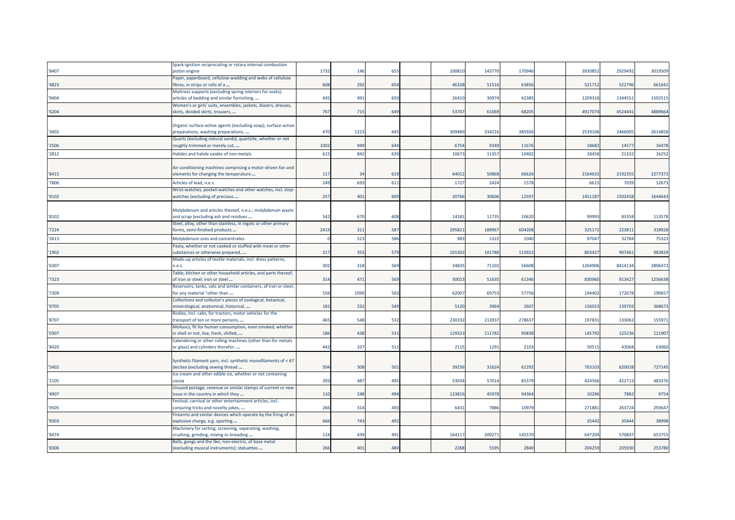| | | | | | | | | | | | | | |
|---|---|---|---|---|---|---|---|---|---|---|---|---|---|
| '8407 | Spark-ignition reciprocating or rotary internal combustion piston engine | 1732 | 146 | 655 | | 100810 | 143770 | 170946 | | 3930852 | 2929492 | 3019509 |
| '4823 | Paper, paperboard, cellulose wadding and webs of cellulose fibres, in strips or rolls of a ... | 608 | 292 | 654 | | 46108 | 51516 | 63856 | | 521712 | 522796 | 661641 |
| '9404 | Mattress supports (excluding spring interiors for seats); articles of bedding and similar furnishing, ... | 445 | 491 | 650 | | 26410 | 30974 | 42385 | | 1209318 | 1344551 | 1502515 |
| '6204 | Women's or girls' suits, ensembles, jackets, blazers, dresses, skirts, divided skirts, trousers, ... | 767 | 715 | 649 | | 53707 | 61069 | 68205 | | 4917074 | 4524441 | 4889664 |
| '3402 | Organic surface-active agents (excluding soap); surface-active preparations, washing preparations, ... | 470 | 1223 | 645 | | 309489 | 334216 | 385926 | | 2539106 | 2466005 | 2614858 |
| '2506 | Quartz (excluding natural sands); quartzite, whether or not roughly trimmed or merely cut, ... | 1002 | 949 | 644 | | 6754 | 9349 | 11676 | | 18682 | 14577 | 16478 |
| '2812 | Halides and halide oxides of non-metals | 615 | 842 | 630 | | 10673 | 11357 | 10402 | | 18458 | 21332 | 16252 |
| '8415 | Air conditioning machines comprising a motor-driven fan and elements for changing the temperature ... | 117 | 34 | 619 | | 64012 | 50868 | 66626 | | 2164632 | 2192355 | 2277372 |
| '7806 | Articles of lead, n.e.s. | 249 | 693 | 611 | | 1727 | 2424 | 1578 | | 6615 | 7039 | 12673 |
| '9102 | Wrist-watches, pocket-watches and other watches, incl. stop-watches (excluding of precious ... | 257 | 401 | 609 | | 20766 | 30606 | 12597 | | 1451187 | 1502458 | 1644643 |
| '8102 | Molybdenum and articles thereof, n.e.s.; molybdenum waste and scrap (excluding ash and residues ... | 542 | 670 | 608 | | 14181 | 11735 | 10620 | | 99993 | 83358 | 113578 |
| '7224 | Steel, alloy, other than stainless, in ingots or other primary forms, semi-finished products ... | 2419 | 311 | 587 | | 295821 | 189967 | 604208 | | 325172 | 223811 | 318928 |
| '2613 | Molybdenum ores and concentrates | 0 | 523 | 586 | | 983 | 1322 | 1040 | | 97047 | 32784 | 75323 |
| '1902 | Pasta, whether or not cooked or stuffed with meat or other substances or otherwise prepared, ... | 317 | 353 | 579 | | 101502 | 101780 | 113922 | | 803427 | 907461 | 983829 |
| '6307 | Made-up articles of textile materials, incl. dress patterns, n.e.s. | 302 | 318 | 569 | | 34835 | 71102 | 56608 | | 1264906 | 8414134 | 2806472 |
| '7323 | Table, kitchen or other household articles, and parts thereof, of iron or steel; iron or steel ... | 314 | 471 | 569 | | 50023 | 51635 | 61346 | | 830960 | 913427 | 1256638 |
| '7309 | Reservoirs, tanks, vats and similar containers, of iron or steel, for any material "other than ... | 556 | 1090 | 563 | | 62007 | 69753 | 57756 | | 194402 | 172678 | 190657 |
| '9705 | Collections and collector's pieces of zoological, botanical, mineralogical, anatomical, historical, ... | 181 | 232 | 549 | | 5120 | 3964 | 2607 | | 156023 | 139703 | 368673 |
| '8707 | Bodies, incl. cabs, for tractors, motor vehicles for the transport of ten or more persons, ... | 465 | 548 | 532 | | 230192 | 213937 | 278637 | | 197831 | 133062 | 155971 |
| '0307 | Molluscs, fit for human consumption, even smoked, whether in shell or not, live, fresh, chilled, ... | 186 | 438 | 531 | | 129323 | 111782 | 90838 | | 145792 | 125236 | 121907 |
| '8420 | Calendering or other rolling machines (other than for metals or glass) and cylinders therefor; ... | 442 | 337 | 511 | | 2115 | 1291 | 2103 | | 50515 | 43068 | 63060 |
| '5402 | Synthetic filament yarn, incl. synthetic monofilaments of < 67 decitex (excluding sewing thread ... | 504 | 308 | 501 | | 39256 | 31624 | 62292 | | 763103 | 620028 | 727145 |
| '2105 | Ice cream and other edible ice, whether or not containing cocoa | 293 | 487 | 495 | | 53034 | 57014 | 85379 | | 424566 | 422713 | 483376 |
| '4907 | Unused postage, revenue or similar stamps of current or new issue in the country in which they ... | 110 | 248 | 494 | | 123816 | 45978 | 94364 | | 10296 | 7882 | 9754 |
| '9505 | Festival, carnival or other entertainment articles, incl. conjuring tricks and novelty jokes, ... | 266 | 314 | 493 | | 6431 | 7886 | 10979 | | 271881 | 263724 | 293647 |
| '9303 | Firearms and similar devices which operate by the firing of an explosive charge, e.g. sporting ... | 666 | 743 | 492 | | | | | | 35442 | 35444 | 38998 |
| '8474 | Machinery for sorting, screening, separating, washing, crushing, grinding, mixing or kneading ... | 114 | 439 | 491 | | 164117 | 200271 | 145570 | | 647204 | 570847 | 653755 |
| '8306 | Bells, gongs and the like, non-electric, of base metal (excluding musical instruments); statuettes ... | 266 | 401 | 480 | | 2268 | 5595 | 2840 | | 204259 | 205930 | 253780 |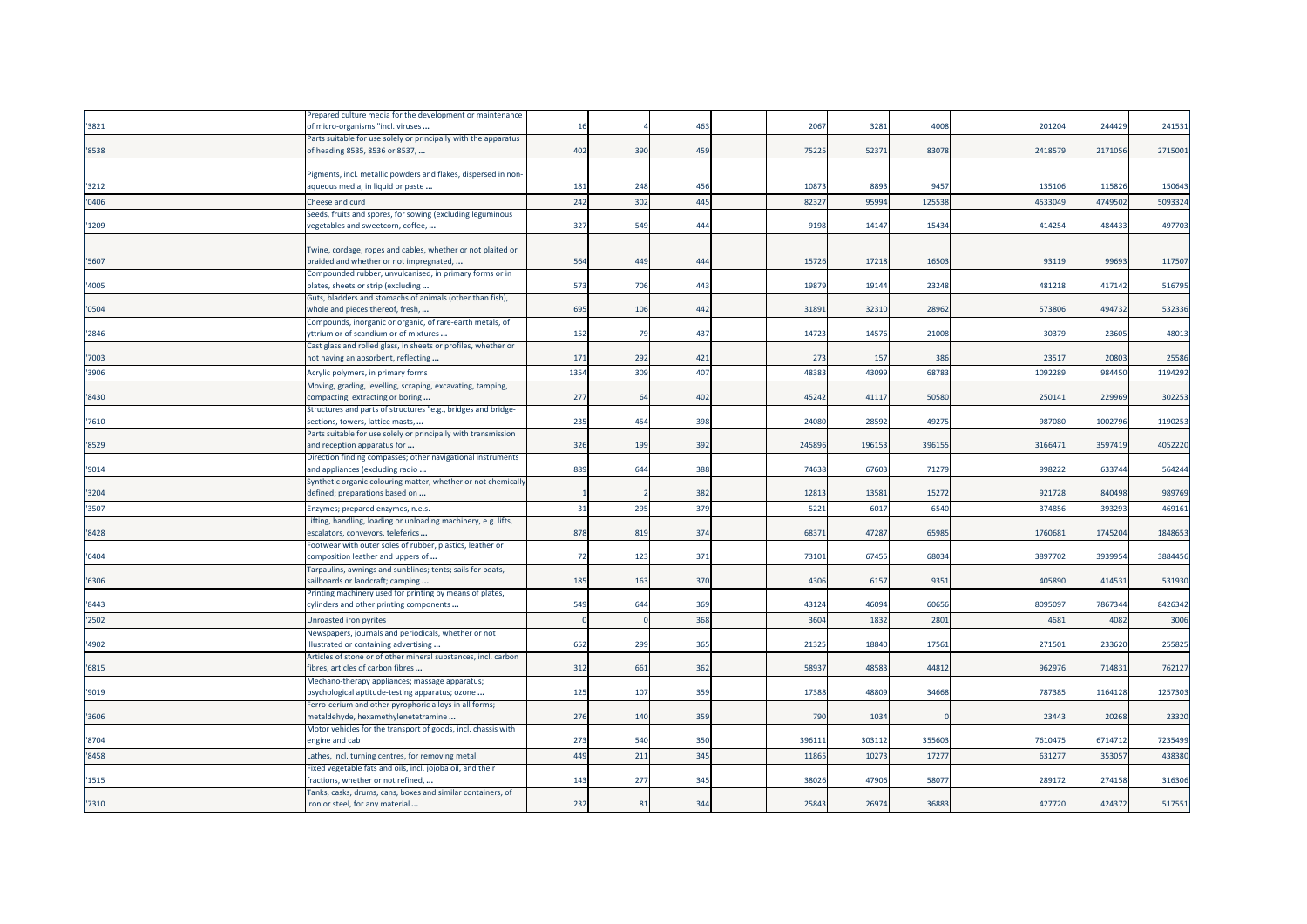| | | | | | | | | | | | | |
|---|---|---|---|---|---|---|---|---|---|---|---|---|
| '3821 | Prepared culture media for the development or maintenance of micro-organisms "incl. viruses ... | 16 | 4 | 463 | | 2067 | 3281 | 4008 | | 201204 | 244429 | 241531 |
| '8538 | Parts suitable for use solely or principally with the apparatus of heading 8535, 8536 or 8537, ... | 402 | 390 | 459 | | 75225 | 52371 | 83078 | | 2418579 | 2171056 | 2715001 |
| '3212 | Pigments, incl. metallic powders and flakes, dispersed in non-aqueous media, in liquid or paste ... | 181 | 248 | 456 | | 10873 | 8893 | 9457 | | 135106 | 115826 | 150643 |
| '0406 | Cheese and curd | 242 | 302 | 445 | | 82327 | 95994 | 125538 | | 4533049 | 4749502 | 5093324 |
| '1209 | Seeds, fruits and spores, for sowing (excluding leguminous vegetables and sweetcorn, coffee, ... | 327 | 549 | 444 | | 9198 | 14147 | 15434 | | 414254 | 484433 | 497703 |
| '5607 | Twine, cordage, ropes and cables, whether or not plaited or braided and whether or not impregnated, ... | 564 | 449 | 444 | | 15726 | 17218 | 16503 | | 93119 | 99693 | 117507 |
| '4005 | Compounded rubber, unvulcanised, in primary forms or in plates, sheets or strip (excluding ... | 573 | 706 | 443 | | 19879 | 19144 | 23248 | | 481218 | 417142 | 516795 |
| '0504 | Guts, bladders and stomachs of animals (other than fish), whole and pieces thereof, fresh, ... | 695 | 106 | 442 | | 31891 | 32310 | 28962 | | 573806 | 494732 | 532336 |
| '2846 | Compounds, inorganic or organic, of rare-earth metals, of yttrium or of scandium or of mixtures ... | 152 | 79 | 437 | | 14723 | 14576 | 21008 | | 30379 | 23605 | 48013 |
| '7003 | Cast glass and rolled glass, in sheets or profiles, whether or not having an absorbent, reflecting ... | 171 | 292 | 421 | | 273 | 157 | 386 | | 23517 | 20803 | 25586 |
| '3906 | Acrylic polymers, in primary forms | 1354 | 309 | 407 | | 48383 | 43099 | 68783 | | 1092289 | 984450 | 1194292 |
| '8430 | Moving, grading, levelling, scraping, excavating, tamping, compacting, extracting or boring ... | 277 | 64 | 402 | | 45242 | 41117 | 50580 | | 250141 | 229969 | 302253 |
| '7610 | Structures and parts of structures "e.g., bridges and bridge-sections, towers, lattice masts, ... | 235 | 454 | 398 | | 24080 | 28592 | 49275 | | 987080 | 1002796 | 1190253 |
| '8529 | Parts suitable for use solely or principally with transmission and reception apparatus for ... | 326 | 199 | 392 | | 245896 | 196153 | 396155 | | 3166471 | 3597419 | 4052220 |
| '9014 | Direction finding compasses; other navigational instruments and appliances (excluding radio ... | 889 | 644 | 388 | | 74638 | 67603 | 71279 | | 998222 | 633744 | 564244 |
| '3204 | Synthetic organic colouring matter, whether or not chemically defined; preparations based on ... | 1 | 2 | 382 | | 12813 | 13581 | 15272 | | 921728 | 840498 | 989769 |
| '3507 | Enzymes; prepared enzymes, n.e.s. | 31 | 295 | 379 | | 5221 | 6017 | 6540 | | 374856 | 393293 | 469161 |
| '8428 | Lifting, handling, loading or unloading machinery, e.g. lifts, escalators, conveyors, teleferics ... | 878 | 819 | 374 | | 68371 | 47287 | 65985 | | 1760681 | 1745204 | 1848653 |
| '6404 | Footwear with outer soles of rubber, plastics, leather or composition leather and uppers of ... | 72 | 123 | 371 | | 73101 | 67455 | 68034 | | 3897702 | 3939954 | 3884456 |
| '6306 | Tarpaulins, awnings and sunblinds; tents; sails for boats, sailboards or landcraft; camping ... | 185 | 163 | 370 | | 4306 | 6157 | 9351 | | 405890 | 414531 | 531930 |
| '8443 | Printing machinery used for printing by means of plates, cylinders and other printing components ... | 549 | 644 | 369 | | 43124 | 46094 | 60656 | | 8095097 | 7867344 | 8426342 |
| '2502 | Unroasted iron pyrites | 0 | 0 | 368 | | 3604 | 1832 | 2801 | | 4681 | 4082 | 3006 |
| '4902 | Newspapers, journals and periodicals, whether or not illustrated or containing advertising ... | 652 | 299 | 365 | | 21325 | 18840 | 17561 | | 271501 | 233620 | 255825 |
| '6815 | Articles of stone or of other mineral substances, incl. carbon fibres, articles of carbon fibres ... | 312 | 661 | 362 | | 58937 | 48583 | 44812 | | 962976 | 714831 | 762127 |
| '9019 | Mechano-therapy appliances; massage apparatus; psychological aptitude-testing apparatus; ozone ... | 125 | 107 | 359 | | 17388 | 48809 | 34668 | | 787385 | 1164128 | 1257303 |
| '3606 | Ferro-cerium and other pyrophoric alloys in all forms; metaldehyde, hexamethylenetetramine ... | 276 | 140 | 359 | | 790 | 1034 | 0 | | 23443 | 20268 | 23320 |
| '8704 | Motor vehicles for the transport of goods, incl. chassis with engine and cab | 273 | 540 | 350 | | 396111 | 303112 | 355603 | | 7610475 | 6714712 | 7235499 |
| '8458 | Lathes, incl. turning centres, for removing metal | 449 | 211 | 345 | | 11865 | 10273 | 17277 | | 631277 | 353057 | 438380 |
| '1515 | Fixed vegetable fats and oils, incl. jojoba oil, and their fractions, whether or not refined, ... | 143 | 277 | 345 | | 38026 | 47906 | 58077 | | 289172 | 274158 | 316306 |
| '7310 | Tanks, casks, drums, cans, boxes and similar containers, of iron or steel, for any material ... | 232 | 81 | 344 | | 25843 | 26974 | 36883 | | 427720 | 424372 | 517551 |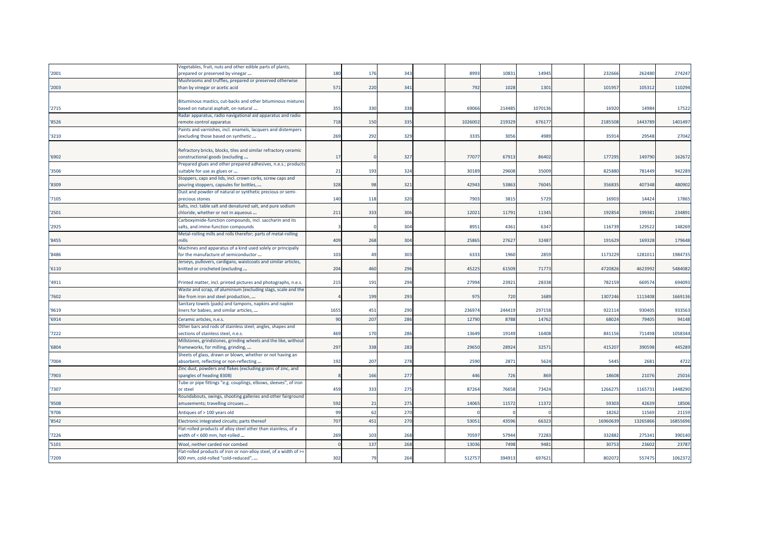| | | | | | | | | | | | | |
|---|---|---|---|---|---|---|---|---|---|---|---|---|
| '2001 | Vegetables, fruit, nuts and other edible parts of plants, prepared or preserved by vinegar ... | 180 | 176 | 343 | | 8993 | 10831 | 14945 | | 232666 | 262480 | 274247 |
| '2003 | Mushrooms and truffles, prepared or preserved otherwise than by vinegar or acetic acid | 571 | 220 | 341 | | 792 | 1028 | 1301 | | 101957 | 105312 | 110294 |
| '2715 | Bituminous mastics, cut-backs and other bituminous mixtures based on natural asphalt, on natural ... | 355 | 330 | 338 | | 69066 | 214485 | 1070136 | | 16920 | 14984 | 17522 |
| '8526 | Radar apparatus, radio navigational aid apparatus and radio remote control apparatus | 718 | 150 | 335 | | 1026002 | 219329 | 676177 | | 2185508 | 1443789 | 1401497 |
| '3210 | Paints and varnishes, incl. enamels, lacquers and distempers (excluding those based on synthetic ... | 269 | 292 | 329 | | 3335 | 3056 | 4989 | | 35914 | 29548 | 27042 |
| '6902 | Refractory bricks, blocks, tiles and similar refractory ceramic constructional goods (excluding ... | 17 | 0 | 327 | | 77077 | 67913 | 86402 | | 177295 | 149790 | 162672 |
| '3506 | Prepared glues and other prepared adhesives, n.e.s.; products suitable for use as glues or ... | 21 | 193 | 324 | | 30189 | 29608 | 35009 | | 825880 | 781449 | 942289 |
| '8309 | Stoppers, caps and lids, incl. crown corks, screw caps and pouring stoppers, capsules for bottles, ... | 328 | 98 | 321 | | 42943 | 53863 | 76045 | | 356835 | 407348 | 480902 |
| '7105 | Dust and powder of natural or synthetic precious or semi-precious stones | 140 | 118 | 320 | | 7903 | 3815 | 5729 | | 16903 | 14424 | 17865 |
| '2501 | Salts, incl. table salt and denatured salt, and pure sodium chloride, whether or not in aqueous ... | 211 | 333 | 306 | | 12021 | 11791 | 11345 | | 192854 | 199381 | 234891 |
| '2925 | Carboxyimide-function compounds, incl. saccharin and its salts, and imine-function compounds | 3 | 0 | 304 | | 8951 | 4361 | 6347 | | 116739 | 129522 | 148269 |
| '8455 | Metal-rolling mills and rolls therefor; parts of metal-rolling mills | 409 | 268 | 304 | | 25865 | 27627 | 32487 | | 191629 | 169328 | 179648 |
| '8486 | Machines and apparatus of a kind used solely or principally for the manufacture of semiconductor ... | 103 | 49 | 303 | | 6333 | 1960 | 2859 | | 1173229 | 1281011 | 1984735 |
| '6110 | Jerseys, pullovers, cardigans, waistcoats and similar articles, knitted or crocheted (excluding ... | 204 | 460 | 296 | | 45225 | 61509 | 71773 | | 4720826 | 4623992 | 5484082 |
| '4911 | Printed matter, incl. printed pictures and photographs, n.e.s. | 215 | 191 | 294 | | 27994 | 23921 | 28338 | | 782159 | 669574 | 694093 |
| '7602 | Waste and scrap, of aluminium (excluding slags, scale and the like from iron and steel production, ... | 4 | 199 | 293 | | 975 | 720 | 1689 | | 1307246 | 1113408 | 1669136 |
| '9619 | Sanitary towels (pads) and tampons, napkins and napkin liners for babies, and similar articles, ... | 1655 | 451 | 290 | | 236974 | 244419 | 297158 | | 922114 | 930405 | 933563 |
| '6914 | Ceramic articles, n.e.s. | 90 | 207 | 286 | | 12790 | 8788 | 14762 | | 68024 | 79405 | 94148 |
| '7222 | Other bars and rods of stainless steel; angles, shapes and sections of stainless steel, n.e.s. | 469 | 170 | 286 | | 13649 | 19149 | 16408 | | 841156 | 711498 | 1058344 |
| '6804 | Millstones, grindstones, grinding wheels and the like, without frameworks, for milling, grinding, ... | 297 | 338 | 283 | | 29650 | 28924 | 32571 | | 415207 | 390598 | 445289 |
| '7004 | Sheets of glass, drawn or blown, whether or not having an absorbent, reflecting or non-reflecting ... | 192 | 207 | 278 | | 2590 | 2871 | 5624 | | 5445 | 2681 | 4722 |
| '7903 | Zinc dust, powders and flakes (excluding grains of zinc, and spangles of heading 8308) | 8 | 166 | 277 | | 446 | 726 | 869 | | 18608 | 21076 | 25016 |
| '7307 | Tube or pipe fittings "e.g. couplings, elbows, sleeves", of iron or steel | 459 | 333 | 275 | | 87264 | 76658 | 73424 | | 1266275 | 1165731 | 1448290 |
| '9508 | Roundabouts, swings, shooting galleries and other fairground amusements; travelling circuses ... | 592 | 21 | 275 | | 14065 | 11572 | 11372 | | 59303 | 42639 | 18506 |
| '9706 | Antiques of > 100 years old | 99 | 62 | 270 | | 0 | 0 | 0 | | 18262 | 11569 | 21159 |
| '8542 | Electronic integrated circuits; parts thereof | 707 | 451 | 270 | | 53051 | 43596 | 66323 | | 16960639 | 13265866 | 16855696 |
| '7226 | Flat-rolled products of alloy steel other than stainless, of a width of < 600 mm, hot-rolled ... | 269 | 103 | 268 | | 70597 | 57944 | 72283 | | 332882 | 275341 | 390140 |
| '5101 | Wool, neither carded nor combed | 0 | 137 | 268 | | 13036 | 7498 | 9481 | | 30753 | 23602 | 23787 |
| '7209 | Flat-rolled products of iron or non-alloy steel, of a width of >= 600 mm, cold-rolled "cold-reduced", ... | 302 | 79 | 264 | | 512757 | 394913 | 697621 | | 802072 | 557475 | 1062372 |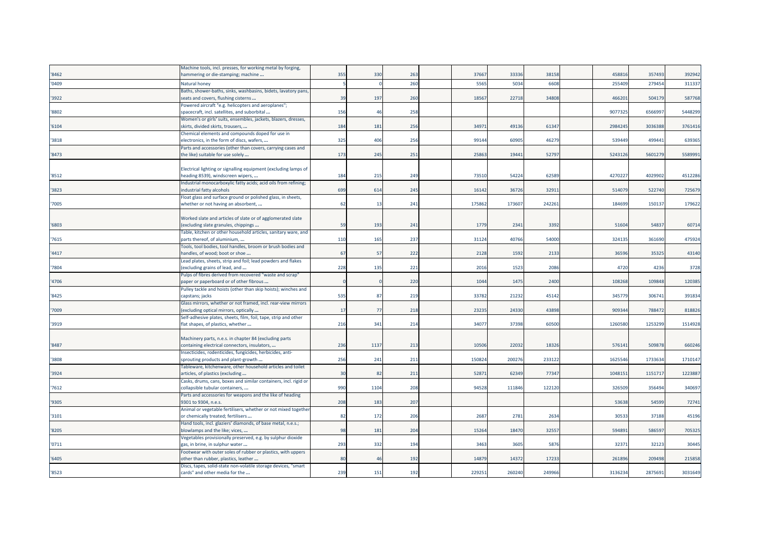| | | | | | | | | | | | | |
|---|---|---|---|---|---|---|---|---|---|---|---|---|
| '8462 | Machine tools, incl. presses, for working metal by forging, hammering or die-stamping; machine ... | 355 | 330 | 263 | | 37667 | 33336 | 38158 | | 458816 | 357493 | 392942 |
| '0409 | Natural honey | 5 | 0 | 260 | | 5565 | 5034 | 6608 | | 255409 | 279454 | 311337 |
| '3922 | Baths, shower-baths, sinks, washbasins, bidets, lavatory pans, seats and covers, flushing cisterns ... | 39 | 197 | 260 | | 18567 | 22718 | 34808 | | 466201 | 504179 | 587768 |
| '8802 | Powered aircraft "e.g. helicopters and aeroplanes"; spacecraft, incl. satellites, and suborbital ... | 156 | 46 | 258 | | | | | | 9077325 | 6566997 | 5448299 |
| '6104 | Women's or girls' suits, ensembles, jackets, blazers, dresses, skirts, divided skirts, trousers, ... | 184 | 181 | 256 | | 34971 | 49136 | 61347 | | 2984245 | 3036388 | 3761416 |
| '3818 | Chemical elements and compounds doped for use in electronics, in the form of discs, wafers, ... | 325 | 406 | 256 | | 99144 | 60905 | 46279 | | 539449 | 499441 | 639365 |
| '8473 | Parts and accessories (other than covers, carrying cases and the like) suitable for use solely ... | 173 | 245 | 251 | | 25863 | 19441 | 52797 | | 5243126 | 5601279 | 5589991 |
| '8512 | Electrical lighting or signalling equipment (excluding lamps of heading 8539), windscreen wipers, ... | 184 | 215 | 249 | | 73510 | 54224 | 62589 | | 4270227 | 4029902 | 4512286 |
| '3823 | Industrial monocarboxylic fatty acids; acid oils from refining; industrial fatty alcohols | 699 | 614 | 245 | | 16142 | 36726 | 32911 | | 514079 | 522740 | 725679 |
| '7005 | Float glass and surface ground or polished glass, in sheets, whether or not having an absorbent, ... | 62 | 13 | 241 | | 175862 | 173607 | 242261 | | 184699 | 150137 | 179622 |
| '6803 | Worked slate and articles of slate or of agglomerated slate (excluding slate granules, chippings ... | 59 | 193 | 241 | | 1779 | 2341 | 3392 | | 51604 | 54837 | 60714 |
| '7615 | Table, kitchen or other household articles, sanitary ware, and parts thereof, of aluminium, ... | 110 | 165 | 237 | | 31124 | 40766 | 54000 | | 324135 | 361690 | 475924 |
| '4417 | Tools, tool bodies, tool handles, broom or brush bodies and handles, of wood; boot or shoe ... | 67 | 57 | 222 | | 2128 | 1592 | 2133 | | 36596 | 35325 | 43140 |
| '7804 | Lead plates, sheets, strip and foil; lead powders and flakes (excluding grains of lead, and ... | 228 | 135 | 221 | | 2016 | 1523 | 2086 | | 4720 | 4236 | 3728 |
| '4706 | Pulps of fibres derived from recovered "waste and scrap" paper or paperboard or of other fibrous ... | 0 | 0 | 220 | | 1044 | 1475 | 2400 | | 108268 | 109848 | 120385 |
| '8425 | Pulley tackle and hoists (other than skip hoists); winches and capstans; jacks | 535 | 87 | 219 | | 33782 | 21232 | 45142 | | 345779 | 306741 | 391834 |
| '7009 | Glass mirrors, whether or not framed, incl. rear-view mirrors (excluding optical mirrors, optically ... | 17 | 77 | 218 | | 23235 | 24330 | 43898 | | 909344 | 788472 | 818826 |
| '3919 | Self-adhesive plates, sheets, film, foil, tape, strip and other flat shapes, of plastics, whether ... | 216 | 341 | 214 | | 34077 | 37398 | 60500 | | 1260580 | 1253299 | 1514928 |
| '8487 | Machinery parts, n.e.s. in chapter 84 (excluding parts containing electrical connectors, insulators, ... | 236 | 1137 | 213 | | 10506 | 22032 | 18326 | | 576141 | 509878 | 660246 |
| '3808 | Insecticides, rodenticides, fungicides, herbicides, anti-sprouting products and plant-growth ... | 256 | 241 | 211 | | 150824 | 200276 | 233122 | | 1625546 | 1733634 | 1710147 |
| '3924 | Tableware, kitchenware, other household articles and toilet articles, of plastics (excluding ... | 30 | 82 | 211 | | 52871 | 62349 | 77347 | | 1048151 | 1151717 | 1223887 |
| '7612 | Casks, drums, cans, boxes and similar containers, incl. rigid or collapsible tubular containers, ... | 990 | 1104 | 208 | | 94528 | 111846 | 122120 | | 326509 | 356494 | 340697 |
| '9305 | Parts and accessories for weapons and the like of heading 9301 to 9304, n.e.s. | 208 | 183 | 207 | | | | | | 53638 | 54599 | 72741 |
| '3101 | Animal or vegetable fertilisers, whether or not mixed together or chemically treated; fertilisers ... | 82 | 172 | 206 | | 2687 | 2781 | 2634 | | 30533 | 37188 | 45196 |
| '8205 | Hand tools, incl. glaziers' diamonds, of base metal, n.e.s.; blowlamps and the like; vices, ... | 98 | 181 | 204 | | 15264 | 18470 | 32557 | | 594891 | 586597 | 705325 |
| '0711 | Vegetables provisionally preserved, e.g. by sulphur dioxide gas, in brine, in sulphur water ... | 293 | 332 | 194 | | 3463 | 3605 | 5876 | | 32371 | 32123 | 30445 |
| '6405 | Footwear with outer soles of rubber or plastics, with uppers other than rubber, plastics, leather ... | 80 | 46 | 192 | | 14879 | 14372 | 17233 | | 261896 | 209498 | 215858 |
| '8523 | Discs, tapes, solid-state non-volatile storage devices, "smart cards" and other media for the ... | 239 | 151 | 192 | | 229251 | 260240 | 249966 | | 3136234 | 2875691 | 3031649 |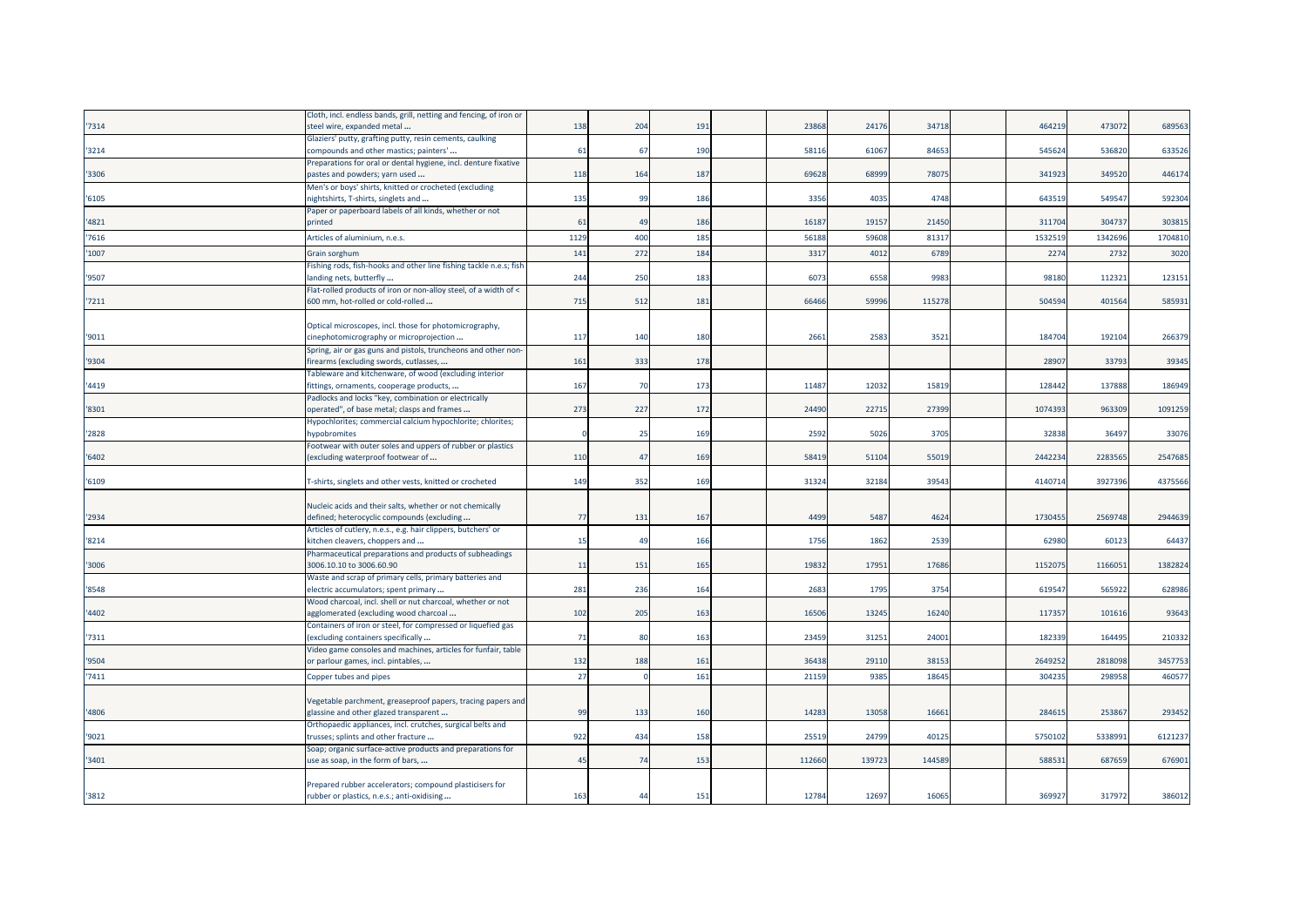| | | | | | | | | | | | | | |
|---|---|---|---|---|---|---|---|---|---|---|---|---|---|
| '7314 | Cloth, incl. endless bands, grill, netting and fencing, of iron or steel wire, expanded metal ... | 138 | 204 | 191 | | 23868 | 24176 | 34718 | | 464219 | 473072 | 689563 |
| '3214 | Glaziers' putty, grafting putty, resin cements, caulking compounds and other mastics; painters' ... | 61 | 67 | 190 | | 58116 | 61067 | 84653 | | 545624 | 536820 | 633526 |
| '3306 | Preparations for oral or dental hygiene, incl. denture fixative pastes and powders; yarn used ... | 118 | 164 | 187 | | 69628 | 68999 | 78075 | | 341923 | 349520 | 446174 |
| '6105 | Men's or boys' shirts, knitted or crocheted (excluding nightshirts, T-shirts, singlets and ... | 135 | 99 | 186 | | 3356 | 4035 | 4748 | | 643519 | 549547 | 592304 |
| '4821 | Paper or paperboard labels of all kinds, whether or not printed | 61 | 49 | 186 | | 16187 | 19157 | 21450 | | 311704 | 304737 | 303815 |
| '7616 | Articles of aluminium, n.e.s. | 1129 | 400 | 185 | | 56188 | 59608 | 81317 | | 1532519 | 1342696 | 1704810 |
| '1007 | Grain sorghum | 141 | 272 | 184 | | 3317 | 4012 | 6789 | | 2274 | 2732 | 3020 |
| '9507 | Fishing rods, fish-hooks and other line fishing tackle n.e.s; fish landing nets, butterfly ... | 244 | 250 | 183 | | 6073 | 6558 | 9983 | | 98180 | 112321 | 123151 |
| '7211 | Flat-rolled products of iron or non-alloy steel, of a width of < 600 mm, hot-rolled or cold-rolled ... | 715 | 512 | 181 | | 66466 | 59996 | 115278 | | 504594 | 401564 | 585931 |
| '9011 | Optical microscopes, incl. those for photomicrography, cinephotomicrography or microprojection ... | 117 | 140 | 180 | | 2661 | 2583 | 3521 | | 184704 | 192104 | 266379 |
| '9304 | Spring, air or gas guns and pistols, truncheons and other non-firearms (excluding swords, cutlasses, ... | 161 | 333 | 178 | | | | | | 28907 | 33793 | 39345 |
| '4419 | Tableware and kitchenware, of wood (excluding interior fittings, ornaments, cooperage products, ... | 167 | 70 | 173 | | 11487 | 12032 | 15819 | | 128442 | 137888 | 186949 |
| '8301 | Padlocks and locks "key, combination or electrically operated", of base metal; clasps and frames ... | 273 | 227 | 172 | | 24490 | 22715 | 27399 | | 1074393 | 963309 | 1091259 |
| '2828 | Hypochlorites; commercial calcium hypochlorite; chlorites; hypobromites | 0 | 25 | 169 | | 2592 | 5026 | 3705 | | 32838 | 36497 | 33076 |
| '6402 | Footwear with outer soles and uppers of rubber or plastics (excluding waterproof footwear of ... | 110 | 47 | 169 | | 58419 | 51104 | 55019 | | 2442234 | 2283565 | 2547685 |
| '6109 | T-shirts, singlets and other vests, knitted or crocheted | 149 | 352 | 169 | | 31324 | 32184 | 39543 | | 4140714 | 3927396 | 4375566 |
| '2934 | Nucleic acids and their salts, whether or not chemically defined; heterocyclic compounds (excluding ... | 77 | 131 | 167 | | 4499 | 5487 | 4624 | | 1730455 | 2569748 | 2944639 |
| '8214 | Articles of cutlery, n.e.s., e.g. hair clippers, butchers' or kitchen cleavers, choppers and ... | 15 | 49 | 166 | | 1756 | 1862 | 2539 | | 62980 | 60123 | 64437 |
| '3006 | Pharmaceutical preparations and products of subheadings 3006.10.10 to 3006.60.90 | 11 | 151 | 165 | | 19832 | 17951 | 17686 | | 1152075 | 1166051 | 1382824 |
| '8548 | Waste and scrap of primary cells, primary batteries and electric accumulators; spent primary ... | 281 | 236 | 164 | | 2683 | 1795 | 3754 | | 619547 | 565922 | 628986 |
| '4402 | Wood charcoal, incl. shell or nut charcoal, whether or not agglomerated (excluding wood charcoal ... | 102 | 205 | 163 | | 16506 | 13245 | 16240 | | 117357 | 101616 | 93643 |
| '7311 | Containers of iron or steel, for compressed or liquefied gas (excluding containers specifically ... | 71 | 80 | 163 | | 23459 | 31251 | 24001 | | 182339 | 164495 | 210332 |
| '9504 | Video game consoles and machines, articles for funfair, table or parlour games, incl. pintables, ... | 132 | 188 | 161 | | 36438 | 29110 | 38153 | | 2649252 | 2818098 | 3457753 |
| '7411 | Copper tubes and pipes | 27 | 0 | 161 | | 21159 | 9385 | 18645 | | 304235 | 298958 | 460577 |
| '4806 | Vegetable parchment, greaseproof papers, tracing papers and glassine and other glazed transparent ... | 99 | 133 | 160 | | 14283 | 13058 | 16661 | | 284615 | 253867 | 293452 |
| '9021 | Orthopaedic appliances, incl. crutches, surgical belts and trusses; splints and other fracture ... | 922 | 434 | 158 | | 25519 | 24799 | 40125 | | 5750102 | 5338991 | 6121237 |
| '3401 | Soap; organic surface-active products and preparations for use as soap, in the form of bars, ... | 45 | 74 | 153 | | 112660 | 139723 | 144589 | | 588531 | 687659 | 676901 |
| '3812 | Prepared rubber accelerators; compound plasticisers for rubber or plastics, n.e.s.; anti-oxidising ... | 163 | 44 | 151 | | 12784 | 12697 | 16065 | | 369927 | 317972 | 386012 |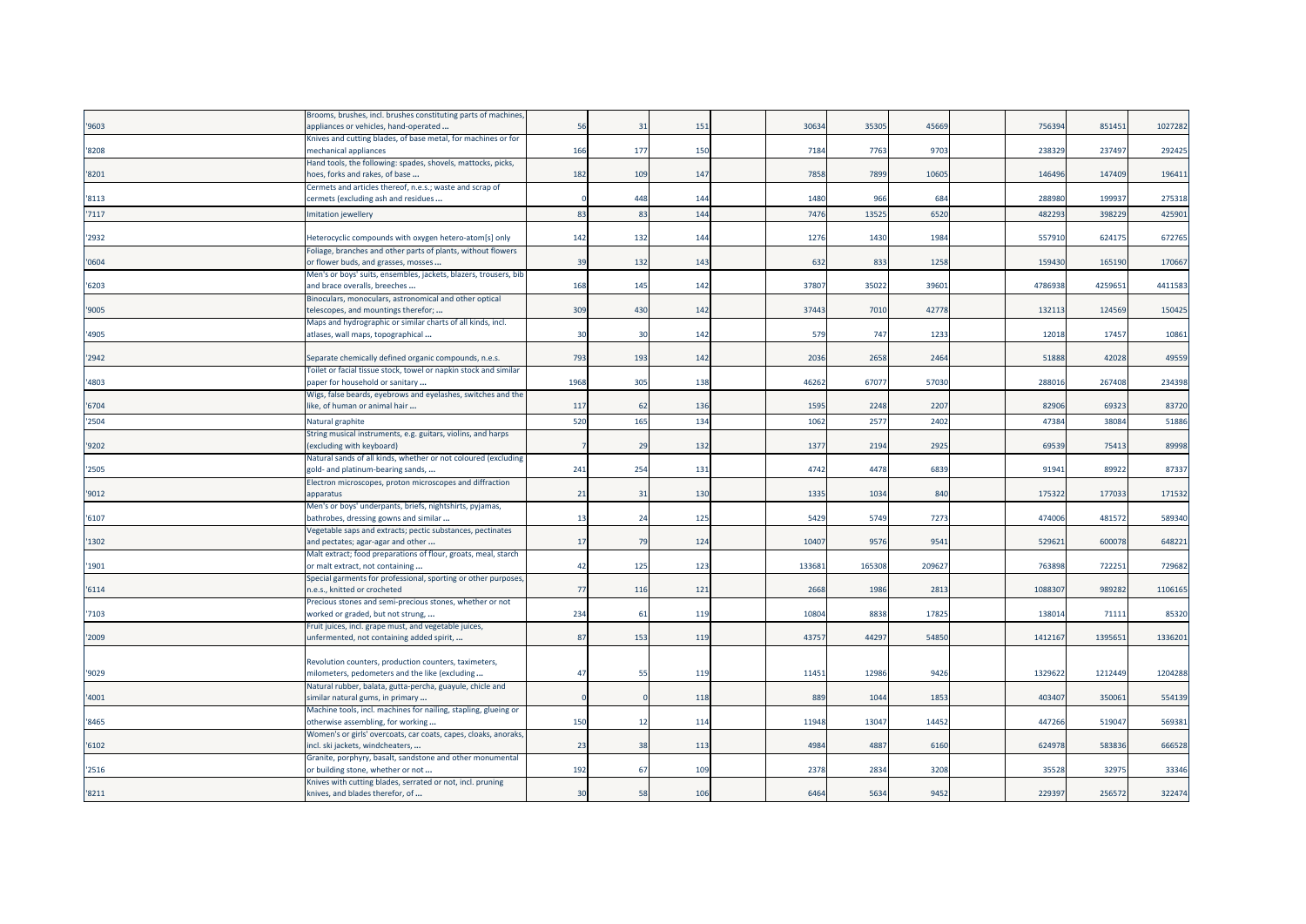| | | | | | | | | | | | | | |
|---|---|---|---|---|---|---|---|---|---|---|---|---|---|
| '9603 | Brooms, brushes, incl. brushes constituting parts of machines, appliances or vehicles, hand-operated ... | 56 | 31 | 151 | | 30634 | 35305 | 45669 | | 756394 | 851451 | 1027282 |
| '8208 | Knives and cutting blades, of base metal, for machines or for mechanical appliances | 166 | 177 | 150 | | 7184 | 7763 | 9703 | | 238329 | 237497 | 292425 |
| '8201 | Hand tools, the following: spades, shovels, mattocks, picks, hoes, forks and rakes, of base ... | 182 | 109 | 147 | | 7858 | 7899 | 10605 | | 146496 | 147409 | 196411 |
| '8113 | Cermets and articles thereof, n.e.s.; waste and scrap of cermets (excluding ash and residues ... | 0 | 448 | 144 | | 1480 | 966 | 684 | | 288980 | 199937 | 275318 |
| '7117 | Imitation jewellery | 83 | 83 | 144 | | 7476 | 13525 | 6520 | | 482293 | 398229 | 425901 |
| '2932 | Heterocyclic compounds with oxygen hetero-atom[s] only | 142 | 132 | 144 | | 1276 | 1430 | 1984 | | 557910 | 624175 | 672765 |
| '0604 | Foliage, branches and other parts of plants, without flowers or flower buds, and grasses, mosses ... | 39 | 132 | 143 | | 632 | 833 | 1258 | | 159430 | 165190 | 170667 |
| '6203 | Men's or boys' suits, ensembles, jackets, blazers, trousers, bib and brace overalls, breeches ... | 168 | 145 | 142 | | 37807 | 35022 | 39601 | | 4786938 | 4259651 | 4411583 |
| '9005 | Binoculars, monoculars, astronomical and other optical telescopes, and mountings therefor; ... | 309 | 430 | 142 | | 37443 | 7010 | 42778 | | 132113 | 124569 | 150425 |
| '4905 | Maps and hydrographic or similar charts of all kinds, incl. atlases, wall maps, topographical ... | 30 | 30 | 142 | | 579 | 747 | 1233 | | 12018 | 17457 | 10861 |
| '2942 | Separate chemically defined organic compounds, n.e.s. | 793 | 193 | 142 | | 2036 | 2658 | 2464 | | 51888 | 42028 | 49559 |
| '4803 | Toilet or facial tissue stock, towel or napkin stock and similar paper for household or sanitary ... | 1968 | 305 | 138 | | 46262 | 67077 | 57030 | | 288016 | 267408 | 234398 |
| '6704 | Wigs, false beards, eyebrows and eyelashes, switches and the like, of human or animal hair ... | 117 | 62 | 136 | | 1595 | 2248 | 2207 | | 82906 | 69323 | 83720 |
| '2504 | Natural graphite | 520 | 165 | 134 | | 1062 | 2577 | 2402 | | 47384 | 38084 | 51886 |
| '9202 | String musical instruments, e.g. guitars, violins, and harps (excluding with keyboard) | 7 | 29 | 132 | | 1377 | 2194 | 2925 | | 69539 | 75413 | 89998 |
| '2505 | Natural sands of all kinds, whether or not coloured (excluding gold- and platinum-bearing sands, ... | 241 | 254 | 131 | | 4742 | 4478 | 6839 | | 91941 | 89922 | 87337 |
| '9012 | Electron microscopes, proton microscopes and diffraction apparatus | 21 | 31 | 130 | | 1335 | 1034 | 840 | | 175322 | 177033 | 171532 |
| '6107 | Men's or boys' underpants, briefs, nightshirts, pyjamas, bathrobes, dressing gowns and similar ... | 13 | 24 | 125 | | 5429 | 5749 | 7273 | | 474006 | 481572 | 589340 |
| '1302 | Vegetable saps and extracts; pectic substances, pectinates and pectates; agar-agar and other ... | 17 | 79 | 124 | | 10407 | 9576 | 9541 | | 529621 | 600078 | 648221 |
| '1901 | Malt extract; food preparations of flour, groats, meal, starch or malt extract, not containing ... | 42 | 125 | 123 | | 133681 | 165308 | 209627 | | 763898 | 722251 | 729682 |
| '6114 | Special garments for professional, sporting or other purposes, n.e.s., knitted or crocheted | 77 | 116 | 121 | | 2668 | 1986 | 2813 | | 1088307 | 989282 | 1106165 |
| '7103 | Precious stones and semi-precious stones, whether or not worked or graded, but not strung, ... | 234 | 61 | 119 | | 10804 | 8838 | 17825 | | 138014 | 71111 | 85320 |
| '2009 | Fruit juices, incl. grape must, and vegetable juices, unfermented, not containing added spirit, ... | 87 | 153 | 119 | | 43757 | 44297 | 54850 | | 1412167 | 1395651 | 1336201 |
| '9029 | Revolution counters, production counters, taximeters, milometers, pedometers and the like (excluding ... | 47 | 55 | 119 | | 11451 | 12986 | 9426 | | 1329622 | 1212449 | 1204288 |
| '4001 | Natural rubber, balata, gutta-percha, guayule, chicle and similar natural gums, in primary ... | 0 | 0 | 118 | | 889 | 1044 | 1853 | | 403407 | 350061 | 554139 |
| '8465 | Machine tools, incl. machines for nailing, stapling, glueing or otherwise assembling, for working ... | 150 | 12 | 114 | | 11948 | 13047 | 14452 | | 447266 | 519047 | 569381 |
| '6102 | Women's or girls' overcoats, car coats, capes, cloaks, anoraks, incl. ski jackets, windcheaters, ... | 23 | 38 | 113 | | 4984 | 4887 | 6160 | | 624978 | 583836 | 666528 |
| '2516 | Granite, porphyry, basalt, sandstone and other monumental or building stone, whether or not ... | 192 | 67 | 109 | | 2378 | 2834 | 3208 | | 35528 | 32975 | 33346 |
| '8211 | Knives with cutting blades, serrated or not, incl. pruning knives, and blades therefor, of ... | 30 | 58 | 106 | | 6464 | 5634 | 9452 | | 229397 | 256572 | 322474 |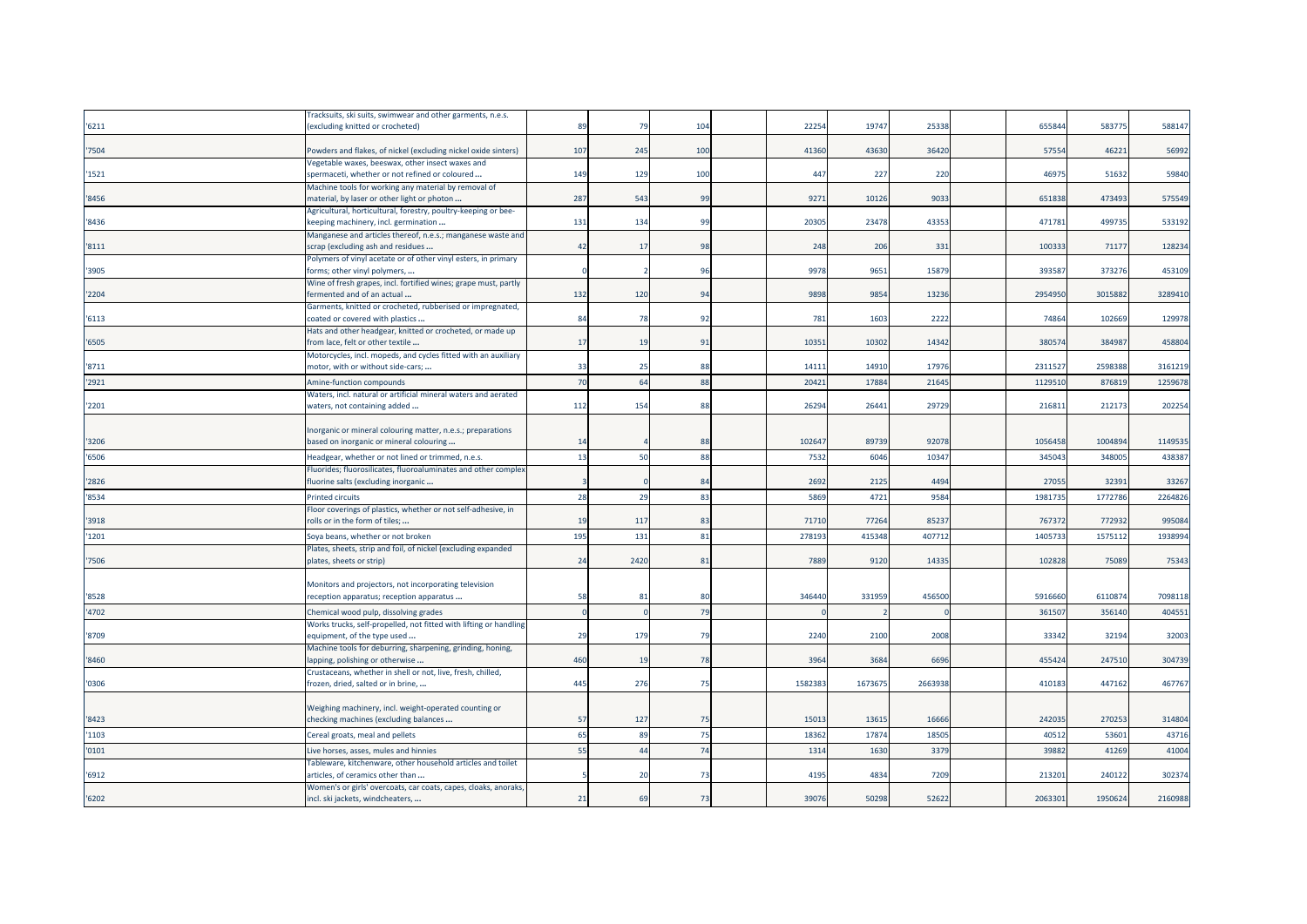| | | | | | | | | | | | | |
|---|---|---|---|---|---|---|---|---|---|---|---|---|
| '6211 | Tracksuits, ski suits, swimwear and other garments, n.e.s. (excluding knitted or crocheted) | 89 | 79 | 104 | | 22254 | 19747 | 25338 | | 655844 | 583775 | 588147 |
| '7504 | Powders and flakes, of nickel (excluding nickel oxide sinters) | 107 | 245 | 100 | | 41360 | 43630 | 36420 | | 57554 | 46221 | 56992 |
| '1521 | Vegetable waxes, beeswax, other insect waxes and spermaceti, whether or not refined or coloured ... | 149 | 129 | 100 | | 447 | 227 | 220 | | 46975 | 51632 | 59840 |
| '8456 | Machine tools for working any material by removal of material, by laser or other light or photon ... | 287 | 543 | 99 | | 9271 | 10126 | 9033 | | 651838 | 473493 | 575549 |
| '8436 | Agricultural, horticultural, forestry, poultry-keeping or bee-keeping machinery, incl. germination ... | 131 | 134 | 99 | | 20305 | 23478 | 43353 | | 471781 | 499735 | 533192 |
| '8111 | Manganese and articles thereof, n.e.s.; manganese waste and scrap (excluding ash and residues ... | 42 | 17 | 98 | | 248 | 206 | 331 | | 100333 | 71177 | 128234 |
| '3905 | Polymers of vinyl acetate or of other vinyl esters, in primary forms; other vinyl polymers, ... | 0 | 2 | 96 | | 9978 | 9651 | 15879 | | 393587 | 373276 | 453109 |
| '2204 | Wine of fresh grapes, incl. fortified wines; grape must, partly fermented and of an actual ... | 132 | 120 | 94 | | 9898 | 9854 | 13236 | | 2954950 | 3015882 | 3289410 |
| '6113 | Garments, knitted or crocheted, rubberised or impregnated, coated or covered with plastics ... | 84 | 78 | 92 | | 781 | 1603 | 2222 | | 74864 | 102669 | 129978 |
| '6505 | Hats and other headgear, knitted or crocheted, or made up from lace, felt or other textile ... | 17 | 19 | 91 | | 10351 | 10302 | 14342 | | 380574 | 384987 | 458804 |
| '8711 | Motorcycles, incl. mopeds, and cycles fitted with an auxiliary motor, with or without side-cars; ... | 33 | 25 | 88 | | 14111 | 14910 | 17976 | | 2311527 | 2598388 | 3161219 |
| '2921 | Amine-function compounds | 70 | 64 | 88 | | 20421 | 17884 | 21645 | | 1129510 | 876819 | 1259678 |
| '2201 | Waters, incl. natural or artificial mineral waters and aerated waters, not containing added ... | 112 | 154 | 88 | | 26294 | 26441 | 29729 | | 216811 | 212173 | 202254 |
| '3206 | Inorganic or mineral colouring matter, n.e.s.; preparations based on inorganic or mineral colouring ... | 14 | 4 | 88 | | 102647 | 89739 | 92078 | | 1056458 | 1004894 | 1149535 |
| '6506 | Headgear, whether or not lined or trimmed, n.e.s. | 13 | 50 | 88 | | 7532 | 6046 | 10347 | | 345043 | 348005 | 438387 |
| '2826 | Fluorides; fluorosilicates, fluoroaluminates and other complex fluorine salts (excluding inorganic ... | 3 | 0 | 84 | | 2692 | 2125 | 4494 | | 27055 | 32391 | 33267 |
| '8534 | Printed circuits | 28 | 29 | 83 | | 5869 | 4721 | 9584 | | 1981735 | 1772786 | 2264826 |
| '3918 | Floor coverings of plastics, whether or not self-adhesive, in rolls or in the form of tiles; ... | 19 | 117 | 83 | | 71710 | 77264 | 85237 | | 767372 | 772932 | 995084 |
| '1201 | Soya beans, whether or not broken | 195 | 131 | 81 | | 278193 | 415348 | 407712 | | 1405733 | 1575112 | 1938994 |
| '7506 | Plates, sheets, strip and foil, of nickel (excluding expanded plates, sheets or strip) | 24 | 2420 | 81 | | 7889 | 9120 | 14335 | | 102828 | 75089 | 75343 |
| '8528 | Monitors and projectors, not incorporating television reception apparatus; reception apparatus ... | 58 | 81 | 80 | | 346440 | 331959 | 456500 | | 5916660 | 6110874 | 7098118 |
| '4702 | Chemical wood pulp, dissolving grades | 0 | 0 | 79 | | 0 | 2 | 0 | | 361507 | 356140 | 404551 |
| '8709 | Works trucks, self-propelled, not fitted with lifting or handling equipment, of the type used ... | 29 | 179 | 79 | | 2240 | 2100 | 2008 | | 33342 | 32194 | 32003 |
| '8460 | Machine tools for deburring, sharpening, grinding, honing, lapping, polishing or otherwise ... | 460 | 19 | 78 | | 3964 | 3684 | 6696 | | 455424 | 247510 | 304739 |
| '0306 | Crustaceans, whether in shell or not, live, fresh, chilled, frozen, dried, salted or in brine, ... | 445 | 276 | 75 | | 1582383 | 1673675 | 2663938 | | 410183 | 447162 | 467767 |
| '8423 | Weighing machinery, incl. weight-operated counting or checking machines (excluding balances ... | 57 | 127 | 75 | | 15013 | 13615 | 16666 | | 242035 | 270253 | 314804 |
| '1103 | Cereal groats, meal and pellets | 65 | 89 | 75 | | 18362 | 17874 | 18505 | | 40512 | 53601 | 43716 |
| '0101 | Live horses, asses, mules and hinnies | 55 | 44 | 74 | | 1314 | 1630 | 3379 | | 39882 | 41269 | 41004 |
| '6912 | Tableware, kitchenware, other household articles and toilet articles, of ceramics other than ... | 5 | 20 | 73 | | 4195 | 4834 | 7209 | | 213201 | 240122 | 302374 |
| '6202 | Women's or girls' overcoats, car coats, capes, cloaks, anoraks, incl. ski jackets, windcheaters, ... | 21 | 69 | 73 | | 39076 | 50298 | 52622 | | 2063301 | 1950624 | 2160988 |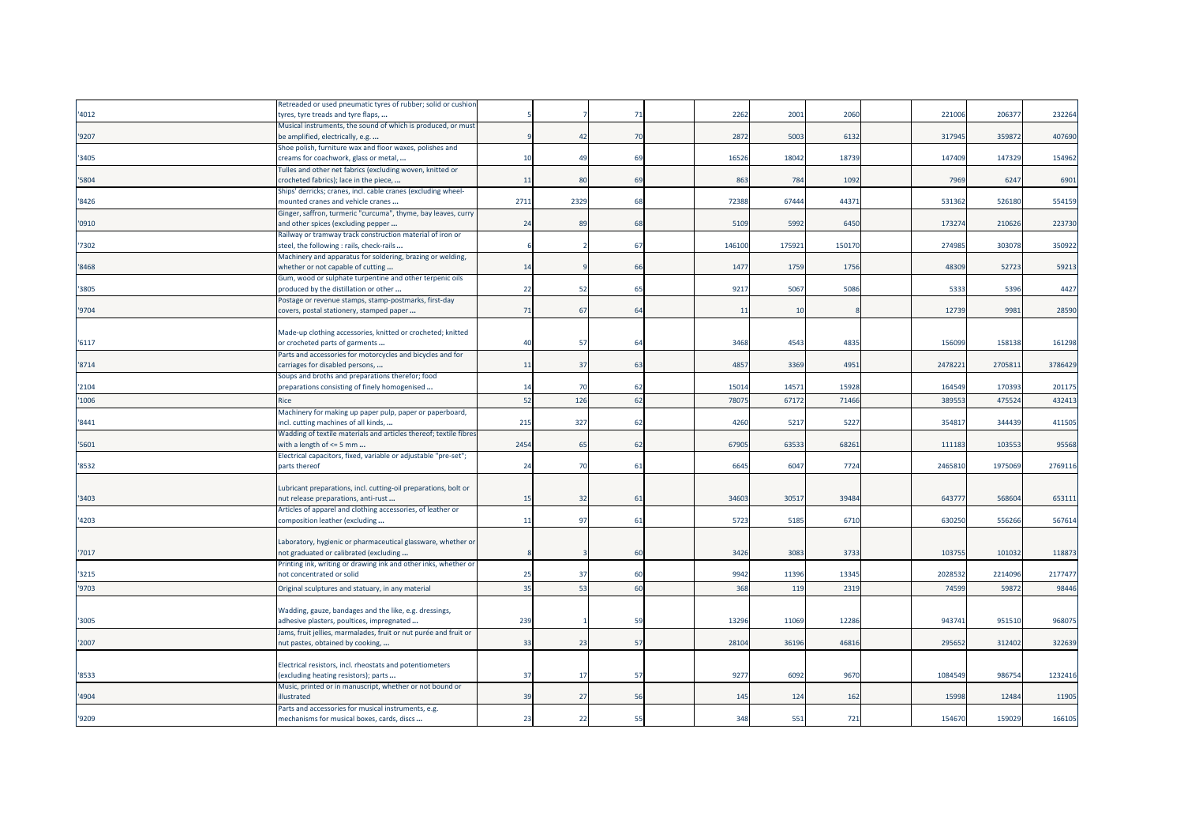| | | | | | | | | | | | | | |
|---|---|---|---|---|---|---|---|---|---|---|---|---|---|
| '4012 | Retreaded or used pneumatic tyres of rubber; solid or cushion tyres, tyre treads and tyre flaps, ... | 5 | 7 | 71 | | 2262 | 2001 | 2060 | | 221006 | 206377 | 232264 |
| '9207 | Musical instruments, the sound of which is produced, or must be amplified, electrically, e.g. ... | 9 | 42 | 70 | | 2872 | 5003 | 6132 | | 317945 | 359872 | 407690 |
| '3405 | Shoe polish, furniture wax and floor waxes, polishes and creams for coachwork, glass or metal, ... | 10 | 49 | 69 | | 16526 | 18042 | 18739 | | 147409 | 147329 | 154962 |
| '5804 | Tulles and other net fabrics (excluding woven, knitted or crocheted fabrics); lace in the piece, ... | 11 | 80 | 69 | | 863 | 784 | 1092 | | 7969 | 6247 | 6901 |
| '8426 | Ships' derricks; cranes, incl. cable cranes (excluding wheel-mounted cranes and vehicle cranes ... | 2711 | 2329 | 68 | | 72388 | 67444 | 44371 | | 531362 | 526180 | 554159 |
| '0910 | Ginger, saffron, turmeric "curcuma", thyme, bay leaves, curry and other spices (excluding pepper ... | 24 | 89 | 68 | | 5109 | 5992 | 6450 | | 173274 | 210626 | 223730 |
| '7302 | Railway or tramway track construction material of iron or steel, the following : rails, check-rails ... | 6 | 2 | 67 | | 146100 | 175921 | 150170 | | 274985 | 303078 | 350922 |
| '8468 | Machinery and apparatus for soldering, brazing or welding, whether or not capable of cutting ... | 14 | 9 | 66 | | 1477 | 1759 | 1756 | | 48309 | 52723 | 59213 |
| '3805 | Gum, wood or sulphate turpentine and other terpenic oils produced by the distillation or other ... | 22 | 52 | 65 | | 9217 | 5067 | 5086 | | 5333 | 5396 | 4427 |
| '9704 | Postage or revenue stamps, stamp-postmarks, first-day covers, postal stationery, stamped paper ... | 71 | 67 | 64 | | 11 | 10 | 8 | | 12739 | 9981 | 28590 |
| '6117 | Made-up clothing accessories, knitted or crocheted; knitted or crocheted parts of garments ... | 40 | 57 | 64 | | 3468 | 4543 | 4835 | | 156099 | 158138 | 161298 |
| '8714 | Parts and accessories for motorcycles and bicycles and for carriages for disabled persons, ... | 11 | 37 | 63 | | 4857 | 3369 | 4951 | | 2478221 | 2705811 | 3786429 |
| '2104 | Soups and broths and preparations therefor; food preparations consisting of finely homogenised ... | 14 | 70 | 62 | | 15014 | 14571 | 15928 | | 164549 | 170393 | 201175 |
| '1006 | Rice | 52 | 126 | 62 | | 78075 | 67172 | 71466 | | 389553 | 475524 | 432413 |
| '8441 | Machinery for making up paper pulp, paper or paperboard, incl. cutting machines of all kinds, ... | 215 | 327 | 62 | | 4260 | 5217 | 5227 | | 354817 | 344439 | 411505 |
| '5601 | Wadding of textile materials and articles thereof; textile fibres with a length of <= 5 mm ... | 2454 | 65 | 62 | | 67905 | 63533 | 68261 | | 111183 | 103553 | 95568 |
| '8532 | Electrical capacitors, fixed, variable or adjustable "pre-set"; parts thereof | 24 | 70 | 61 | | 6645 | 6047 | 7724 | | 2465810 | 1975069 | 2769116 |
| '3403 | Lubricant preparations, incl. cutting-oil preparations, bolt or nut release preparations, anti-rust ... | 15 | 32 | 61 | | 34603 | 30517 | 39484 | | 643777 | 568604 | 653111 |
| '4203 | Articles of apparel and clothing accessories, of leather or composition leather (excluding ... | 11 | 97 | 61 | | 5723 | 5185 | 6710 | | 630250 | 556266 | 567614 |
| '7017 | Laboratory, hygienic or pharmaceutical glassware, whether or not graduated or calibrated (excluding ... | 8 | 3 | 60 | | 3426 | 3083 | 3733 | | 103755 | 101032 | 118873 |
| '3215 | Printing ink, writing or drawing ink and other inks, whether or not concentrated or solid | 25 | 37 | 60 | | 9942 | 11396 | 13345 | | 2028532 | 2214096 | 2177477 |
| '9703 | Original sculptures and statuary, in any material | 35 | 53 | 60 | | 368 | 119 | 2319 | | 74599 | 59872 | 98446 |
| '3005 | Wadding, gauze, bandages and the like, e.g. dressings, adhesive plasters, poultices, impregnated ... | 239 | 1 | 59 | | 13296 | 11069 | 12286 | | 943741 | 951510 | 968075 |
| '2007 | Jams, fruit jellies, marmalades, fruit or nut purée and fruit or nut pastes, obtained by cooking, ... | 33 | 23 | 57 | | 28104 | 36196 | 46816 | | 295652 | 312402 | 322639 |
| '8533 | Electrical resistors, incl. rheostats and potentiometers (excluding heating resistors); parts ... | 37 | 17 | 57 | | 9277 | 6092 | 9670 | | 1084549 | 986754 | 1232416 |
| '4904 | Music, printed or in manuscript, whether or not bound or illustrated | 39 | 27 | 56 | | 145 | 124 | 162 | | 15998 | 12484 | 11905 |
| '9209 | Parts and accessories for musical instruments, e.g. mechanisms for musical boxes, cards, discs ... | 23 | 22 | 55 | | 348 | 551 | 721 | | 154670 | 159029 | 166105 |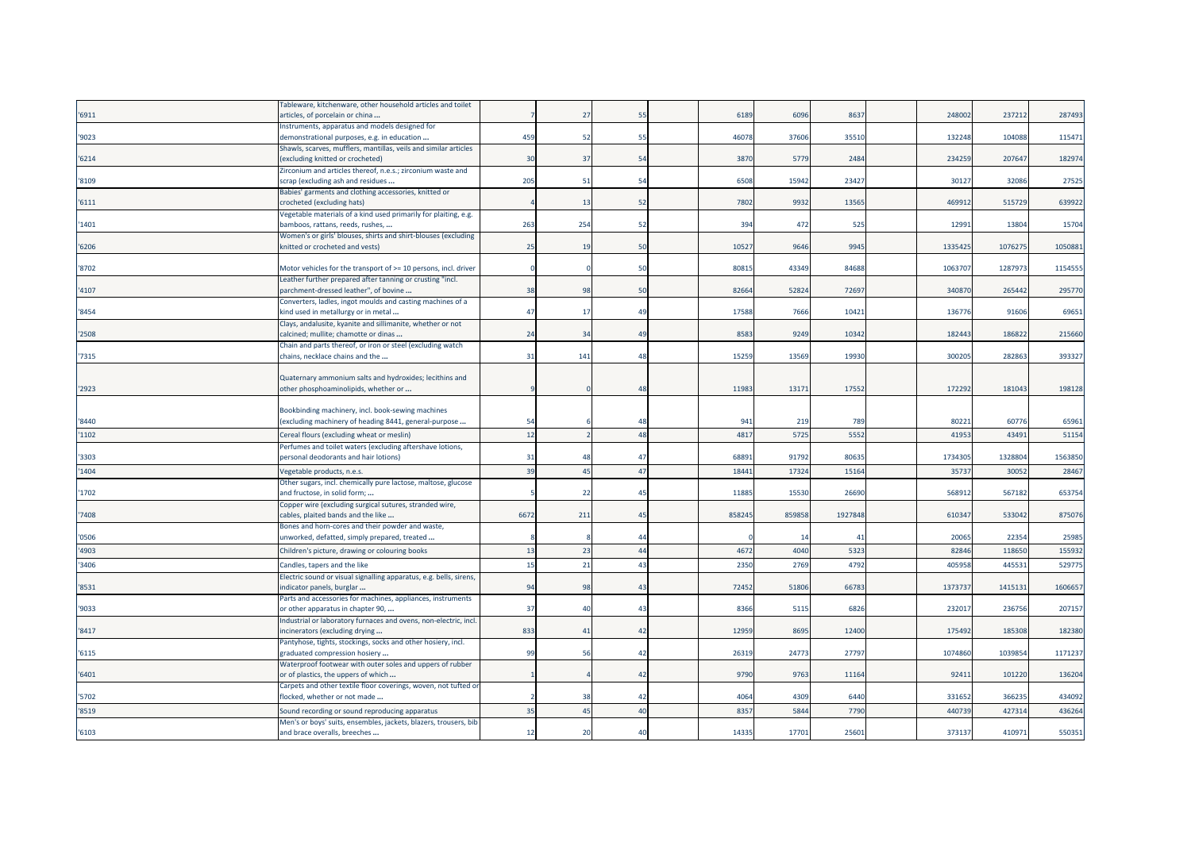| | | | | | | | | | | | | | |
|---|---|---|---|---|---|---|---|---|---|---|---|---|---|
| '6911 | Tableware, kitchenware, other household articles and toilet articles, of porcelain or china ... | 7 | 27 | 55 | | 6189 | 6096 | 8637 | | 248002 | 237212 | 287493 |
| '9023 | Instruments, apparatus and models designed for demonstrational purposes, e.g. in education ... | 459 | 52 | 55 | | 46078 | 37606 | 35510 | | 132248 | 104088 | 115471 |
| '6214 | Shawls, scarves, mufflers, mantillas, veils and similar articles (excluding knitted or crocheted) | 30 | 37 | 54 | | 3870 | 5779 | 2484 | | 234259 | 207647 | 182974 |
| '8109 | Zirconium and articles thereof, n.e.s.; zirconium waste and scrap (excluding ash and residues ... | 205 | 51 | 54 | | 6508 | 15942 | 23427 | | 30127 | 32086 | 27525 |
| '6111 | Babies' garments and clothing accessories, knitted or crocheted (excluding hats) | 4 | 13 | 52 | | 7802 | 9932 | 13565 | | 469912 | 515729 | 639922 |
| '1401 | Vegetable materials of a kind used primarily for plaiting, e.g. bamboos, rattans, reeds, rushes, ... | 263 | 254 | 52 | | 394 | 472 | 525 | | 12991 | 13804 | 15704 |
| '6206 | Women's or girls' blouses, shirts and shirt-blouses (excluding knitted or crocheted and vests) | 25 | 19 | 50 | | 10527 | 9646 | 9945 | | 1335425 | 1076275 | 1050881 |
| '8702 | Motor vehicles for the transport of >= 10 persons, incl. driver | 0 | 0 | 50 | | 80815 | 43349 | 84688 | | 1063707 | 1287973 | 1154555 |
| '4107 | Leather further prepared after tanning or crusting "incl. parchment-dressed leather", of bovine ... | 38 | 98 | 50 | | 82664 | 52824 | 72697 | | 340870 | 265442 | 295770 |
| '8454 | Converters, ladles, ingot moulds and casting machines of a kind used in metallurgy or in metal ... | 47 | 17 | 49 | | 17588 | 7666 | 10421 | | 136776 | 91606 | 69651 |
| '2508 | Clays, andalusite, kyanite and sillimanite, whether or not calcined; mullite; chamotte or dinas ... | 24 | 34 | 49 | | 8583 | 9249 | 10342 | | 182443 | 186822 | 215660 |
| '7315 | Chain and parts thereof, or iron or steel (excluding watch chains, necklace chains and the ... | 31 | 141 | 48 | | 15259 | 13569 | 19930 | | 300205 | 282863 | 393327 |
| '2923 | Quaternary ammonium salts and hydroxides; lecithins and other phosphoaminolipids, whether or ... | 9 | 0 | 48 | | 11983 | 13171 | 17552 | | 172292 | 181043 | 198128 |
| '8440 | Bookbinding machinery, incl. book-sewing machines (excluding machinery of heading 8441, general-purpose ... | 54 | 6 | 48 | | 941 | 219 | 789 | | 80221 | 60776 | 65961 |
| '1102 | Cereal flours (excluding wheat or meslin) | 12 | 2 | 48 | | 4817 | 5725 | 5552 | | 41953 | 43491 | 51154 |
| '3303 | Perfumes and toilet waters (excluding aftershave lotions, personal deodorants and hair lotions) | 31 | 48 | 47 | | 68891 | 91792 | 80635 | | 1734305 | 1328804 | 1563850 |
| '1404 | Vegetable products, n.e.s. | 39 | 45 | 47 | | 18441 | 17324 | 15164 | | 35737 | 30052 | 28467 |
| '1702 | Other sugars, incl. chemically pure lactose, maltose, glucose and fructose, in solid form; ... | 5 | 22 | 45 | | 11885 | 15530 | 26690 | | 568912 | 567182 | 653754 |
| '7408 | Copper wire (excluding surgical sutures, stranded wire, cables, plaited bands and the like ... | 6672 | 211 | 45 | | 858245 | 859858 | 1927848 | | 610347 | 533042 | 875076 |
| '0506 | Bones and horn-cores and their powder and waste, unworked, defatted, simply prepared, treated ... | 8 | 8 | 44 | | 0 | 14 | 41 | | 20065 | 22354 | 25985 |
| '4903 | Children's picture, drawing or colouring books | 13 | 23 | 44 | | 4672 | 4040 | 5323 | | 82846 | 118650 | 155932 |
| '3406 | Candles, tapers and the like | 15 | 21 | 43 | | 2350 | 2769 | 4792 | | 405958 | 445531 | 529775 |
| '8531 | Electric sound or visual signalling apparatus, e.g. bells, sirens, indicator panels, burglar ... | 94 | 98 | 43 | | 72452 | 51806 | 66783 | | 1373737 | 1415131 | 1606657 |
| '9033 | Parts and accessories for machines, appliances, instruments or other apparatus in chapter 90, ... | 37 | 40 | 43 | | 8366 | 5115 | 6826 | | 232017 | 236756 | 207157 |
| '8417 | Industrial or laboratory furnaces and ovens, non-electric, incl. incinerators (excluding drying ... | 833 | 41 | 42 | | 12959 | 8695 | 12400 | | 175492 | 185308 | 182380 |
| '6115 | Pantyhose, tights, stockings, socks and other hosiery, incl. graduated compression hosiery ... | 99 | 56 | 42 | | 26319 | 24773 | 27797 | | 1074860 | 1039854 | 1171237 |
| '6401 | Waterproof footwear with outer soles and uppers of rubber or of plastics, the uppers of which ... | 1 | 4 | 42 | | 9790 | 9763 | 11164 | | 92411 | 101220 | 136204 |
| '5702 | Carpets and other textile floor coverings, woven, not tufted or flocked, whether or not made ... | 2 | 38 | 42 | | 4064 | 4309 | 6440 | | 331652 | 366235 | 434092 |
| '8519 | Sound recording or sound reproducing apparatus | 35 | 45 | 40 | | 8357 | 5844 | 7790 | | 440739 | 427314 | 436264 |
| '6103 | Men's or boys' suits, ensembles, jackets, blazers, trousers, bib and brace overalls, breeches ... | 12 | 20 | 40 | | 14335 | 17701 | 25601 | | 373137 | 410971 | 550351 |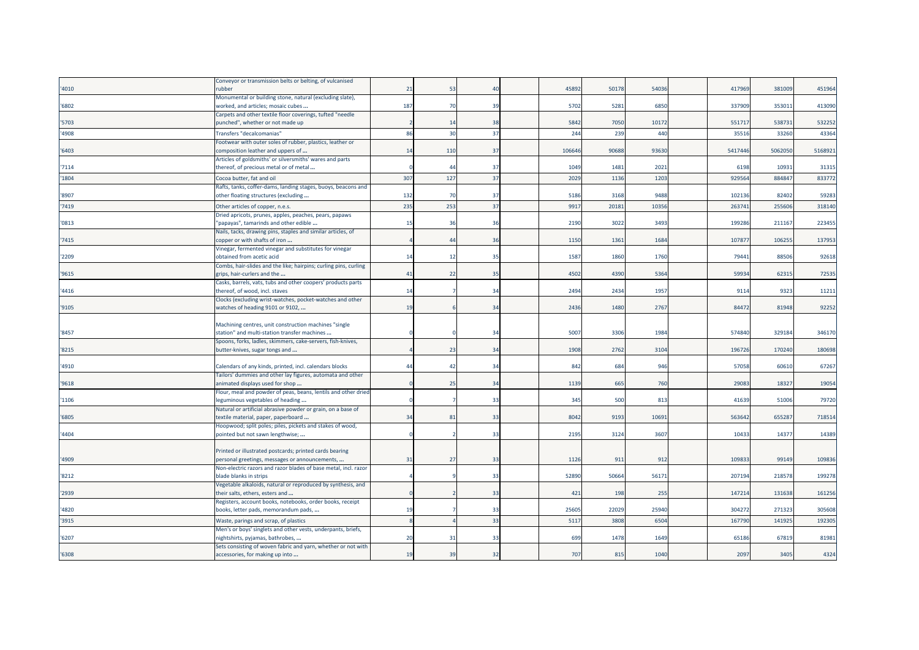| | | | | | | | | | | | | |
|---|---|---|---|---|---|---|---|---|---|---|---|---|
| '4010 | Conveyor or transmission belts or belting, of vulcanised rubber | 21 | 53 | 40 | | 45892 | 50178 | 54036 | | 417969 | 381009 | 451964 |
| '6802 | Monumental or building stone, natural (excluding slate), worked, and articles; mosaic cubes ... | 187 | 70 | 39 | | 5702 | 5281 | 6850 | | 337909 | 353011 | 413090 |
| '5703 | Carpets and other textile floor coverings, tufted "needle punched", whether or not made up | 2 | 14 | 38 | | 5842 | 7050 | 10172 | | 551717 | 538731 | 532252 |
| '4908 | Transfers "decalcomanias" | 86 | 30 | 37 | | 244 | 239 | 440 | | 35516 | 33260 | 43364 |
| '6403 | Footwear with outer soles of rubber, plastics, leather or composition leather and uppers of ... | 14 | 110 | 37 | | 106646 | 90688 | 93630 | | 5417446 | 5062050 | 5168921 |
| '7114 | Articles of goldsmiths' or silversmiths' wares and parts thereof, of precious metal or of metal ... | 0 | 44 | 37 | | 1049 | 1481 | 2021 | | 6198 | 10931 | 31315 |
| '1804 | Cocoa butter, fat and oil | 307 | 127 | 37 | | 2029 | 1136 | 1203 | | 929564 | 884847 | 833772 |
| '8907 | Rafts, tanks, coffer-dams, landing stages, buoys, beacons and other floating structures (excluding ... | 132 | 70 | 37 | | 5186 | 3168 | 9488 | | 102136 | 82402 | 59283 |
| '7419 | Other articles of copper, n.e.s. | 235 | 253 | 37 | | 9917 | 20181 | 10356 | | 263741 | 255606 | 318140 |
| '0813 | Dried apricots, prunes, apples, peaches, pears, papaws "papayas", tamarinds and other edible ... | 15 | 36 | 36 | | 2190 | 3022 | 3493 | | 199286 | 211167 | 223455 |
| '7415 | Nails, tacks, drawing pins, staples and similar articles, of copper or with shafts of iron ... | 4 | 44 | 36 | | 1150 | 1361 | 1684 | | 107877 | 106255 | 137953 |
| '2209 | Vinegar, fermented vinegar and substitutes for vinegar obtained from acetic acid | 14 | 12 | 35 | | 1587 | 1860 | 1760 | | 79441 | 88506 | 92618 |
| '9615 | Combs, hair-slides and the like; hairpins; curling pins, curling grips, hair-curlers and the ... | 41 | 22 | 35 | | 4502 | 4390 | 5364 | | 59934 | 62315 | 72535 |
| '4416 | Casks, barrels, vats, tubs and other coopers' products parts thereof, of wood, incl. staves | 14 | 7 | 34 | | 2494 | 2434 | 1957 | | 9114 | 9323 | 11211 |
| '9105 | Clocks (excluding wrist-watches, pocket-watches and other watches of heading 9101 or 9102, ... | 19 | 6 | 34 | | 2436 | 1480 | 2767 | | 84472 | 81948 | 92252 |
| '8457 | Machining centres, unit construction machines "single station" and multi-station transfer machines ... | 0 | 0 | 34 | | 5007 | 3306 | 1984 | | 574840 | 329184 | 346170 |
| '8215 | Spoons, forks, ladles, skimmers, cake-servers, fish-knives, butter-knives, sugar tongs and ... | 4 | 23 | 34 | | 1908 | 2762 | 3104 | | 196726 | 170240 | 180698 |
| '4910 | Calendars of any kinds, printed, incl. calendars blocks | 44 | 42 | 34 | | 842 | 684 | 946 | | 57058 | 60610 | 67267 |
| '9618 | Tailors' dummies and other lay figures, automata and other animated displays used for shop ... | 0 | 25 | 34 | | 1139 | 665 | 760 | | 29083 | 18327 | 19054 |
| '1106 | Flour, meal and powder of peas, beans, lentils and other dried leguminous vegetables of heading ... | 0 | 7 | 33 | | 345 | 500 | 813 | | 41639 | 51006 | 79720 |
| '6805 | Natural or artificial abrasive powder or grain, on a base of textile material, paper, paperboard ... | 34 | 81 | 33 | | 8042 | 9193 | 10691 | | 563642 | 655287 | 718514 |
| '4404 | Hoopwood; split poles; piles, pickets and stakes of wood, pointed but not sawn lengthwise; ... | 0 | 2 | 33 | | 2195 | 3124 | 3607 | | 10433 | 14377 | 14389 |
| '4909 | Printed or illustrated postcards; printed cards bearing personal greetings, messages or announcements, ... | 31 | 27 | 33 | | 1126 | 911 | 912 | | 109833 | 99149 | 109836 |
| '8212 | Non-electric razors and razor blades of base metal, incl. razor blade blanks in strips | 4 | 9 | 33 | | 52890 | 50664 | 56171 | | 207194 | 218578 | 199278 |
| '2939 | Vegetable alkaloids, natural or reproduced by synthesis, and their salts, ethers, esters and ... | 0 | 2 | 33 | | 421 | 198 | 255 | | 147214 | 131638 | 161256 |
| '4820 | Registers, account books, notebooks, order books, receipt books, letter pads, memorandum pads, ... | 19 | 7 | 33 | | 25605 | 22029 | 25940 | | 304272 | 271323 | 305608 |
| '3915 | Waste, parings and scrap, of plastics | 8 | 4 | 33 | | 5117 | 3808 | 6504 | | 167790 | 141925 | 192305 |
| '6207 | Men's or boys' singlets and other vests, underpants, briefs, nightshirts, pyjamas, bathrobes, ... | 20 | 31 | 33 | | 699 | 1478 | 1649 | | 65186 | 67819 | 81981 |
| '6308 | Sets consisting of woven fabric and yarn, whether or not with accessories, for making up into ... | 19 | 39 | 32 | | 707 | 815 | 1040 | | 2097 | 3405 | 4324 |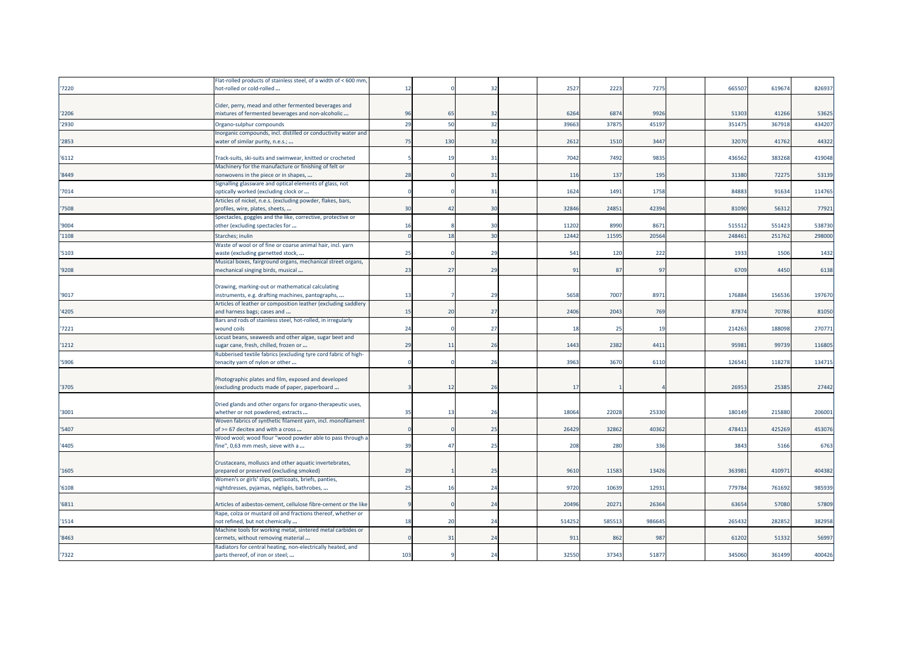| | | | | | | | | | | | | |
|---|---|---|---|---|---|---|---|---|---|---|---|---|
| '7220 | Flat-rolled products of stainless steel, of a width of < 600 mm, hot-rolled or cold-rolled ... | 12 | 0 | 32 | | 2527 | 2223 | 7275 | | 665507 | 619674 | 826937 |
| '2206 | Cider, perry, mead and other fermented beverages and mixtures of fermented beverages and non-alcoholic ... | 96 | 65 | 32 | | 6264 | 6874 | 9926 | | 51303 | 41266 | 53625 |
| '2930 | Organo-sulphur compounds | 29 | 50 | 32 | | 39663 | 37875 | 45197 | | 351475 | 367918 | 434207 |
| '2853 | Inorganic compounds, incl. distilled or conductivity water and water of similar purity, n.e.s.; ... | 75 | 130 | 32 | | 2612 | 1510 | 3447 | | 32070 | 41762 | 44322 |
| '6112 | Track-suits, ski-suits and swimwear, knitted or crocheted | 5 | 19 | 31 | | 7042 | 7492 | 9835 | | 436562 | 383268 | 419048 |
| '8449 | Machinery for the manufacture or finishing of felt or nonwovens in the piece or in shapes, ... | 28 | 0 | 31 | | 116 | 137 | 195 | | 31380 | 72275 | 53139 |
| '7014 | Signalling glassware and optical elements of glass, not optically worked (excluding clock or ... | 0 | 0 | 31 | | 1624 | 1491 | 1758 | | 84883 | 91634 | 114765 |
| '7508 | Articles of nickel, n.e.s. (excluding powder, flakes, bars, profiles, wire, plates, sheets, ... | 30 | 42 | 30 | | 32846 | 24851 | 42394 | | 81090 | 56312 | 77921 |
| '9004 | Spectacles, goggles and the like, corrective, protective or other (excluding spectacles for ... | 16 | 8 | 30 | | 11202 | 8990 | 8671 | | 515512 | 551423 | 538730 |
| '1108 | Starches; inulin | 0 | 18 | 30 | | 12442 | 11595 | 20564 | | 248461 | 251762 | 298000 |
| '5103 | Waste of wool or of fine or coarse animal hair, incl. yarn waste (excluding garnetted stock, ... | 25 | 0 | 29 | | 541 | 120 | 222 | | 1933 | 1506 | 1432 |
| '9208 | Musical boxes, fairground organs, mechanical street organs, mechanical singing birds, musical ... | 23 | 27 | 29 | | 91 | 87 | 97 | | 6709 | 4450 | 6138 |
| '9017 | Drawing, marking-out or mathematical calculating instruments, e.g. drafting machines, pantographs, ... | 13 | 7 | 29 | | 5658 | 7007 | 8971 | | 176884 | 156536 | 197670 |
| '4205 | Articles of leather or composition leather (excluding saddlery and harness bags; cases and ... | 15 | 20 | 27 | | 2406 | 2043 | 769 | | 87874 | 70786 | 81050 |
| '7221 | Bars and rods of stainless steel, hot-rolled, in irregularly wound coils | 24 | 0 | 27 | | 18 | 25 | 19 | | 214263 | 188098 | 270771 |
| '1212 | Locust beans, seaweeds and other algae, sugar beet and sugar cane, fresh, chilled, frozen or ... | 29 | 11 | 26 | | 1443 | 2382 | 4411 | | 95981 | 99739 | 116805 |
| '5906 | Rubberised textile fabrics (excluding tyre cord fabric of high-tenacity yarn of nylon or other ... | 0 | 0 | 26 | | 3963 | 3670 | 6110 | | 126541 | 118278 | 134715 |
| '3705 | Photographic plates and film, exposed and developed (excluding products made of paper, paperboard ... | 3 | 12 | 26 | | 17 | 1 | 4 | | 26953 | 25385 | 27442 |
| '3001 | Dried glands and other organs for organo-therapeutic uses, whether or not powdered; extracts ... | 35 | 13 | 26 | | 18064 | 22028 | 25330 | | 180149 | 215880 | 206001 |
| '5407 | Woven fabrics of synthetic filament yarn, incl. monofilament of >= 67 decitex and with a cross ... | 0 | 0 | 25 | | 26429 | 32862 | 40362 | | 478413 | 425269 | 453076 |
| '4405 | Wood wool; wood flour "wood powder able to pass through a fine", 0,63 mm mesh, sieve with a ... | 39 | 47 | 25 | | 208 | 280 | 336 | | 3843 | 5166 | 6763 |
| '1605 | Crustaceans, molluscs and other aquatic invertebrates, prepared or preserved (excluding smoked) | 29 | 1 | 25 | | 9610 | 11583 | 13426 | | 363981 | 410971 | 404382 |
| '6108 | Women's or girls' slips, petticoats, briefs, panties, nightdresses, pyjamas, négligés, bathrobes, ... | 25 | 16 | 24 | | 9720 | 10639 | 12931 | | 779784 | 761692 | 985939 |
| '6811 | Articles of asbestos-cement, cellulose fibre-cement or the like | 9 | 0 | 24 | | 20496 | 20271 | 26364 | | 63654 | 57080 | 57809 |
| '1514 | Rape, colza or mustard oil and fractions thereof, whether or not refined, but not chemically ... | 18 | 20 | 24 | | 514252 | 585513 | 986645 | | 265432 | 282852 | 382958 |
| '8463 | Machine tools for working metal, sintered metal carbides or cermets, without removing material ... | 0 | 31 | 24 | | 911 | 862 | 987 | | 61202 | 51332 | 56997 |
| '7322 | Radiators for central heating, non-electrically heated, and parts thereof, of iron or steel; ... | 103 | 9 | 24 | | 32550 | 37343 | 51877 | | 345060 | 361499 | 400426 |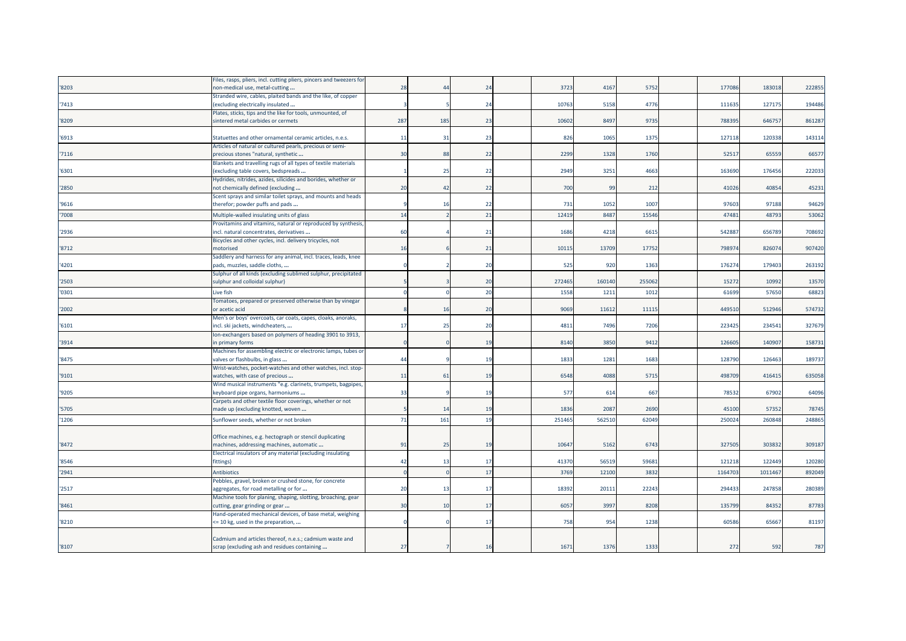| | | | | | | | | | | | | | |
|---|---|---|---|---|---|---|---|---|---|---|---|---|---|
| '8203 | Files, rasps, pliers, incl. cutting pliers, pincers and tweezers for non-medical use, metal-cutting ... | 28 | 44 | 24 | | 3723 | 4167 | 5752 | | 177086 | 183018 | 222855 |
| '7413 | Stranded wire, cables, plaited bands and the like, of copper (excluding electrically insulated ... | 3 | 5 | 24 | | 10763 | 5158 | 4776 | | 111635 | 127175 | 194486 |
| '8209 | Plates, sticks, tips and the like for tools, unmounted, of sintered metal carbides or cermets | 287 | 185 | 23 | | 10602 | 8497 | 9735 | | 788395 | 646757 | 861287 |
| '6913 | Statuettes and other ornamental ceramic articles, n.e.s. | 11 | 31 | 23 | | 826 | 1065 | 1375 | | 127118 | 120338 | 143114 |
| '7116 | Articles of natural or cultured pearls, precious or semi-precious stones "natural, synthetic ... | 30 | 88 | 22 | | 2299 | 1328 | 1760 | | 52517 | 65559 | 66577 |
| '6301 | Blankets and travelling rugs of all types of textile materials (excluding table covers, bedspreads ... | 1 | 25 | 22 | | 2949 | 3251 | 4663 | | 163690 | 176456 | 222033 |
| '2850 | Hydrides, nitrides, azides, silicides and borides, whether or not chemically defined (excluding ... | 20 | 42 | 22 | | 700 | 99 | 212 | | 41026 | 40854 | 45231 |
| '9616 | Scent sprays and similar toilet sprays, and mounts and heads therefor; powder puffs and pads ... | 9 | 16 | 22 | | 731 | 1052 | 1007 | | 97603 | 97188 | 94629 |
| '7008 | Multiple-walled insulating units of glass | 14 | 2 | 21 | | 12419 | 8487 | 15546 | | 47481 | 48793 | 53062 |
| '2936 | Provitamins and vitamins, natural or reproduced by synthesis, incl. natural concentrates, derivatives ... | 60 | 4 | 21 | | 1686 | 4218 | 6615 | | 542887 | 656789 | 708692 |
| '8712 | Bicycles and other cycles, incl. delivery tricycles, not motorised | 16 | 6 | 21 | | 10115 | 13709 | 17752 | | 798974 | 826074 | 907420 |
| '4201 | Saddlery and harness for any animal, incl. traces, leads, knee pads, muzzles, saddle cloths, ... | 0 | 2 | 20 | | 525 | 920 | 1363 | | 176274 | 179403 | 263192 |
| '2503 | Sulphur of all kinds (excluding sublimed sulphur, precipitated sulphur and colloidal sulphur) | 5 | 3 | 20 | | 272465 | 160140 | 255062 | | 15272 | 10992 | 13570 |
| '0301 | Live fish | 0 | 0 | 20 | | 1558 | 1211 | 1012 | | 61699 | 57650 | 68823 |
| '2002 | Tomatoes, prepared or preserved otherwise than by vinegar or acetic acid | 8 | 16 | 20 | | 9069 | 11612 | 11115 | | 449510 | 512946 | 574732 |
| '6101 | Men's or boys' overcoats, car coats, capes, cloaks, anoraks, incl. ski jackets, windcheaters, ... | 17 | 25 | 20 | | 4811 | 7496 | 7206 | | 223425 | 234541 | 327679 |
| '3914 | Ion-exchangers based on polymers of heading 3901 to 3913, in primary forms | 0 | 0 | 19 | | 8140 | 3850 | 9412 | | 126605 | 140907 | 158731 |
| '8475 | Machines for assembling electric or electronic lamps, tubes or valves or flashbulbs, in glass ... | 44 | 9 | 19 | | 1833 | 1281 | 1683 | | 128790 | 126463 | 189737 |
| '9101 | Wrist-watches, pocket-watches and other watches, incl. stop-watches, with case of precious ... | 11 | 61 | 19 | | 6548 | 4088 | 5715 | | 498709 | 416415 | 635058 |
| '9205 | Wind musical instruments "e.g. clarinets, trumpets, bagpipes, keyboard pipe organs, harmoniums ... | 33 | 9 | 19 | | 577 | 614 | 667 | | 78532 | 67902 | 64096 |
| '5705 | Carpets and other textile floor coverings, whether or not made up (excluding knotted, woven ... | 5 | 14 | 19 | | 1836 | 2087 | 2690 | | 45100 | 57352 | 78745 |
| '1206 | Sunflower seeds, whether or not broken | 71 | 161 | 19 | | 251465 | 562510 | 62049 | | 250024 | 260848 | 248865 |
| '8472 | Office machines, e.g. hectograph or stencil duplicating machines, addressing machines, automatic ... | 91 | 25 | 19 | | 10647 | 5162 | 6743 | | 327505 | 303832 | 309187 |
| '8546 | Electrical insulators of any material (excluding insulating fittings) | 42 | 13 | 17 | | 41370 | 56519 | 59681 | | 121218 | 122449 | 120280 |
| '2941 | Antibiotics | 0 | 0 | 17 | | 3769 | 12100 | 3832 | | 1164703 | 1011467 | 892049 |
| '2517 | Pebbles, gravel, broken or crushed stone, for concrete aggregates, for road metalling or for ... | 20 | 13 | 17 | | 18392 | 20111 | 22243 | | 294433 | 247858 | 280389 |
| '8461 | Machine tools for planing, shaping, slotting, broaching, gear cutting, gear grinding or gear ... | 30 | 10 | 17 | | 6057 | 3997 | 8208 | | 135799 | 84352 | 87783 |
| '8210 | Hand-operated mechanical devices, of base metal, weighing <= 10 kg, used in the preparation, ... | 0 | 0 | 17 | | 758 | 954 | 1238 | | 60586 | 65667 | 81197 |
| '8107 | Cadmium and articles thereof, n.e.s.; cadmium waste and scrap (excluding ash and residues containing ... | 27 | 7 | 16 | | 1671 | 1376 | 1333 | | 272 | 592 | 787 |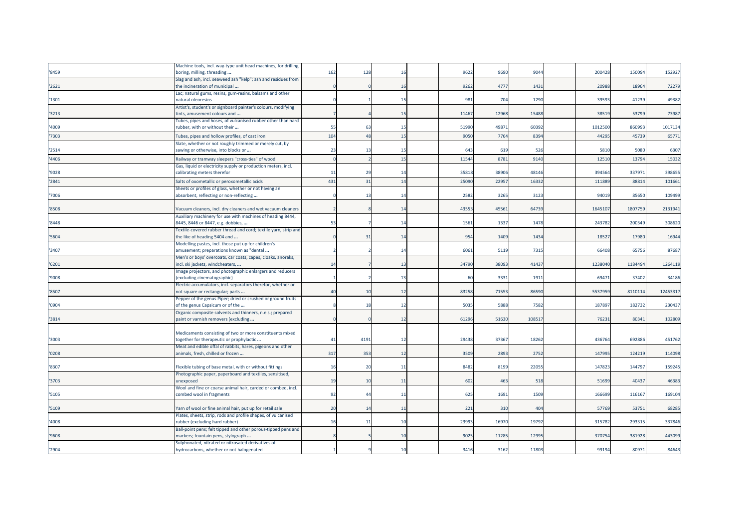| | | | | | | | | | | | | |
|---|---|---|---|---|---|---|---|---|---|---|---|---|
| '8459 | Machine tools, incl. way-type unit head machines, for drilling, boring, milling, threading ... | 162 | 128 | 16 | | 9622 | 9690 | 9044 | | 200428 | 150094 | 152927 |
| '2621 | Slag and ash, incl. seaweed ash "kelp"; ash and residues from the incineration of municipal ... | 0 | 0 | 16 | | 9262 | 4777 | 1431 | | 20988 | 18964 | 72279 |
| '1301 | Lac; natural gums, resins, gum-resins, balsams and other natural oleoresins | 0 | 1 | 15 | | 981 | 704 | 1290 | | 39593 | 41239 | 49382 |
| '3213 | Artist's, student's or signboard painter's colours, modifying tints, amusement colours and ... | 7 | 4 | 15 | | 11467 | 12968 | 15488 | | 38519 | 53799 | 73987 |
| '4009 | Tubes, pipes and hoses, of vulcanised rubber other than hard rubber, with or without their ... | 55 | 63 | 15 | | 51990 | 49871 | 60392 | | 1012500 | 860993 | 1017134 |
| '7303 | Tubes, pipes and hollow profiles, of cast iron | 104 | 48 | 15 | | 9050 | 7764 | 8394 | | 44295 | 45739 | 65771 |
| '2514 | Slate, whether or not roughly trimmed or merely cut, by sawing or otherwise, into blocks or ... | 23 | 13 | 15 | | 643 | 619 | 526 | | 5810 | 5080 | 6307 |
| '4406 | Railway or tramway sleepers "cross-ties" of wood | 0 | 2 | 15 | | 11544 | 8781 | 9140 | | 12510 | 13794 | 15032 |
| '9028 | Gas, liquid or electricity supply or production meters, incl. calibrating meters therefor | 11 | 29 | 14 | | 35818 | 38906 | 48146 | | 394564 | 337971 | 398655 |
| '2841 | Salts of oxometallic or peroxometallic acids | 431 | 31 | 14 | | 25090 | 22957 | 16332 | | 111889 | 88814 | 101661 |
| '7006 | Sheets or profiles of glass, whether or not having an absorbent, reflecting or non-reflecting ... | 0 | 13 | 14 | | 2582 | 3265 | 3123 | | 94019 | 85650 | 109499 |
| '8508 | Vacuum cleaners, incl. dry cleaners and wet vacuum cleaners | 2 | 8 | 14 | | 43553 | 45561 | 64739 | | 1645107 | 1807759 | 2131941 |
| '8448 | Auxiliary machinery for use with machines of heading 8444, 8445, 8446 or 8447, e.g. dobbies, ... | 53 | 7 | 14 | | 1561 | 1337 | 1478 | | 243782 | 200349 | 308620 |
| '5604 | Textile-covered rubber thread and cord; textile yarn, strip and the like of heading 5404 and ... | 0 | 31 | 14 | | 954 | 1409 | 1434 | | 18527 | 17980 | 16944 |
| '3407 | Modelling pastes, incl. those put up for children's amusement; preparations known as "dental ... | 2 | 2 | 14 | | 6061 | 5119 | 7315 | | 66408 | 65756 | 87687 |
| '6201 | Men's or boys' overcoats, car coats, capes, cloaks, anoraks, incl. ski jackets, windcheaters, ... | 14 | 7 | 13 | | 34790 | 38093 | 41437 | | 1238040 | 1184494 | 1264119 |
| '9008 | Image projectors, and photographic enlargers and reducers (excluding cinematographic) | 1 | 2 | 13 | | 60 | 3331 | 1911 | | 69471 | 37402 | 34186 |
| '8507 | Electric accumulators, incl. separators therefor, whether or not square or rectangular; parts ... | 40 | 10 | 12 | | 83258 | 71553 | 86590 | | 5537959 | 8110114 | 12453317 |
| '0904 | Pepper of the genus Piper; dried or crushed or ground fruits of the genus Capsicum or of the ... | 8 | 18 | 12 | | 5035 | 5888 | 7582 | | 187897 | 182732 | 230437 |
| '3814 | Organic composite solvents and thinners, n.e.s.; prepared paint or varnish removers (excluding ... | 0 | 0 | 12 | | 61296 | 51630 | 108517 | | 76231 | 80341 | 102809 |
| '3003 | Medicaments consisting of two or more constituents mixed together for therapeutic or prophylactic ... | 41 | 4191 | 12 | | 29438 | 37367 | 18262 | | 436764 | 692886 | 451762 |
| '0208 | Meat and edible offal of rabbits, hares, pigeons and other animals, fresh, chilled or frozen ... | 317 | 353 | 12 | | 3509 | 2893 | 2752 | | 147995 | 124219 | 114098 |
| '8307 | Flexible tubing of base metal, with or without fittings | 16 | 20 | 11 | | 8482 | 8199 | 22055 | | 147823 | 144797 | 159245 |
| '3703 | Photographic paper, paperboard and textiles, sensitised, unexposed | 19 | 10 | 11 | | 602 | 463 | 518 | | 51699 | 40437 | 46383 |
| '5105 | Wool and fine or coarse animal hair, carded or combed, incl. combed wool in fragments | 92 | 44 | 11 | | 625 | 1691 | 1509 | | 166699 | 116167 | 169104 |
| '5109 | Yarn of wool or fine animal hair, put up for retail sale | 20 | 14 | 11 | | 221 | 310 | 404 | | 57769 | 53751 | 68285 |
| '4008 | Plates, sheets, strip, rods and profile shapes, of vulcanised rubber (excluding hard rubber) | 16 | 11 | 10 | | 23993 | 16970 | 19792 | | 315782 | 293315 | 337846 |
| '9608 | Ball-point pens; felt tipped and other porous-tipped pens and markers; fountain pens, stylograph ... | 8 | 5 | 10 | | 9025 | 11285 | 12995 | | 370754 | 381928 | 443099 |
| '2904 | Sulphonated, nitrated or nitrosated derivatives of hydrocarbons, whether or not halogenated | 1 | 9 | 10 | | 3416 | 3162 | 11803 | | 99194 | 80971 | 84643 |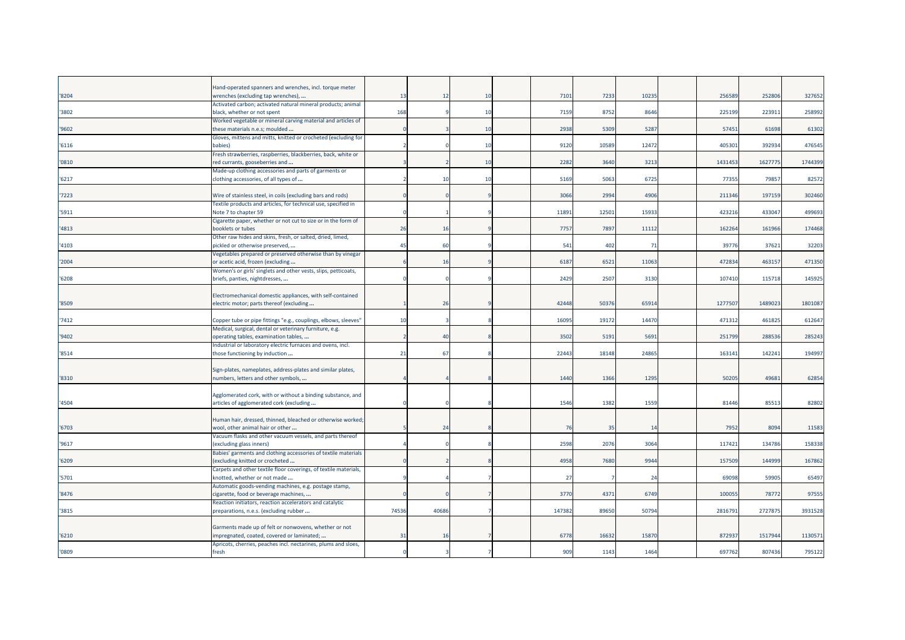| | | | | | | | | | | | | | |
|---|---|---|---|---|---|---|---|---|---|---|---|---|---|
| '8204 | Hand-operated spanners and wrenches, incl. torque meter wrenches (excluding tap wrenches), ... | 13 | 12 | 10 | | 7101 | 7233 | 10235 | | 256589 | 252806 | 327652 |
| '3802 | Activated carbon; activated natural mineral products; animal black, whether or not spent | 168 | 9 | 10 | | 7159 | 8752 | 8646 | | 225199 | 223911 | 258992 |
| '9602 | Worked vegetable or mineral carving material and articles of these materials n.e.s; moulded ... | 0 | 3 | 10 | | 2938 | 5309 | 5287 | | 57451 | 61698 | 61302 |
| '6116 | Gloves, mittens and mitts, knitted or crocheted (excluding for babies) | 2 | 0 | 10 | | 9120 | 10589 | 12472 | | 405301 | 392934 | 476545 |
| '0810 | Fresh strawberries, raspberries, blackberries, back, white or red currants, gooseberries and ... | 3 | 2 | 10 | | 2282 | 3640 | 3213 | | 1431453 | 1627775 | 1744399 |
| '6217 | Made-up clothing accessories and parts of garments or clothing accessories, of all types of ... | 2 | 10 | 10 | | 5169 | 5063 | 6725 | | 77355 | 79857 | 82572 |
| '7223 | Wire of stainless steel, in coils (excluding bars and rods) | 0 | 0 | 9 | | 3066 | 2994 | 4906 | | 211346 | 197159 | 302460 |
| '5911 | Textile products and articles, for technical use, specified in Note 7 to chapter 59 | 0 | 1 | 9 | | 11891 | 12501 | 15933 | | 423216 | 433047 | 499693 |
| '4813 | Cigarette paper, whether or not cut to size or in the form of booklets or tubes | 26 | 16 | 9 | | 7757 | 7897 | 11112 | | 162264 | 161966 | 174468 |
| '4103 | Other raw hides and skins, fresh, or salted, dried, limed, pickled or otherwise preserved, ... | 45 | 60 | 9 | | 541 | 402 | 71 | | 39776 | 37621 | 32203 |
| '2004 | Vegetables prepared or preserved otherwise than by vinegar or acetic acid, frozen (excluding ... | 6 | 16 | 9 | | 6187 | 6521 | 11063 | | 472834 | 463157 | 471350 |
| '6208 | Women's or girls' singlets and other vests, slips, petticoats, briefs, panties, nightdresses, ... | 0 | 0 | 9 | | 2429 | 2507 | 3130 | | 107410 | 115718 | 145925 |
| '8509 | Electromechanical domestic appliances, with self-contained electric motor; parts thereof (excluding ... | 1 | 26 | 9 | | 42448 | 50376 | 65914 | | 1277507 | 1489023 | 1801087 |
| '7412 | Copper tube or pipe fittings "e.g., couplings, elbows, sleeves" | 10 | 3 | 8 | | 16095 | 19172 | 14470 | | 471312 | 461825 | 612647 |
| '9402 | Medical, surgical, dental or veterinary furniture, e.g. operating tables, examination tables, ... | 2 | 40 | 8 | | 3502 | 5191 | 5691 | | 251799 | 288536 | 285243 |
| '8514 | Industrial or laboratory electric furnaces and ovens, incl. those functioning by induction ... | 21 | 67 | 8 | | 22443 | 18148 | 24865 | | 163141 | 142241 | 194997 |
| '8310 | Sign-plates, nameplates, address-plates and similar plates, numbers, letters and other symbols, ... | 4 | 4 | 8 | | 1440 | 1366 | 1295 | | 50205 | 49681 | 62854 |
| '4504 | Agglomerated cork, with or without a binding substance, and articles of agglomerated cork (excluding ... | 0 | 0 | 8 | | 1546 | 1382 | 1559 | | 81446 | 85513 | 82802 |
| '6703 | Human hair, dressed, thinned, bleached or otherwise worked; wool, other animal hair or other ... | 5 | 24 | 8 | | 76 | 35 | 14 | | 7952 | 8094 | 11583 |
| '9617 | Vacuum flasks and other vacuum vessels, and parts thereof (excluding glass inners) | 4 | 0 | 8 | | 2598 | 2076 | 3064 | | 117421 | 134786 | 158338 |
| '6209 | Babies' garments and clothing accessories of textile materials (excluding knitted or crocheted ... | 0 | 2 | 8 | | 4958 | 7680 | 9944 | | 157509 | 144999 | 167862 |
| '5701 | Carpets and other textile floor coverings, of textile materials, knotted, whether or not made ... | 9 | 4 | 7 | | 27 | 7 | 24 | | 69098 | 59905 | 65497 |
| '8476 | Automatic goods-vending machines, e.g. postage stamp, cigarette, food or beverage machines, ... | 0 | 0 | 7 | | 3770 | 4371 | 6749 | | 100055 | 78772 | 97555 |
| '3815 | Reaction initiators, reaction accelerators and catalytic preparations, n.e.s. (excluding rubber ... | 74536 | 40686 | 7 | | 147382 | 89650 | 50794 | | 2816791 | 2727875 | 3931528 |
| '6210 | Garments made up of felt or nonwovens, whether or not impregnated, coated, covered or laminated; ... | 31 | 16 | 7 | | 6778 | 16632 | 15870 | | 872937 | 1517944 | 1130571 |
| '0809 | Apricots, cherries, peaches incl. nectarines, plums and sloes, fresh | 0 | 3 | 7 | | 909 | 1143 | 1464 | | 697762 | 807436 | 795122 |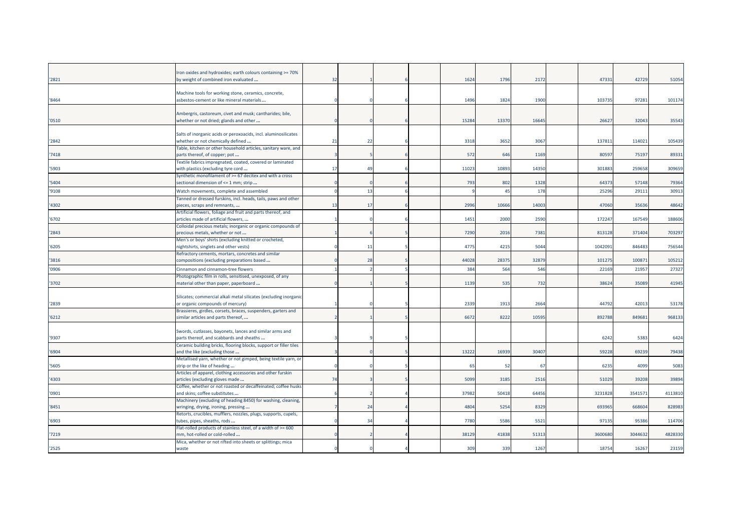| | | | | | | | | | | | | | |
|---|---|---|---|---|---|---|---|---|---|---|---|---|---|
| '2821 | Iron oxides and hydroxides; earth colours containing >= 70% by weight of combined iron evaluated ... | 32 | 1 | 6 | | 1624 | 1796 | 2172 | | 47331 | 42729 | 51054 |
| '8464 | Machine tools for working stone, ceramics, concrete, asbestos-cement or like mineral materials ... | 0 | 0 | 6 | | 1496 | 1824 | 1900 | | 103735 | 97281 | 101174 |
| '0510 | Ambergris, castoreum, civet and musk; cantharides; bile, whether or not dried; glands and other ... | 0 | 0 | 6 | | 15284 | 13370 | 16645 | | 26627 | 32043 | 35543 |
| '2842 | Salts of inorganic acids or peroxoacids, incl. aluminosilicates whether or not chemically defined ... | 21 | 22 | 6 | | 3318 | 3652 | 3067 | | 137811 | 114021 | 105439 |
| '7418 | Table, kitchen or other household articles, sanitary ware, and parts thereof, of copper; pot ... | 3 | 5 | 6 | | 572 | 646 | 1169 | | 80597 | 75197 | 89331 |
| '5903 | Textile fabrics impregnated, coated, covered or laminated with plastics (excluding tyre cord ... | 17 | 49 | 6 | | 11023 | 10893 | 14350 | | 301883 | 259658 | 309659 |
| '5404 | Synthetic monofilament of >= 67 decitex and with a cross sectional dimension of <= 1 mm; strip ... | 0 | 0 | 6 | | 793 | 802 | 1328 | | 64373 | 57148 | 79364 |
| '9108 | Watch movements, complete and assembled | 0 | 13 | 6 | | 9 | 45 | 178 | | 25296 | 29111 | 30913 |
| '4302 | Tanned or dressed furskins, incl. heads, tails, paws and other pieces, scraps and remnants, ... | 13 | 17 | 6 | | 2996 | 10666 | 14003 | | 47060 | 35636 | 48642 |
| '6702 | Artificial flowers, foliage and fruit and parts thereof, and articles made of artificial flowers, ... | 1 | 0 | 6 | | 1451 | 2000 | 2590 | | 172247 | 167549 | 188606 |
| '2843 | Colloidal precious metals; inorganic or organic compounds of precious metals, whether or not ... | 1 | 6 | 5 | | 7290 | 2016 | 7381 | | 813128 | 371404 | 703297 |
| '6205 | Men's or boys' shirts (excluding knitted or crocheted, nightshirts, singlets and other vests) | 0 | 11 | 5 | | 4775 | 4215 | 5044 | | 1042091 | 846483 | 756544 |
| '3816 | Refractory cements, mortars, concretes and similar compositions (excluding preparations based ... | 0 | 28 | 5 | | 44028 | 28375 | 32879 | | 101275 | 100871 | 105212 |
| '0906 | Cinnamon and cinnamon-tree flowers | 1 | 2 | 5 | | 384 | 564 | 546 | | 22169 | 21957 | 27327 |
| '3702 | Photographic film in rolls, sensitised, unexposed, of any material other than paper, paperboard ... | 0 | 1 | 5 | | 1139 | 535 | 732 | | 38624 | 35089 | 41945 |
| '2839 | Silicates; commercial alkali metal silicates (excluding inorganic or organic compounds of mercury) | 1 | 0 | 5 | | 2339 | 1913 | 2664 | | 44792 | 42013 | 53178 |
| '6212 | Brassieres, girdles, corsets, braces, suspenders, garters and similar articles and parts thereof, ... | 2 | 1 | 5 | | 6672 | 8222 | 10595 | | 892788 | 849681 | 968133 |
| '9307 | Swords, cutlasses, bayonets, lances and similar arms and parts thereof, and scabbards and sheaths ... | 3 | 9 | 5 | | | | | | 6242 | 5383 | 6424 |
| '6904 | Ceramic building bricks, flooring blocks, support or filler tiles and the like (excluding those ... | 3 | 0 | 5 | | 13222 | 16939 | 30407 | | 59228 | 69239 | 79438 |
| '5605 | Metallised yarn, whether or not gimped, being textile yarn, or strip or the like of heading ... | 0 | 0 | 5 | | 65 | 52 | 67 | | 6235 | 4099 | 5083 |
| '4303 | Articles of apparel, clothing accessories and other furskin articles (excluding gloves made ... | 74 | 3 | 5 | | 5099 | 3185 | 2516 | | 51029 | 39208 | 39894 |
| '0901 | Coffee, whether or not roasted or decaffeinated; coffee husks and skins; coffee substitutes ... | 6 | 2 | 4 | | 37982 | 50418 | 64456 | | 3231828 | 3541571 | 4113810 |
| '8451 | Machinery (excluding of heading 8450) for washing, cleaning, wringing, drying, ironing, pressing ... | 7 | 24 | 4 | | 4804 | 5254 | 8329 | | 693965 | 668604 | 828983 |
| '6903 | Retorts, crucibles, mufflers, nozzles, plugs, supports, cupels, tubes, pipes, sheaths, rods ... | 0 | 34 | 4 | | 7780 | 5586 | 5521 | | 97135 | 95386 | 114706 |
| '7219 | Flat-rolled products of stainless steel, of a width of >= 600 mm, hot-rolled or cold-rolled ... | 0 | 2 | 4 | | 38129 | 41838 | 51313 | | 3600680 | 3044632 | 4828330 |
| '2525 | Mica, whether or not rifted into sheets or splittings; mica waste | 0 | 0 | 4 | | 309 | 339 | 1267 | | 18754 | 16267 | 23159 |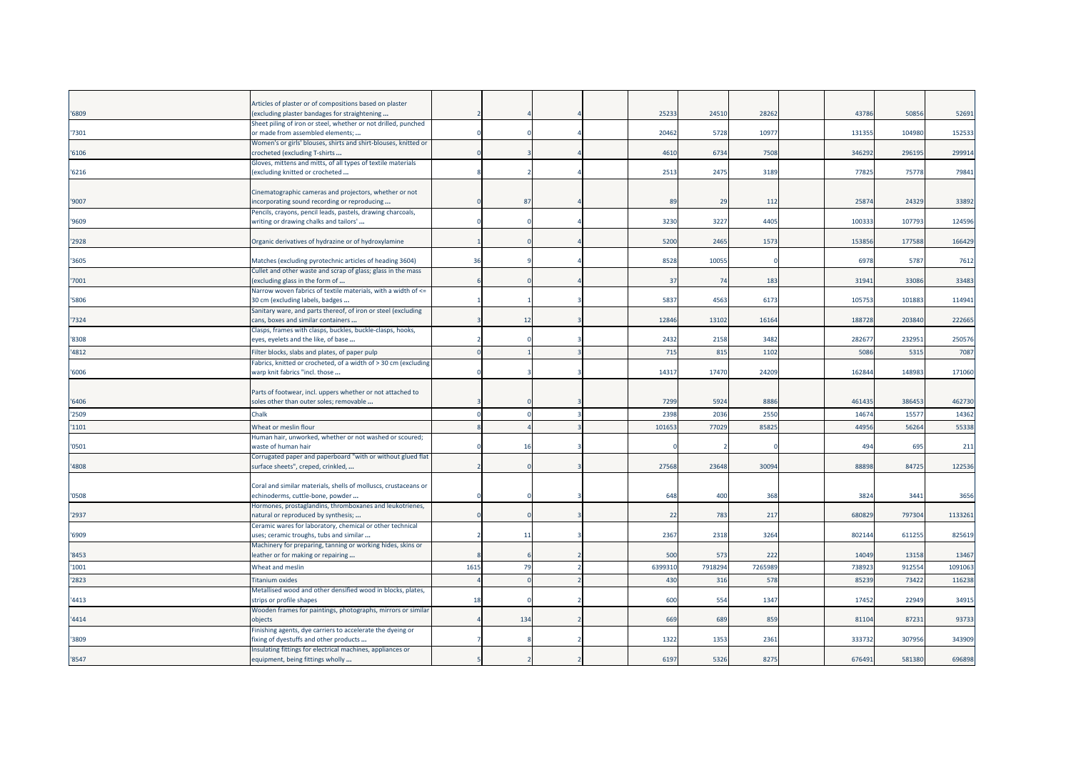| | | | | | | | | | | | | |
|---|---|---|---|---|---|---|---|---|---|---|---|---|
| '6809 | Articles of plaster or of compositions based on plaster (excluding plaster bandages for straightening ... | 2 | 4 | 4 | | 25233 | 24510 | 28262 | | 43786 | 50856 | 52691 |
| '7301 | Sheet piling of iron or steel, whether or not drilled, punched or made from assembled elements; ... | 0 | 0 | 4 | | 20462 | 5728 | 10977 | | 131355 | 104980 | 152533 |
| '6106 | Women's or girls' blouses, shirts and shirt-blouses, knitted or crocheted (excluding T-shirts ... | 0 | 3 | 4 | | 4610 | 6734 | 7508 | | 346292 | 296195 | 299914 |
| '6216 | Gloves, mittens and mitts, of all types of textile materials (excluding knitted or crocheted ... | 8 | 2 | 4 | | 2513 | 2475 | 3189 | | 77825 | 75778 | 79841 |
| '9007 | Cinematographic cameras and projectors, whether or not incorporating sound recording or reproducing ... | 0 | 87 | 4 | | 89 | 29 | 112 | | 25874 | 24329 | 33892 |
| '9609 | Pencils, crayons, pencil leads, pastels, drawing charcoals, writing or drawing chalks and tailors' ... | 0 | 0 | 4 | | 3230 | 3227 | 4405 | | 100333 | 107793 | 124596 |
| '2928 | Organic derivatives of hydrazine or of hydroxylamine | 1 | 0 | 4 | | 5200 | 2465 | 1573 | | 153856 | 177588 | 166429 |
| '3605 | Matches (excluding pyrotechnic articles of heading 3604) | 36 | 9 | 4 | | 8528 | 10055 | 0 | | 6978 | 5787 | 7612 |
| '7001 | Cullet and other waste and scrap of glass; glass in the mass (excluding glass in the form of ... | 6 | 0 | 4 | | 37 | 74 | 183 | | 31941 | 33086 | 33483 |
| '5806 | Narrow woven fabrics of textile materials, with a width of <= 30 cm (excluding labels, badges ... | 1 | 1 | 3 | | 5837 | 4563 | 6173 | | 105753 | 101883 | 114941 |
| '7324 | Sanitary ware, and parts thereof, of iron or steel (excluding cans, boxes and similar containers ... | 3 | 12 | 3 | | 12846 | 13102 | 16164 | | 188728 | 203840 | 222665 |
| '8308 | Clasps, frames with clasps, buckles, buckle-clasps, hooks, eyes, eyelets and the like, of base ... | 2 | 0 | 3 | | 2432 | 2158 | 3482 | | 282677 | 232951 | 250576 |
| '4812 | Filter blocks, slabs and plates, of paper pulp | 0 | 1 | 3 | | 715 | 815 | 1102 | | 5086 | 5315 | 7087 |
| '6006 | Fabrics, knitted or crocheted, of a width of > 30 cm (excluding warp knit fabrics "incl. those ... | 0 | 3 | 3 | | 14317 | 17470 | 24209 | | 162844 | 148983 | 171060 |
| '6406 | Parts of footwear, incl. uppers whether or not attached to soles other than outer soles; removable ... | 3 | 0 | 3 | | 7299 | 5924 | 8886 | | 461435 | 386453 | 462730 |
| '2509 | Chalk | 0 | 0 | 3 | | 2398 | 2036 | 2550 | | 14674 | 15577 | 14362 |
| '1101 | Wheat or meslin flour | 8 | 4 | 3 | | 101653 | 77029 | 85825 | | 44956 | 56264 | 55338 |
| '0501 | Human hair, unworked, whether or not washed or scoured; waste of human hair | 0 | 16 | 3 | | 0 | 2 | 0 | | 494 | 695 | 211 |
| '4808 | Corrugated paper and paperboard "with or without glued flat surface sheets", creped, crinkled, ... | 2 | 0 | 3 | | 27568 | 23648 | 30094 | | 88898 | 84725 | 122536 |
| '0508 | Coral and similar materials, shells of molluscs, crustaceans or echinoderms, cuttle-bone, powder ... | 0 | 0 | 3 | | 648 | 400 | 368 | | 3824 | 3441 | 3656 |
| '2937 | Hormones, prostaglandins, thromboxanes and leukotrienes, natural or reproduced by synthesis; ... | 0 | 0 | 3 | | 22 | 783 | 217 | | 680829 | 797304 | 1133261 |
| '6909 | Ceramic wares for laboratory, chemical or other technical uses; ceramic troughs, tubs and similar ... | 2 | 11 | 3 | | 2367 | 2318 | 3264 | | 802144 | 611255 | 825619 |
| '8453 | Machinery for preparing, tanning or working hides, skins or leather or for making or repairing ... | 8 | 6 | 2 | | 500 | 573 | 222 | | 14049 | 13158 | 13467 |
| '1001 | Wheat and meslin | 1615 | 79 | 2 | | 6399310 | 7918294 | 7265989 | | 738923 | 912554 | 1091063 |
| '2823 | Titanium oxides | 4 | 0 | 2 | | 430 | 316 | 578 | | 85239 | 73422 | 116238 |
| '4413 | Metallised wood and other densified wood in blocks, plates, strips or profile shapes | 18 | 0 | 2 | | 600 | 554 | 1347 | | 17452 | 22949 | 34915 |
| '4414 | Wooden frames for paintings, photographs, mirrors or similar objects | 4 | 134 | 2 | | 669 | 689 | 859 | | 81104 | 87231 | 93733 |
| '3809 | Finishing agents, dye carriers to accelerate the dyeing or fixing of dyestuffs and other products ... | 7 | 8 | 2 | | 1322 | 1353 | 2361 | | 333732 | 307956 | 343909 |
| '8547 | Insulating fittings for electrical machines, appliances or equipment, being fittings wholly ... | 5 | 2 | 2 | | 6197 | 5326 | 8275 | | 676491 | 581380 | 696898 |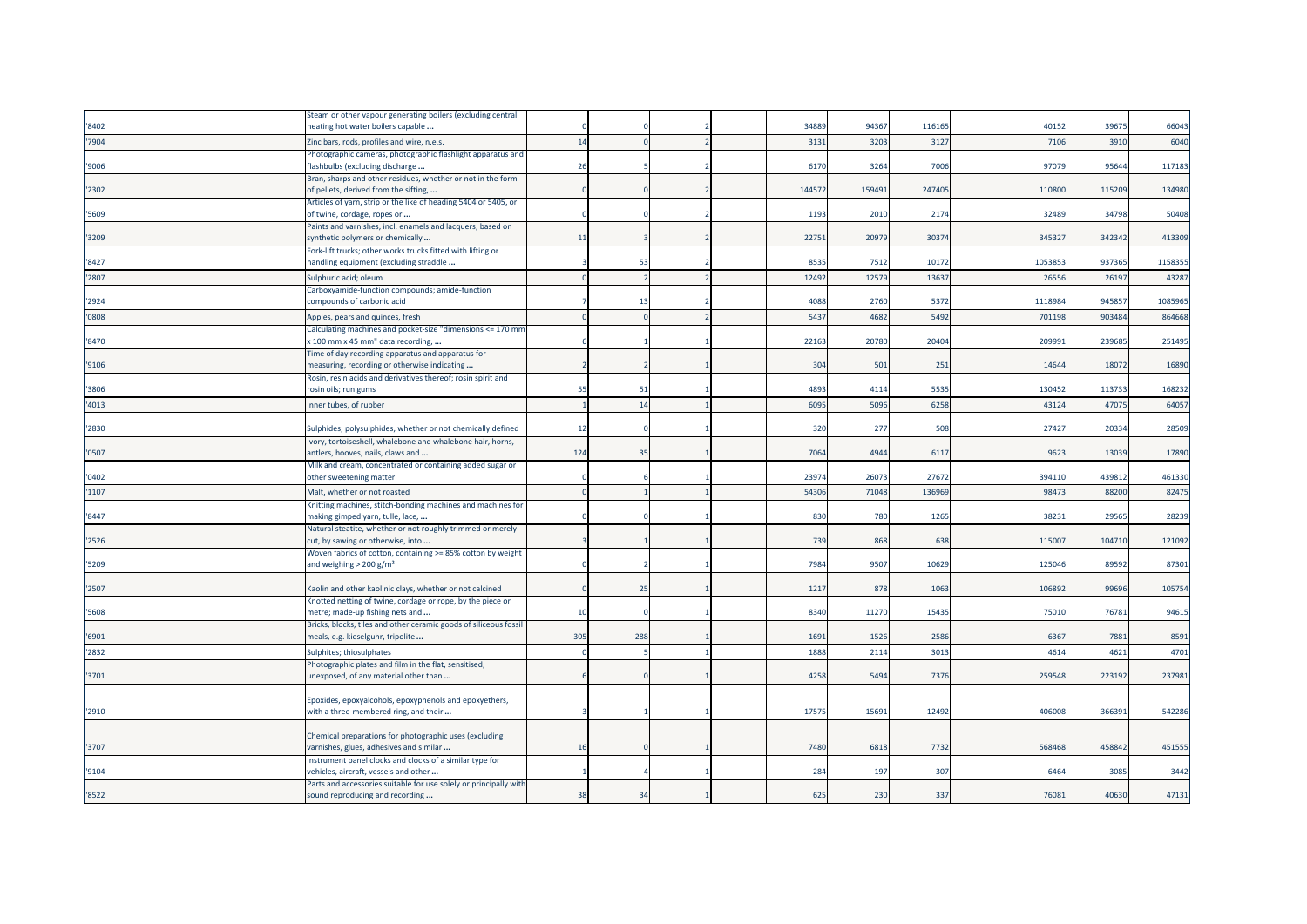| | | | | | | | | | | | |
|---|---|---|---|---|---|---|---|---|---|---|---|
| '8402 | Steam or other vapour generating boilers (excluding central heating hot water boilers capable ... | 0 | 0 | 2 | | 34889 | 94367 | 116165 | | 40152 | 39675 | 66043 |
| '7904 | Zinc bars, rods, profiles and wire, n.e.s. | 14 | 0 | 2 | | 3131 | 3203 | 3127 | | 7106 | 3910 | 6040 |
| '9006 | Photographic cameras, photographic flashlight apparatus and flashbulbs (excluding discharge ... | 26 | 5 | 2 | | 6170 | 3264 | 7006 | | 97079 | 95644 | 117183 |
| '2302 | Bran, sharps and other residues, whether or not in the form of pellets, derived from the sifting, ... | 0 | 0 | 2 | | 144572 | 159491 | 247405 | | 110800 | 115209 | 134980 |
| '5609 | Articles of yarn, strip or the like of heading 5404 or 5405, or of twine, cordage, ropes or ... | 0 | 0 | 2 | | 1193 | 2010 | 2174 | | 32489 | 34798 | 50408 |
| '3209 | Paints and varnishes, incl. enamels and lacquers, based on synthetic polymers or chemically ... | 11 | 3 | 2 | | 22751 | 20979 | 30374 | | 345327 | 342342 | 413309 |
| '8427 | Fork-lift trucks; other works trucks fitted with lifting or handling equipment (excluding straddle ... | 3 | 53 | 2 | | 8535 | 7512 | 10172 | | 1053853 | 937365 | 1158355 |
| '2807 | Sulphuric acid; oleum | 0 | 2 | 2 | | 12492 | 12579 | 13637 | | 26556 | 26197 | 43287 |
| '2924 | Carboxyamide-function compounds; amide-function compounds of carbonic acid | 7 | 13 | 2 | | 4088 | 2760 | 5372 | | 1118984 | 945857 | 1085965 |
| '0808 | Apples, pears and quinces, fresh | 0 | 0 | 2 | | 5437 | 4682 | 5492 | | 701198 | 903484 | 864668 |
| '8470 | Calculating machines and pocket-size "dimensions <= 170 mm x 100 mm x 45 mm" data recording, ... | 6 | 1 | 1 | | 22163 | 20780 | 20404 | | 209991 | 239685 | 251495 |
| '9106 | Time of day recording apparatus and apparatus for measuring, recording or otherwise indicating ... | 2 | 2 | 1 | | 304 | 501 | 251 | | 14644 | 18072 | 16890 |
| '3806 | Rosin, resin acids and derivatives thereof; rosin spirit and rosin oils; run gums | 55 | 51 | 1 | | 4893 | 4114 | 5535 | | 130452 | 113733 | 168232 |
| '4013 | Inner tubes, of rubber | 1 | 14 | 1 | | 6095 | 5096 | 6258 | | 43124 | 47075 | 64057 |
| '2830 | Sulphides; polysulphides, whether or not chemically defined | 12 | 0 | 1 | | 320 | 277 | 508 | | 27427 | 20334 | 28509 |
| '0507 | Ivory, tortoiseshell, whalebone and whalebone hair, horns, antlers, hooves, nails, claws and ... | 124 | 35 | 1 | | 7064 | 4944 | 6117 | | 9623 | 13039 | 17890 |
| '0402 | Milk and cream, concentrated or containing added sugar or other sweetening matter | 0 | 6 | 1 | | 23974 | 26073 | 27672 | | 394110 | 439812 | 461330 |
| '1107 | Malt, whether or not roasted | 0 | 1 | 1 | | 54306 | 71048 | 136969 | | 98473 | 88200 | 82475 |
| '8447 | Knitting machines, stitch-bonding machines and machines for making gimped yarn, tulle, lace, ... | 0 | 0 | 1 | | 830 | 780 | 1265 | | 38231 | 29565 | 28239 |
| '2526 | Natural steatite, whether or not roughly trimmed or merely cut, by sawing or otherwise, into ... | 3 | 1 | 1 | | 739 | 868 | 638 | | 115007 | 104710 | 121092 |
| '5209 | Woven fabrics of cotton, containing >= 85% cotton by weight and weighing > 200 g/m² | 0 | 2 | 1 | | 7984 | 9507 | 10629 | | 125046 | 89592 | 87301 |
| '2507 | Kaolin and other kaolinic clays, whether or not calcined | 0 | 25 | 1 | | 1217 | 878 | 1063 | | 106892 | 99696 | 105754 |
| '5608 | Knotted netting of twine, cordage or rope, by the piece or metre; made-up fishing nets and ... | 10 | 0 | 1 | | 8340 | 11270 | 15435 | | 75010 | 76781 | 94615 |
| '6901 | Bricks, blocks, tiles and other ceramic goods of siliceous fossil meals, e.g. kieselguhr, tripolite ... | 305 | 288 | 1 | | 1691 | 1526 | 2586 | | 6367 | 7881 | 8591 |
| '2832 | Sulphites; thiosulphates | 0 | 5 | 1 | | 1888 | 2114 | 3013 | | 4614 | 4621 | 4701 |
| '3701 | Photographic plates and film in the flat, sensitised, unexposed, of any material other than ... | 6 | 0 | 1 | | 4258 | 5494 | 7376 | | 259548 | 223192 | 237981 |
| '2910 | Epoxides, epoxyalcohols, epoxyphenols and epoxyethers, with a three-membered ring, and their ... | 3 | 1 | 1 | | 17575 | 15691 | 12492 | | 406008 | 366391 | 542286 |
| '3707 | Chemical preparations for photographic uses (excluding varnishes, glues, adhesives and similar ... | 16 | 0 | 1 | | 7480 | 6818 | 7732 | | 568468 | 458842 | 451555 |
| '9104 | Instrument panel clocks and clocks of a similar type for vehicles, aircraft, vessels and other ... | 1 | 4 | 1 | | 284 | 197 | 307 | | 6464 | 3085 | 3442 |
| '8522 | Parts and accessories suitable for use solely or principally with sound reproducing and recording ... | 38 | 34 | 1 | | 625 | 230 | 337 | | 76081 | 40630 | 47131 |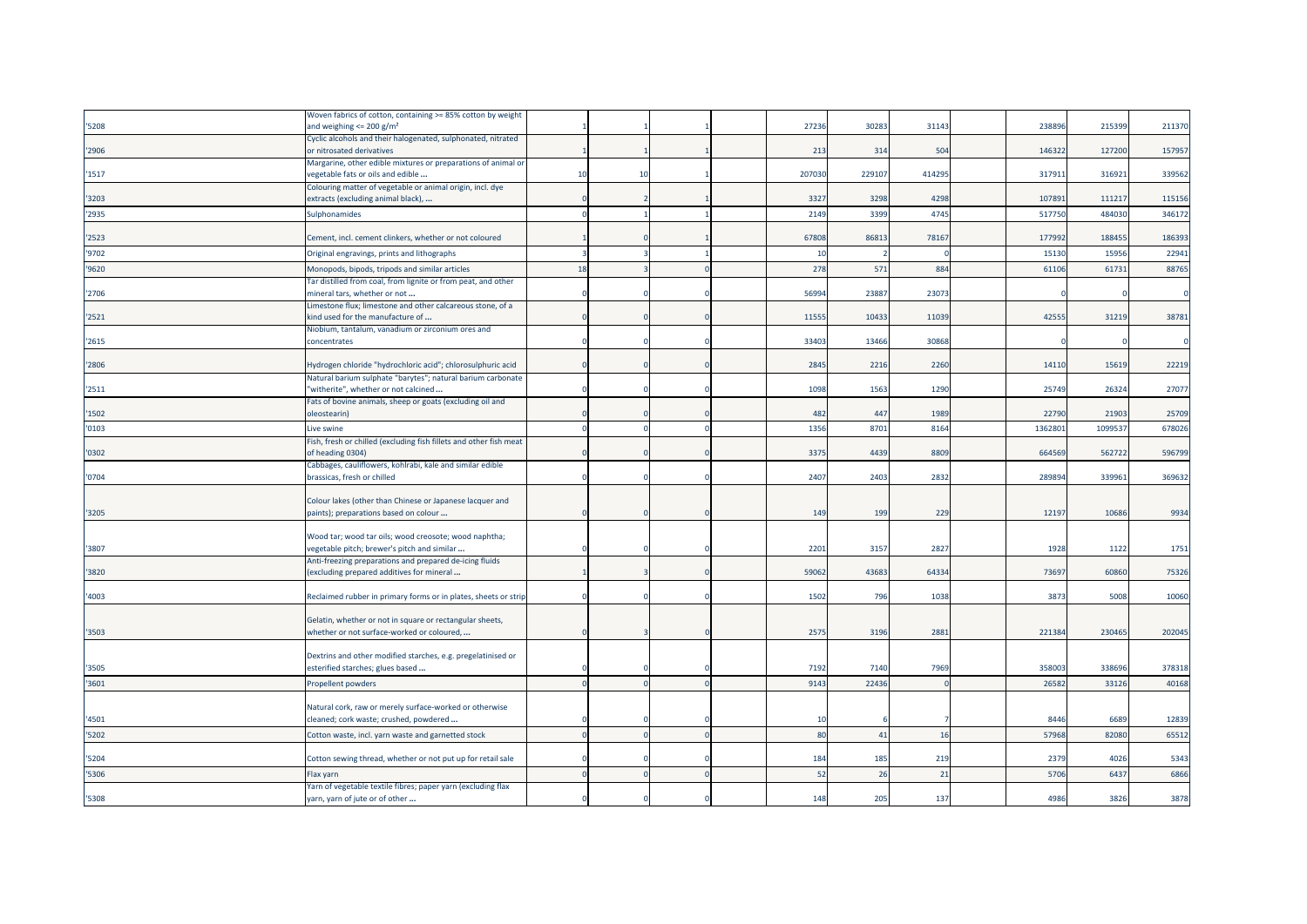| | | | | | | | | | | | | |
|---|---|---|---|---|---|---|---|---|---|---|---|---|
| '5208 | Woven fabrics of cotton, containing >= 85% cotton by weight and weighing <= 200 g/m² | 1 | 1 | 1 | | 27236 | 30283 | 31143 | | 238896 | 215399 | 211370 |
| '2906 | Cyclic alcohols and their halogenated, sulphonated, nitrated or nitrosated derivatives | 1 | 1 | 1 | | 213 | 314 | 504 | | 146322 | 127200 | 157957 |
| '1517 | Margarine, other edible mixtures or preparations of animal or vegetable fats or oils and edible ... | 10 | 10 | 1 | | 207030 | 229107 | 414295 | | 317911 | 316921 | 339562 |
| '3203 | Colouring matter of vegetable or animal origin, incl. dye extracts (excluding animal black), ... | 0 | 2 | 1 | | 3327 | 3298 | 4298 | | 107891 | 111217 | 115156 |
| '2935 | Sulphonamides | 0 | 1 | 1 | | 2149 | 3399 | 4745 | | 517750 | 484030 | 346172 |
| '2523 | Cement, incl. cement clinkers, whether or not coloured | 1 | 0 | 1 | | 67808 | 86813 | 78167 | | 177992 | 188455 | 186393 |
| '9702 | Original engravings, prints and lithographs | 3 | 3 | 1 | | 10 | 2 | 0 | | 15130 | 15956 | 22941 |
| '9620 | Monopods, bipods, tripods and similar articles | 18 | 3 | 0 | | 278 | 571 | 884 | | 61106 | 61731 | 88765 |
| '2706 | Tar distilled from coal, from lignite or from peat, and other mineral tars, whether or not ... | 0 | 0 | 0 | | 56994 | 23887 | 23073 | | 0 | 0 | 0 |
| '2521 | Limestone flux; limestone and other calcareous stone, of a kind used for the manufacture of ... | 0 | 0 | 0 | | 11555 | 10433 | 11039 | | 42555 | 31219 | 38781 |
| '2615 | Niobium, tantalum, vanadium or zirconium ores and concentrates | 0 | 0 | 0 | | 33403 | 13466 | 30868 | | 0 | 0 | 0 |
| '2806 | Hydrogen chloride "hydrochloric acid"; chlorosulphuric acid | 0 | 0 | 0 | | 2845 | 2216 | 2260 | | 14110 | 15619 | 22219 |
| '2511 | Natural barium sulphate "barytes"; natural barium carbonate "witherite", whether or not calcined ... | 0 | 0 | 0 | | 1098 | 1563 | 1290 | | 25749 | 26324 | 27077 |
| '1502 | Fats of bovine animals, sheep or goats (excluding oil and oleostearin) | 0 | 0 | 0 | | 482 | 447 | 1989 | | 22790 | 21903 | 25709 |
| '0103 | Live swine | 0 | 0 | 0 | | 1356 | 8701 | 8164 | | 1362801 | 1099537 | 678026 |
| '0302 | Fish, fresh or chilled (excluding fish fillets and other fish meat of heading 0304) | 0 | 0 | 0 | | 3375 | 4439 | 8809 | | 664569 | 562722 | 596799 |
| '0704 | Cabbages, cauliflowers, kohlrabi, kale and similar edible brassicas, fresh or chilled | 0 | 0 | 0 | | 2407 | 2403 | 2832 | | 289894 | 339961 | 369632 |
| '3205 | Colour lakes (other than Chinese or Japanese lacquer and paints); preparations based on colour ... | 0 | 0 | 0 | | 149 | 199 | 229 | | 12197 | 10686 | 9934 |
| '3807 | Wood tar; wood tar oils; wood creosote; wood naphtha; vegetable pitch; brewer's pitch and similar ... | 0 | 0 | 0 | | 2201 | 3157 | 2827 | | 1928 | 1122 | 1751 |
| '3820 | Anti-freezing preparations and prepared de-icing fluids (excluding prepared additives for mineral ... | 1 | 3 | 0 | | 59062 | 43683 | 64334 | | 73697 | 60860 | 75326 |
| '4003 | Reclaimed rubber in primary forms or in plates, sheets or strip | 0 | 0 | 0 | | 1502 | 796 | 1038 | | 3873 | 5008 | 10060 |
| '3503 | Gelatin, whether or not in square or rectangular sheets, whether or not surface-worked or coloured, ... | 0 | 3 | 0 | | 2575 | 3196 | 2881 | | 221384 | 230465 | 202045 |
| '3505 | Dextrins and other modified starches, e.g. pregelatinised or esterified starches; glues based ... | 0 | 0 | 0 | | 7192 | 7140 | 7969 | | 358003 | 338696 | 378318 |
| '3601 | Propellent powders | 0 | 0 | 0 | | 9143 | 22436 | 0 | | 26582 | 33126 | 40168 |
| '4501 | Natural cork, raw or merely surface-worked or otherwise cleaned; cork waste; crushed, powdered ... | 0 | 0 | 0 | | 10 | 6 | 7 | | 8446 | 6689 | 12839 |
| '5202 | Cotton waste, incl. yarn waste and garnetted stock | 0 | 0 | 0 | | 80 | 41 | 16 | | 57968 | 82080 | 65512 |
| '5204 | Cotton sewing thread, whether or not put up for retail sale | 0 | 0 | 0 | | 184 | 185 | 219 | | 2379 | 4026 | 5343 |
| '5306 | Flax yarn | 0 | 0 | 0 | | 52 | 26 | 21 | | 5706 | 6437 | 6866 |
| '5308 | Yarn of vegetable textile fibres; paper yarn (excluding flax yarn, yarn of jute or of other ... | 0 | 0 | 0 | | 148 | 205 | 137 | | 4986 | 3826 | 3878 |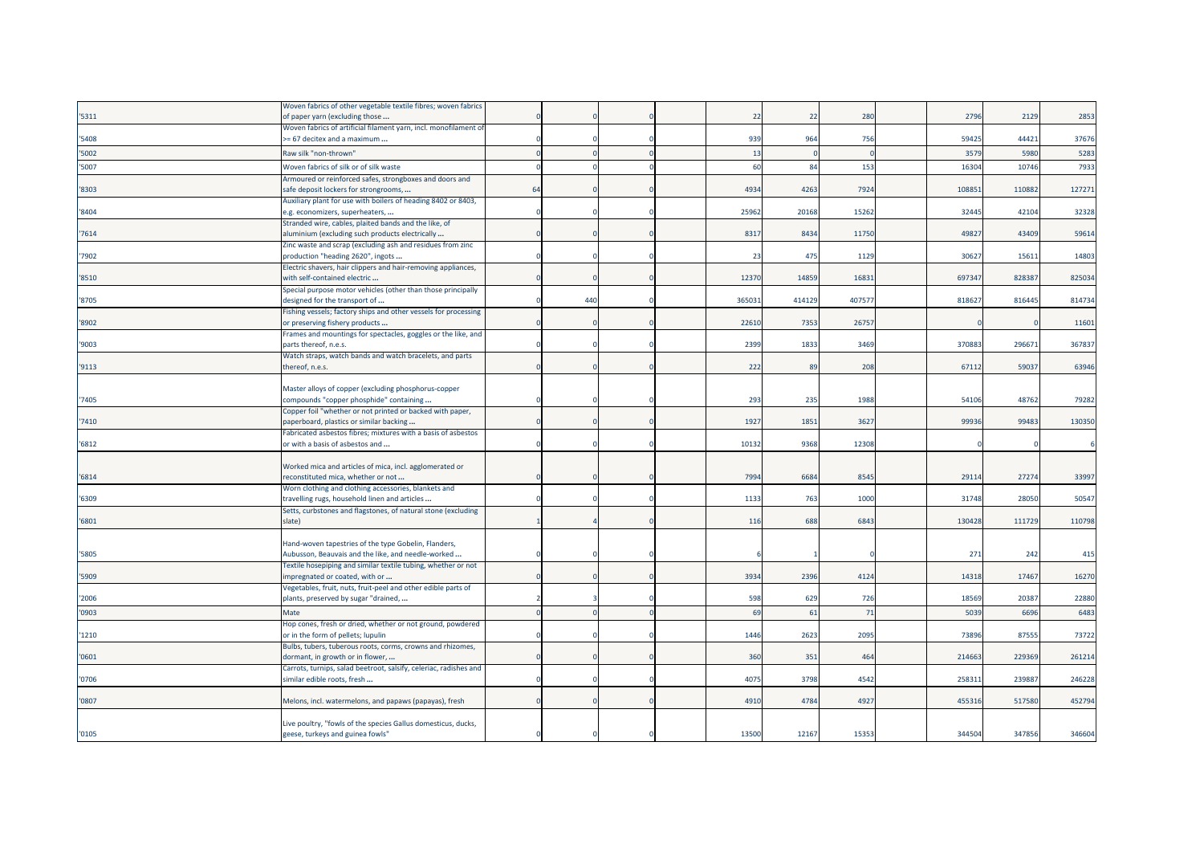| | | | | | | | | | | | | |
|---|---|---|---|---|---|---|---|---|---|---|---|---|
| '5311 | Woven fabrics of other vegetable textile fibres; woven fabrics of paper yarn (excluding those ... | 0 | 0 | 0 | | 22 | 22 | 280 | | 2796 | 2129 | 2853 |
| '5408 | Woven fabrics of artificial filament yarn, incl. monofilament of >= 67 decitex and a maximum ... | 0 | 0 | 0 | | 939 | 964 | 756 | | 59425 | 44421 | 37676 |
| '5002 | Raw silk "non-thrown" | 0 | 0 | 0 | | 13 | 0 | 0 | | 3579 | 5980 | 5283 |
| '5007 | Woven fabrics of silk or of silk waste | 0 | 0 | 0 | | 60 | 84 | 153 | | 16304 | 10746 | 7933 |
| '8303 | Armoured or reinforced safes, strongboxes and doors and safe deposit lockers for strongrooms, ... | 64 | 0 | 0 | | 4934 | 4263 | 7924 | | 108851 | 110882 | 127271 |
| '8404 | Auxiliary plant for use with boilers of heading 8402 or 8403, e.g. economizers, superheaters, ... | 0 | 0 | 0 | | 25962 | 20168 | 15262 | | 32445 | 42104 | 32328 |
| '7614 | Stranded wire, cables, plaited bands and the like, of aluminium (excluding such products electrically ... | 0 | 0 | 0 | | 8317 | 8434 | 11750 | | 49827 | 43409 | 59614 |
| '7902 | Zinc waste and scrap (excluding ash and residues from zinc production "heading 2620", ingots ... | 0 | 0 | 0 | | 23 | 475 | 1129 | | 30627 | 15611 | 14803 |
| '8510 | Electric shavers, hair clippers and hair-removing appliances, with self-contained electric ... | 0 | 0 | 0 | | 12370 | 14859 | 16831 | | 697347 | 828387 | 825034 |
| '8705 | Special purpose motor vehicles (other than those principally designed for the transport of ... | 0 | 440 | 0 | | 365031 | 414129 | 407577 | | 818627 | 816445 | 814734 |
| '8902 | Fishing vessels; factory ships and other vessels for processing or preserving fishery products ... | 0 | 0 | 0 | | 22610 | 7353 | 26757 | | 0 | 0 | 11601 |
| '9003 | Frames and mountings for spectacles, goggles or the like, and parts thereof, n.e.s. | 0 | 0 | 0 | | 2399 | 1833 | 3469 | | 370883 | 296671 | 367837 |
| '9113 | Watch straps, watch bands and watch bracelets, and parts thereof, n.e.s. | 0 | 0 | 0 | | 222 | 89 | 208 | | 67112 | 59037 | 63946 |
| '7405 | Master alloys of copper (excluding phosphorus-copper compounds "copper phosphide" containing ... | 0 | 0 | 0 | | 293 | 235 | 1988 | | 54106 | 48762 | 79282 |
| '7410 | Copper foil "whether or not printed or backed with paper, paperboard, plastics or similar backing ... | 0 | 0 | 0 | | 1927 | 1851 | 3627 | | 99936 | 99483 | 130350 |
| '6812 | Fabricated asbestos fibres; mixtures with a basis of asbestos or with a basis of asbestos and ... | 0 | 0 | 0 | | 10132 | 9368 | 12308 | | 0 | 0 | 6 |
| '6814 | Worked mica and articles of mica, incl. agglomerated or reconstituted mica, whether or not ... | 0 | 0 | 0 | | 7994 | 6684 | 8545 | | 29114 | 27274 | 33997 |
| '6309 | Worn clothing and clothing accessories, blankets and travelling rugs, household linen and articles ... | 0 | 0 | 0 | | 1133 | 763 | 1000 | | 31748 | 28050 | 50547 |
| '6801 | Setts, curbstones and flagstones, of natural stone (excluding slate) | 1 | 4 | 0 | | 116 | 688 | 6843 | | 130428 | 111729 | 110798 |
| '5805 | Hand-woven tapestries of the type Gobelin, Flanders, Aubusson, Beauvais and the like, and needle-worked ... | 0 | 0 | 0 | | 6 | 1 | 0 | | 271 | 242 | 415 |
| '5909 | Textile hosepiping and similar textile tubing, whether or not impregnated or coated, with or ... | 0 | 0 | 0 | | 3934 | 2396 | 4124 | | 14318 | 17467 | 16270 |
| '2006 | Vegetables, fruit, nuts, fruit-peel and other edible parts of plants, preserved by sugar "drained, ... | 2 | 3 | 0 | | 598 | 629 | 726 | | 18569 | 20387 | 22880 |
| '0903 | Mate | 0 | 0 | 0 | | 69 | 61 | 71 | | 5039 | 6696 | 6483 |
| '1210 | Hop cones, fresh or dried, whether or not ground, powdered or in the form of pellets; lupulin | 0 | 0 | 0 | | 1446 | 2623 | 2095 | | 73896 | 87555 | 73722 |
| '0601 | Bulbs, tubers, tuberous roots, corms, crowns and rhizomes, dormant, in growth or in flower, ... | 0 | 0 | 0 | | 360 | 351 | 464 | | 214663 | 229369 | 261214 |
| '0706 | Carrots, turnips, salad beetroot, salsify, celeriac, radishes and similar edible roots, fresh ... | 0 | 0 | 0 | | 4075 | 3798 | 4542 | | 258311 | 239887 | 246228 |
| '0807 | Melons, incl. watermelons, and papaws (papayas), fresh | 0 | 0 | 0 | | 4910 | 4784 | 4927 | | 455316 | 517580 | 452794 |
| '0105 | Live poultry, "fowls of the species Gallus domesticus, ducks, geese, turkeys and guinea fowls" | 0 | 0 | 0 | | 13500 | 12167 | 15353 | | 344504 | 347856 | 346604 |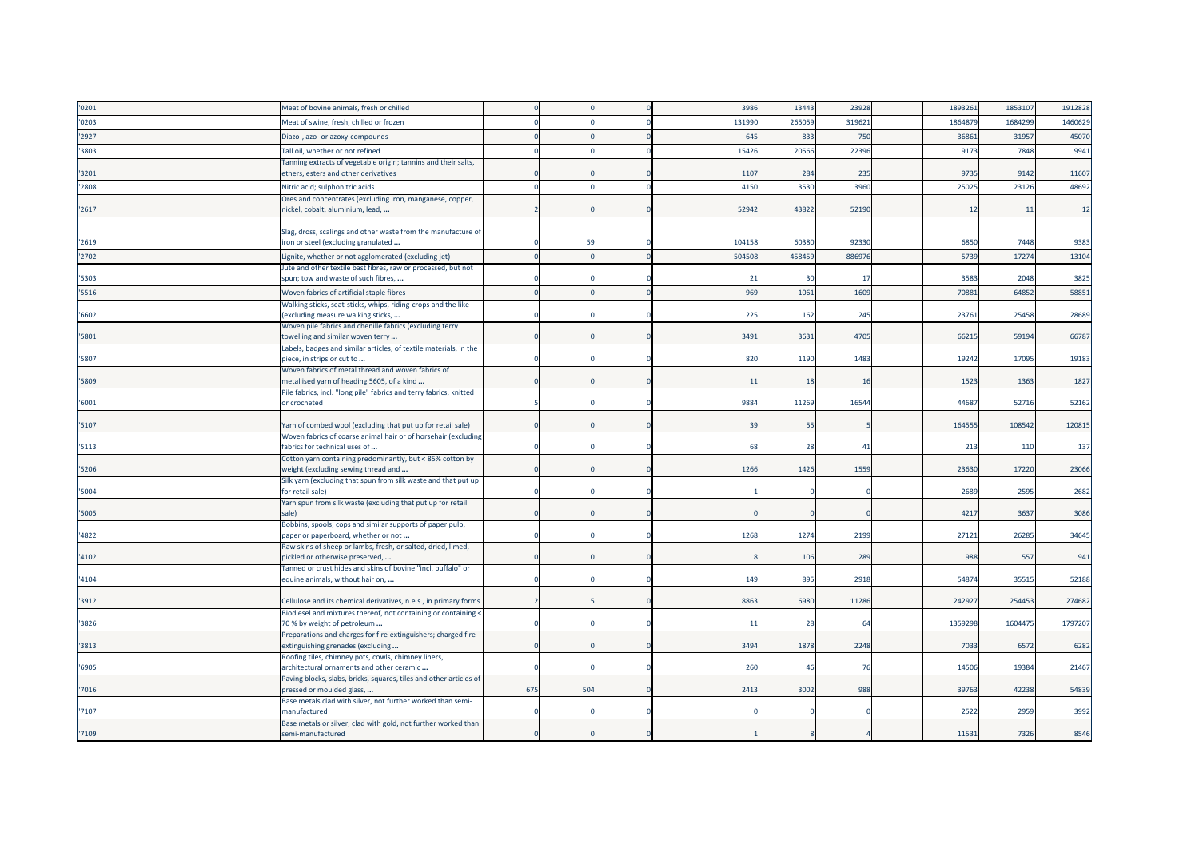| | | | | | | | | | | | | |
|---|---|---|---|---|---|---|---|---|---|---|---|---|
| '0201 | Meat of bovine animals, fresh or chilled | 0 | 0 | 0 | | 3986 | 13443 | 23928 | | 1893261 | 1853107 | 1912828 |
| '0203 | Meat of swine, fresh, chilled or frozen | 0 | 0 | 0 | | 131990 | 265059 | 319621 | | 1864879 | 1684299 | 1460629 |
| '2927 | Diazo-, azo- or azoxy-compounds | 0 | 0 | 0 | | 645 | 833 | 750 | | 36861 | 31957 | 45070 |
| '3803 | Tall oil, whether or not refined | 0 | 0 | 0 | | 15426 | 20566 | 22396 | | 9173 | 7848 | 9941 |
| '3201 | Tanning extracts of vegetable origin; tannins and their salts, ethers, esters and other derivatives | 0 | 0 | 0 | | 1107 | 284 | 235 | | 9735 | 9142 | 11607 |
| '2808 | Nitric acid; sulphonitric acids | 0 | 0 | 0 | | 4150 | 3530 | 3960 | | 25025 | 23126 | 48692 |
| '2617 | Ores and concentrates (excluding iron, manganese, copper, nickel, cobalt, aluminium, lead, ... | 2 | 0 | 0 | | 52942 | 43822 | 52190 | | 12 | 11 | 12 |
| '2619 | Slag, dross, scalings and other waste from the manufacture of iron or steel (excluding granulated ... | 0 | 59 | 0 | | 104158 | 60380 | 92330 | | 6850 | 7448 | 9383 |
| '2702 | Lignite, whether or not agglomerated (excluding jet) | 0 | 0 | 0 | | 504508 | 458459 | 886976 | | 5739 | 17274 | 13104 |
| '5303 | Jute and other textile bast fibres, raw or processed, but not spun; tow and waste of such fibres, ... | 0 | 0 | 0 | | 21 | 30 | 17 | | 3583 | 2048 | 3825 |
| '5516 | Woven fabrics of artificial staple fibres | 0 | 0 | 0 | | 969 | 1061 | 1609 | | 70881 | 64852 | 58851 |
| '6602 | Walking sticks, seat-sticks, whips, riding-crops and the like (excluding measure walking sticks, ... | 0 | 0 | 0 | | 225 | 162 | 245 | | 23761 | 25458 | 28689 |
| '5801 | Woven pile fabrics and chenille fabrics (excluding terry towelling and similar woven terry ... | 0 | 0 | 0 | | 3491 | 3631 | 4705 | | 66215 | 59194 | 66787 |
| '5807 | Labels, badges and similar articles, of textile materials, in the piece, in strips or cut to ... | 0 | 0 | 0 | | 820 | 1190 | 1483 | | 19242 | 17095 | 19183 |
| '5809 | Woven fabrics of metal thread and woven fabrics of metallised yarn of heading 5605, of a kind ... | 0 | 0 | 0 | | 11 | 18 | 16 | | 1523 | 1363 | 1827 |
| '6001 | Pile fabrics, incl. "long pile" fabrics and terry fabrics, knitted or crocheted | 5 | 0 | 0 | | 9884 | 11269 | 16544 | | 44687 | 52716 | 52162 |
| '5107 | Yarn of combed wool (excluding that put up for retail sale) | 0 | 0 | 0 | | 39 | 55 | 5 | | 164555 | 108542 | 120815 |
| '5113 | Woven fabrics of coarse animal hair or of horsehair (excluding fabrics for technical uses of ... | 0 | 0 | 0 | | 68 | 28 | 41 | | 213 | 110 | 137 |
| '5206 | Cotton yarn containing predominantly, but < 85% cotton by weight (excluding sewing thread and ... | 0 | 0 | 0 | | 1266 | 1426 | 1559 | | 23630 | 17220 | 23066 |
| '5004 | Silk yarn (excluding that spun from silk waste and that put up for retail sale) | 0 | 0 | 0 | | 1 | 0 | 0 | | 2689 | 2595 | 2682 |
| '5005 | Yarn spun from silk waste (excluding that put up for retail sale) | 0 | 0 | 0 | | 0 | 0 | 0 | | 4217 | 3637 | 3086 |
| '4822 | Bobbins, spools, cops and similar supports of paper pulp, paper or paperboard, whether or not ... | 0 | 0 | 0 | | 1268 | 1274 | 2199 | | 27121 | 26285 | 34645 |
| '4102 | Raw skins of sheep or lambs, fresh, or salted, dried, limed, pickled or otherwise preserved, ... | 0 | 0 | 0 | | 8 | 106 | 289 | | 988 | 557 | 941 |
| '4104 | Tanned or crust hides and skins of bovine "incl. buffalo" or equine animals, without hair on, ... | 0 | 0 | 0 | | 149 | 895 | 2918 | | 54874 | 35515 | 52188 |
| '3912 | Cellulose and its chemical derivatives, n.e.s., in primary forms | 2 | 5 | 0 | | 8863 | 6980 | 11286 | | 242927 | 254453 | 274682 |
| '3826 | Biodiesel and mixtures thereof, not containing or containing < 70 % by weight of petroleum ... | 0 | 0 | 0 | | 11 | 28 | 64 | | 1359298 | 1604475 | 1797207 |
| '3813 | Preparations and charges for fire-extinguishers; charged fire-extinguishing grenades (excluding ... | 0 | 0 | 0 | | 3494 | 1878 | 2248 | | 7033 | 6572 | 6282 |
| '6905 | Roofing tiles, chimney pots, cowls, chimney liners, architectural ornaments and other ceramic ... | 0 | 0 | 0 | | 260 | 46 | 76 | | 14506 | 19384 | 21467 |
| '7016 | Paving blocks, slabs, bricks, squares, tiles and other articles of pressed or moulded glass, ... | 675 | 504 | 0 | | 2413 | 3002 | 988 | | 39763 | 42238 | 54839 |
| '7107 | Base metals clad with silver, not further worked than semi-manufactured | 0 | 0 | 0 | | 0 | 0 | 0 | | 2522 | 2959 | 3992 |
| '7109 | Base metals or silver, clad with gold, not further worked than semi-manufactured | 0 | 0 | 0 | | 1 | 8 | 4 | | 11531 | 7326 | 8546 |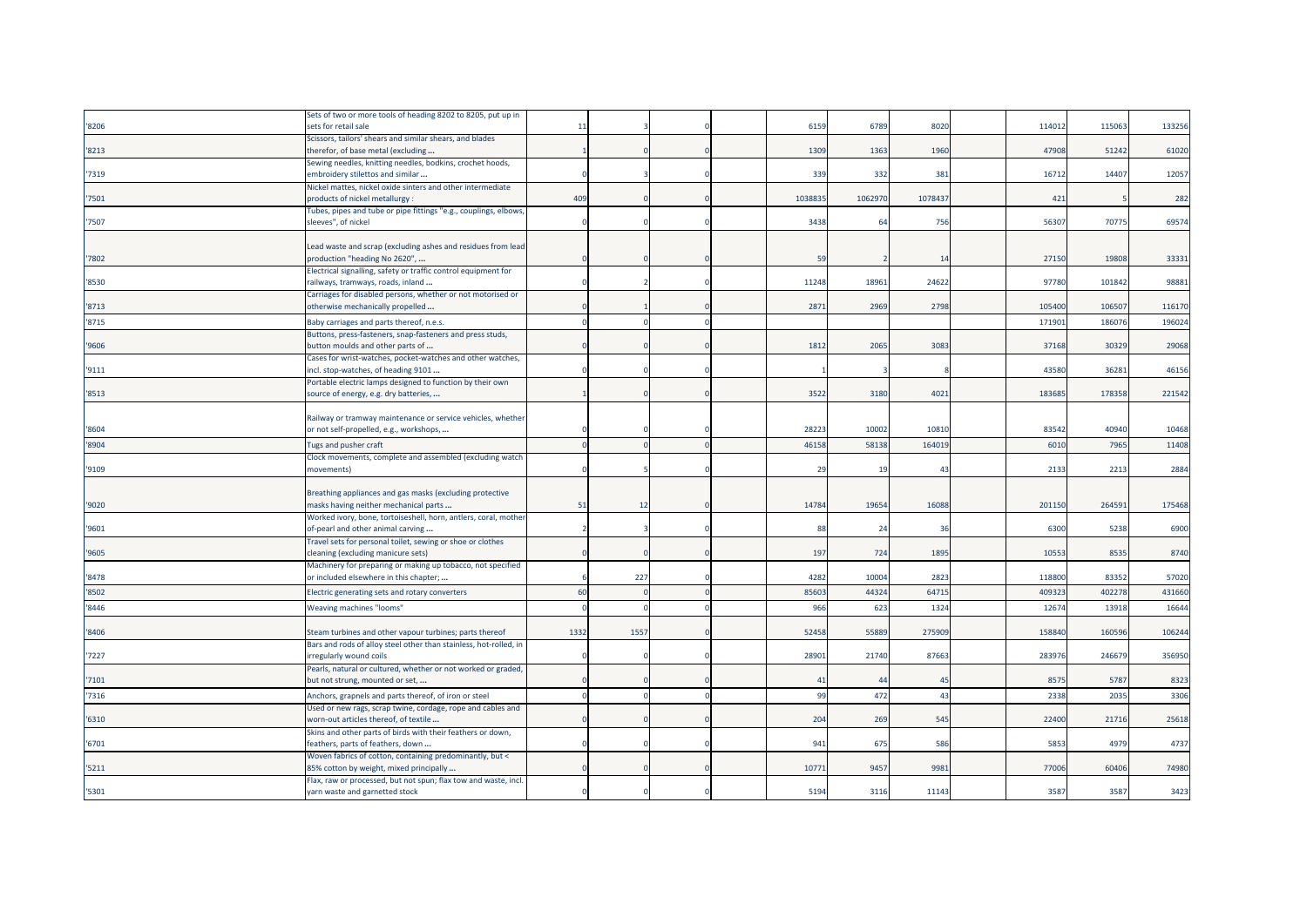| | | | | | | | | | | | | |
|---|---|---|---|---|---|---|---|---|---|---|---|---|
| '8206 | Sets of two or more tools of heading 8202 to 8205, put up in sets for retail sale | 11 | 3 | 0 | | 6159 | 6789 | 8020 | | 114012 | 115063 | 133256 |
| '8213 | Scissors, tailors' shears and similar shears, and blades therefor, of base metal (excluding ... | 1 | 0 | 0 | | 1309 | 1363 | 1960 | | 47908 | 51242 | 61020 |
| '7319 | Sewing needles, knitting needles, bodkins, crochet hoods, embroidery stilettos and similar ... | 0 | 3 | 0 | | 339 | 332 | 381 | | 16712 | 14407 | 12057 |
| '7501 | Nickel mattes, nickel oxide sinters and other intermediate products of nickel metallurgy : | 409 | 0 | 0 | | 1038835 | 1062970 | 1078437 | | 421 | 5 | 282 |
| '7507 | Tubes, pipes and tube or pipe fittings "e.g., couplings, elbows, sleeves", of nickel | 0 | 0 | 0 | | 3438 | 64 | 756 | | 56307 | 70775 | 69574 |
| '7802 | Lead waste and scrap (excluding ashes and residues from lead production "heading No 2620", ... | 0 | 0 | 0 | | 59 | 2 | 14 | | 27150 | 19808 | 33331 |
| '8530 | Electrical signalling, safety or traffic control equipment for railways, tramways, roads, inland ... | 0 | 2 | 0 | | 11248 | 18961 | 24622 | | 97780 | 101842 | 98881 |
| '8713 | Carriages for disabled persons, whether or not motorised or otherwise mechanically propelled ... | 0 | 1 | 0 | | 2871 | 2969 | 2798 | | 105400 | 106507 | 116170 |
| '8715 | Baby carriages and parts thereof, n.e.s. | 0 | 0 | 0 | | | | | | 171901 | 186076 | 196024 |
| '9606 | Buttons, press-fasteners, snap-fasteners and press studs, button moulds and other parts of ... | 0 | 0 | 0 | | 1812 | 2065 | 3083 | | 37168 | 30329 | 29068 |
| '9111 | Cases for wrist-watches, pocket-watches and other watches, incl. stop-watches, of heading 9101 ... | 0 | 0 | 0 | | 1 | 3 | 8 | | 43580 | 36281 | 46156 |
| '8513 | Portable electric lamps designed to function by their own source of energy, e.g. dry batteries, ... | 1 | 0 | 0 | | 3522 | 3180 | 4021 | | 183685 | 178358 | 221542 |
| '8604 | Railway or tramway maintenance or service vehicles, whether or not self-propelled, e.g., workshops, ... | 0 | 0 | 0 | | 28223 | 10002 | 10810 | | 83542 | 40940 | 10468 |
| '8904 | Tugs and pusher craft | 0 | 0 | 0 | | 46158 | 58138 | 164019 | | 6010 | 7965 | 11408 |
| '9109 | Clock movements, complete and assembled (excluding watch movements) | 0 | 5 | 0 | | 29 | 19 | 43 | | 2133 | 2213 | 2884 |
| '9020 | Breathing appliances and gas masks (excluding protective masks having neither mechanical parts ... | 51 | 12 | 0 | | 14784 | 19654 | 16088 | | 201150 | 264591 | 175468 |
| '9601 | Worked ivory, bone, tortoiseshell, horn, antlers, coral, mother-of-pearl and other animal carving ... | 2 | 3 | 0 | | 88 | 24 | 36 | | 6300 | 5238 | 6900 |
| '9605 | Travel sets for personal toilet, sewing or shoe or clothes cleaning (excluding manicure sets) | 0 | 0 | 0 | | 197 | 724 | 1895 | | 10553 | 8535 | 8740 |
| '8478 | Machinery for preparing or making up tobacco, not specified or included elsewhere in this chapter; ... | 6 | 227 | 0 | | 4282 | 10004 | 2823 | | 118800 | 83352 | 57020 |
| '8502 | Electric generating sets and rotary converters | 60 | 0 | 0 | | 85603 | 44324 | 64715 | | 409323 | 402278 | 431660 |
| '8446 | Weaving machines "looms" | 0 | 0 | 0 | | 966 | 623 | 1324 | | 12674 | 13918 | 16644 |
| '8406 | Steam turbines and other vapour turbines; parts thereof | 1332 | 1557 | 0 | | 52458 | 55889 | 275909 | | 158840 | 160596 | 106244 |
| '7227 | Bars and rods of alloy steel other than stainless, hot-rolled, in irregularly wound coils | 0 | 0 | 0 | | 28901 | 21740 | 87663 | | 283976 | 246679 | 356950 |
| '7101 | Pearls, natural or cultured, whether or not worked or graded, but not strung, mounted or set, ... | 0 | 0 | 0 | | 41 | 44 | 45 | | 8575 | 5787 | 8323 |
| '7316 | Anchors, grapnels and parts thereof, of iron or steel | 0 | 0 | 0 | | 99 | 472 | 43 | | 2338 | 2035 | 3306 |
| '6310 | Used or new rags, scrap twine, cordage, rope and cables and worn-out articles thereof, of textile ... | 0 | 0 | 0 | | 204 | 269 | 545 | | 22400 | 21716 | 25618 |
| '6701 | Skins and other parts of birds with their feathers or down, feathers, parts of feathers, down ... | 0 | 0 | 0 | | 941 | 675 | 586 | | 5853 | 4979 | 4737 |
| '5211 | Woven fabrics of cotton, containing predominantly, but < 85% cotton by weight, mixed principally ... | 0 | 0 | 0 | | 10771 | 9457 | 9981 | | 77006 | 60406 | 74980 |
| '5301 | Flax, raw or processed, but not spun; flax tow and waste, incl. yarn waste and garnetted stock | 0 | 0 | 0 | | 5194 | 3116 | 11143 | | 3587 | 3587 | 3423 |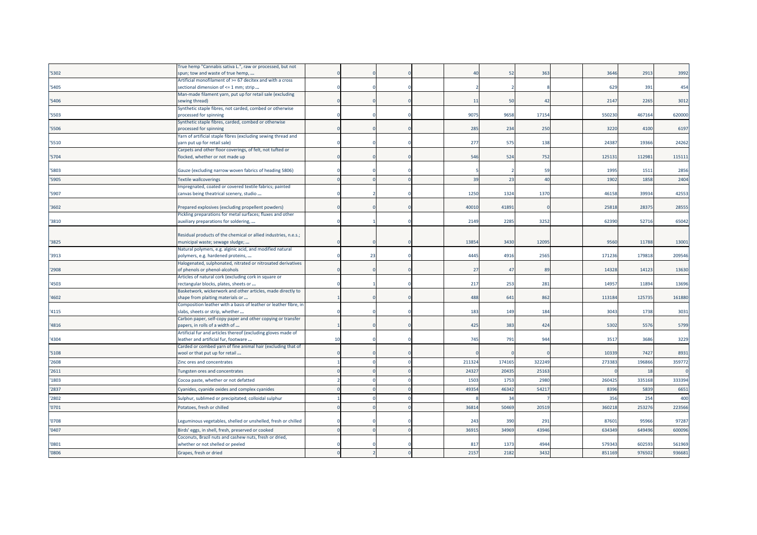| | | | | | | | | | | | | | |
|---|---|---|---|---|---|---|---|---|---|---|---|---|---|
| '5302 | True hemp "Cannabis sativa L.", raw or processed, but not spun; tow and waste of true hemp, ... | 0 | 0 | 0 | | 40 | 52 | 363 | | 3646 | 2913 | 3992 |
| '5405 | Artificial monofilament of >= 67 decitex and with a cross sectional dimension of <= 1 mm; strip ... | 0 | 0 | 0 | | 2 | 2 | 8 | | 629 | 391 | 454 |
| '5406 | Man-made filament yarn, put up for retail sale (excluding sewing thread) | 0 | 0 | 0 | | 11 | 50 | 42 | | 2147 | 2265 | 3012 |
| '5503 | Synthetic staple fibres, not carded, combed or otherwise processed for spinning | 0 | 0 | 0 | | 9075 | 9658 | 17154 | | 550230 | 467164 | 620000 |
| '5506 | Synthetic staple fibres, carded, combed or otherwise processed for spinning | 0 | 0 | 0 | | 285 | 234 | 250 | | 3220 | 4100 | 6197 |
| '5510 | Yarn of artificial staple fibres (excluding sewing thread and yarn put up for retail sale) | 0 | 0 | 0 | | 277 | 575 | 138 | | 24387 | 19366 | 24262 |
| '5704 | Carpets and other floor coverings, of felt, not tufted or flocked, whether or not made up | 0 | 0 | 0 | | 546 | 524 | 752 | | 125131 | 112981 | 115111 |
| '5803 | Gauze (excluding narrow woven fabrics of heading 5806) | 0 | 0 | 0 | | 5 | 2 | 59 | | 1995 | 1511 | 2856 |
| '5905 | Textile wallcoverings | 0 | 0 | 0 | | 39 | 23 | 40 | | 1902 | 1858 | 2404 |
| '5907 | Impregnated, coated or covered textile fabrics; painted canvas being theatrical scenery, studio ... | 0 | 2 | 0 | | 1250 | 1324 | 1370 | | 46158 | 39934 | 42553 |
| '3602 | Prepared explosives (excluding propellent powders) | 0 | 0 | 0 | | 40010 | 41891 | 0 | | 25818 | 28375 | 28555 |
| '3810 | Pickling preparations for metal surfaces; fluxes and other auxiliary preparations for soldering, ... | 0 | 1 | 0 | | 2149 | 2285 | 3252 | | 62390 | 52716 | 65042 |
| '3825 | Residual products of the chemical or allied industries, n.e.s.; municipal waste; sewage sludge; ... | 0 | 0 | 0 | | 13854 | 3430 | 12095 | | 9560 | 11788 | 13001 |
| '3913 | Natural polymers, e.g. alginic acid, and modified natural polymers, e.g. hardened proteins, ... | 0 | 23 | 0 | | 4445 | 4916 | 2565 | | 171236 | 179818 | 209546 |
| '2908 | Halogenated, sulphonated, nitrated or nitrosated derivatives of phenols or phenol-alcohols | 0 | 0 | 0 | | 27 | 47 | 89 | | 14328 | 14123 | 13630 |
| '4503 | Articles of natural cork (excluding cork in square or rectangular blocks, plates, sheets or ... | 0 | 1 | 0 | | 217 | 253 | 281 | | 14957 | 11894 | 13696 |
| '4602 | Basketwork, wickerwork and other articles, made directly to shape from plaiting materials or ... | 1 | 0 | 0 | | 488 | 641 | 862 | | 113184 | 125735 | 161880 |
| '4115 | Composition leather with a basis of leather or leather fibre, in slabs, sheets or strip, whether ... | 0 | 0 | 0 | | 183 | 149 | 184 | | 3043 | 1738 | 3031 |
| '4816 | Carbon paper, self-copy paper and other copying or transfer papers, in rolls of a width of ... | 1 | 0 | 0 | | 425 | 383 | 424 | | 5302 | 5576 | 5799 |
| '4304 | Artificial fur and articles thereof (excluding gloves made of leather and artificial fur, footware ... | 10 | 0 | 0 | | 745 | 791 | 944 | | 3517 | 3686 | 3229 |
| '5108 | Carded or combed yarn of fine animal hair (excluding that of wool or that put up for retail ... | 0 | 0 | 0 | | 0 | 0 | 0 | | 10339 | 7427 | 8931 |
| '2608 | Zinc ores and concentrates | 1 | 0 | 0 | | 211324 | 174165 | 322249 | | 273383 | 196866 | 359772 |
| '2611 | Tungsten ores and concentrates | 0 | 0 | 0 | | 24327 | 20435 | 25163 | | 0 | 18 | 0 |
| '1803 | Cocoa paste, whether or not defatted | 2 | 0 | 0 | | 1503 | 1753 | 2980 | | 260425 | 335168 | 333394 |
| '2837 | Cyanides, cyanide oxides and complex cyanides | 0 | 0 | 0 | | 49354 | 46342 | 54217 | | 8396 | 5839 | 6651 |
| '2802 | Sulphur, sublimed or precipitated; colloidal sulphur | 1 | 0 | 0 | | 8 | 34 | 7 | | 356 | 254 | 400 |
| '0701 | Potatoes, fresh or chilled | 0 | 0 | 0 | | 36814 | 50469 | 20519 | | 360218 | 253276 | 223566 |
| '0708 | Leguminous vegetables, shelled or unshelled, fresh or chilled | 0 | 0 | 0 | | 243 | 390 | 291 | | 87601 | 95966 | 97287 |
| '0407 | Birds' eggs, in shell, fresh, preserved or cooked | 0 | 0 | 0 | | 36915 | 34969 | 43946 | | 634349 | 649496 | 600096 |
| '0801 | Coconuts, Brazil nuts and cashew nuts, fresh or dried, whether or not shelled or peeled | 0 | 0 | 0 | | 817 | 1373 | 4944 | | 579343 | 602593 | 561969 |
| '0806 | Grapes, fresh or dried | 0 | 2 | 0 | | 2157 | 2182 | 3432 | | 851169 | 976502 | 936681 |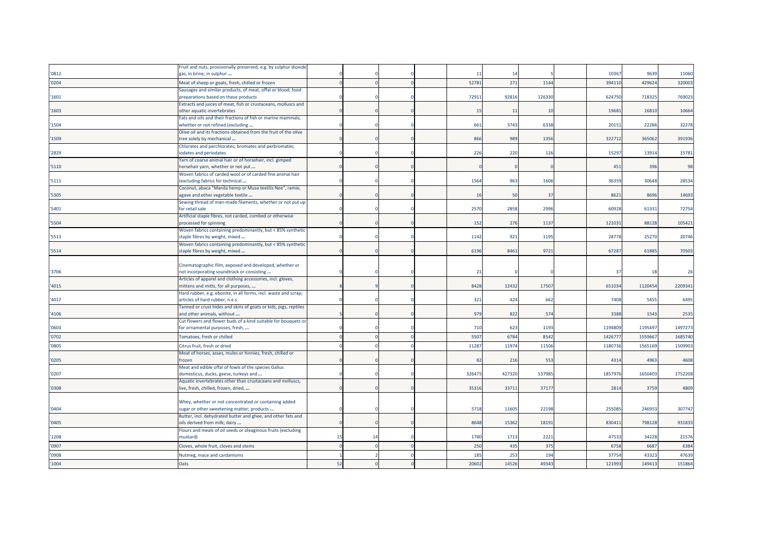| | | | | | | | | | | | | |
|---|---|---|---|---|---|---|---|---|---|---|---|---|
| '0812 | Fruit and nuts, provisionally preserved, e.g. by sulphur dioxide gas, in brine, in sulphur ... | 0 | 0 | 0 | | 11 | 14 | 5 | | 10367 | 9639 | 11060 |
| '0204 | Meat of sheep or goats, fresh, chilled or frozen | 0 | 0 | 0 | | 52781 | 271 | 1144 | | 394110 | 429624 | 320003 |
| '1601 | Sausages and similar products, of meat, offal or blood; food preparations based on these products | 0 | 0 | 0 | | 72911 | 92816 | 126330 | | 624750 | 718325 | 769023 |
| '1603 | Extracts and juices of meat, fish or crustaceans, molluscs and other aquatic invertebrates | 0 | 0 | 0 | | 15 | 11 | 10 | | 19681 | 16810 | 10664 |
| '1504 | Fats and oils and their fractions of fish or marine mammals, whether or not refined (excluding ... | 0 | 0 | 0 | | 661 | 3743 | 6338 | | 20151 | 22286 | 32278 |
| '1509 | Olive oil and its fractions obtained from the fruit of the olive tree solely by mechanical ... | 0 | 0 | 0 | | 866 | 989 | 1356 | | 322712 | 365062 | 391936 |
| '2829 | Chlorates and perchlorates; bromates and perbromates; iodates and periodates | 0 | 0 | 0 | | 226 | 220 | 126 | | 15297 | 13914 | 15781 |
| '5110 | Yarn of coarse animal hair or of horsehair, incl. gimped horsehair yarn, whether or not put ... | 0 | 0 | 0 | | 0 | 0 | 0 | | 451 | 396 | 98 |
| '5111 | Woven fabrics of carded wool or of carded fine animal hair (excluding fabrics for technical ... | 0 | 0 | 0 | | 1564 | 963 | 1606 | | 36359 | 30648 | 28534 |
| '5305 | Coconut, abaca "Manila hemp or Musa textilis Nee", ramie, agave and other vegetable textile ... | 0 | 0 | 0 | | 16 | 50 | 37 | | 8621 | 8696 | 14693 |
| '5401 | Sewing thread of man-made filaments, whether or not put up for retail sale | 0 | 0 | 0 | | 2570 | 2858 | 2996 | | 60928 | 61331 | 72754 |
| '5504 | Artificial staple fibres, not carded, combed or otherwise processed for spinning | 0 | 0 | 0 | | 152 | 276 | 1137 | | 121031 | 88128 | 105421 |
| '5513 | Woven fabrics containing predominantly, but < 85% synthetic staple fibres by weight, mixed ... | 0 | 0 | 0 | | 1142 | 921 | 1195 | | 28778 | 25270 | 20746 |
| '5514 | Woven fabrics containing predominantly, but < 85% synthetic staple fibres by weight, mixed ... | 0 | 0 | 0 | | 6196 | 8461 | 9721 | | 67287 | 61885 | 70503 |
| '3706 | Cinematographic film, exposed and developed, whether or not incorporating soundtrack or consisting ... | 0 | 0 | 0 | | 21 | 0 | 0 | | 37 | 18 | 26 |
| '4015 | Articles of apparel and clothing accessories, incl. gloves, mittens and mitts, for all purposes, ... | 8 | 9 | 0 | | 8428 | 12432 | 17507 | | 651034 | 1120454 | 2209341 |
| '4017 | Hard rubber, e.g. ebonite, in all forms, incl. waste and scrap; articles of hard rubber, n.e.s. | 0 | 0 | 0 | | 321 | 424 | 662 | | 7408 | 5455 | 6495 |
| '4106 | Tanned or crust hides and skins of goats or kids, pigs, reptiles and other animals, without ... | 5 | 0 | 0 | | 979 | 822 | 574 | | 3388 | 1543 | 2535 |
| '0603 | Cut flowers and flower buds of a kind suitable for bouquets or for ornamental purposes, fresh, ... | 0 | 0 | 0 | | 710 | 623 | 1193 | | 1194809 | 1195497 | 1497273 |
| '0702 | Tomatoes, fresh or chilled | 0 | 0 | 0 | | 5507 | 6784 | 8542 | | 1426777 | 1559667 | 1685740 |
| '0805 | Citrus fruit, fresh or dried | 0 | 0 | 0 | | 11287 | 11974 | 11506 | | 1180736 | 1565169 | 1509903 |
| '0205 | Meat of horses, asses, mules or hinnies, fresh, chilled or frozen | 0 | 0 | 0 | | 82 | 216 | 553 | | 4314 | 4963 | 4608 |
| '0207 | Meat and edible offal of fowls of the species Gallus domesticus, ducks, geese, turkeys and ... | 0 | 0 | 0 | | 326475 | 427320 | 537985 | | 1857976 | 1650403 | 1752208 |
| '0308 | Aquatic invertebrates other than crustaceans and molluscs, live, fresh, chilled, frozen, dried, ... | 0 | 0 | 0 | | 35316 | 33711 | 37177 | | 2814 | 3759 | 4809 |
| '0404 | Whey, whether or not concentrated or containing added sugar or other sweetening matter; products ... | 0 | 0 | 0 | | 5718 | 11605 | 22198 | | 255085 | 246953 | 307747 |
| '0405 | Butter, incl. dehydrated butter and ghee, and other fats and oils derived from milk; dairy ... | 0 | 0 | 0 | | 8648 | 15362 | 18191 | | 830411 | 798128 | 931833 |
| '1208 | Flours and meals of oil seeds or oleaginous fruits (excluding mustard) | 15 | 14 | 0 | | 1780 | 1713 | 2221 | | 47533 | 34228 | 21576 |
| '0907 | Cloves, whole fruit, cloves and stems | 0 | 0 | 0 | | 250 | 435 | 375 | | 6758 | 6687 | 6384 |
| '0908 | Nutmeg, mace and cardamoms | 1 | 2 | 0 | | 185 | 253 | 194 | | 37754 | 43323 | 47639 |
| '1004 | Oats | 52 | 0 | 0 | | 20602 | 14526 | 49343 | | 121993 | 149413 | 151864 |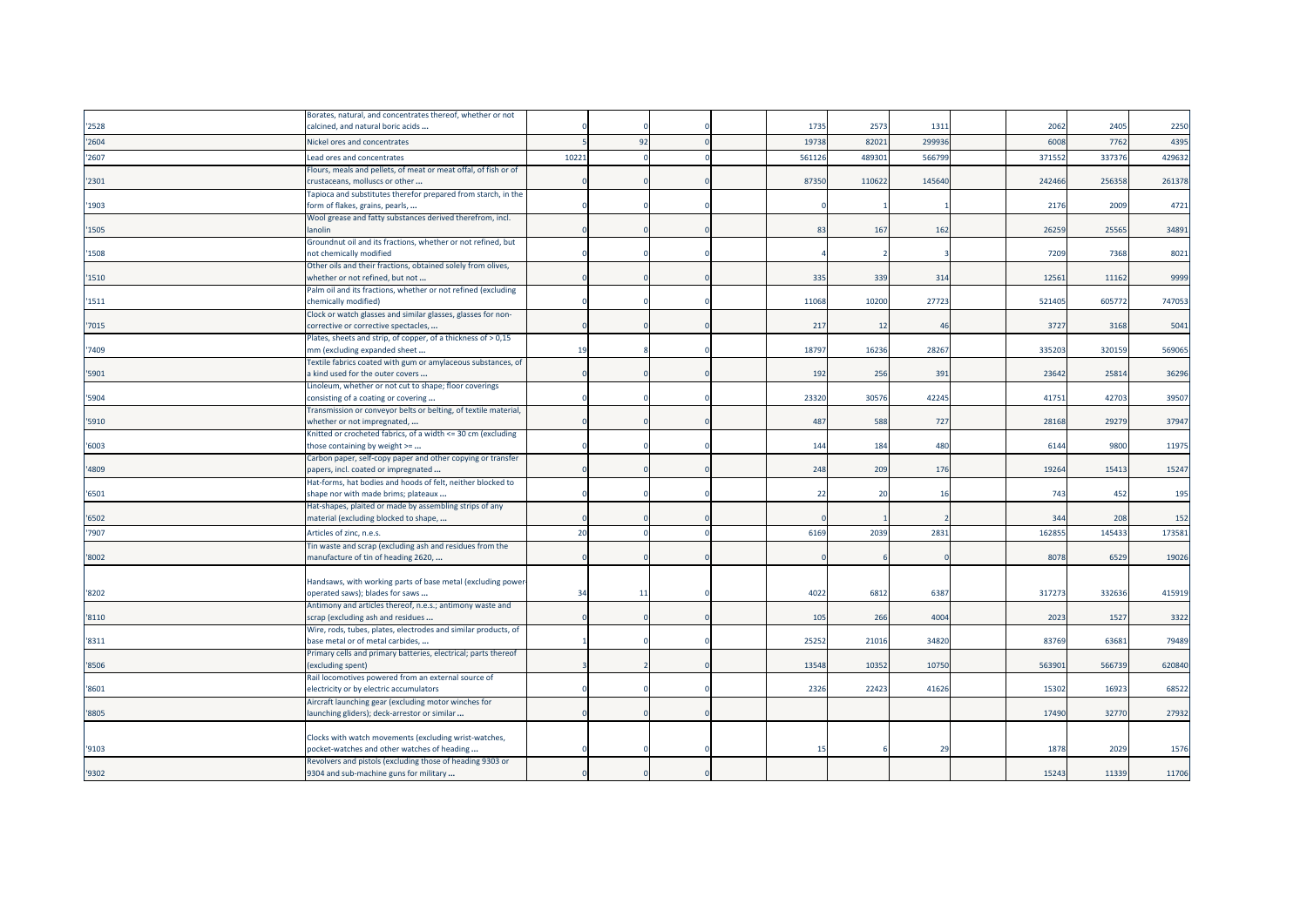| | | | | | | | | | | | | |
|---|---|---|---|---|---|---|---|---|---|---|---|---|
| '2528 | Borates, natural, and concentrates thereof, whether or not calcined, and natural boric acids ... | 0 | 0 | 0 | | 1735 | 2573 | 1311 | | 2062 | 2405 | 2250 |
| '2604 | Nickel ores and concentrates | 5 | 92 | 0 | | 19738 | 82021 | 299936 | | 6008 | 7762 | 4395 |
| '2607 | Lead ores and concentrates | 10221 | 0 | 0 | | 561126 | 489301 | 566799 | | 371552 | 337376 | 429632 |
| '2301 | Flours, meals and pellets, of meat or meat offal, of fish or of crustaceans, molluscs or other ... | 0 | 0 | 0 | | 87350 | 110622 | 145640 | | 242466 | 256358 | 261378 |
| '1903 | Tapioca and substitutes therefor prepared from starch, in the form of flakes, grains, pearls, ... | 0 | 0 | 0 | | 0 | 1 | 1 | | 2176 | 2009 | 4721 |
| '1505 | Wool grease and fatty substances derived therefrom, incl. lanolin | 0 | 0 | 0 | | 83 | 167 | 162 | | 26259 | 25565 | 34891 |
| '1508 | Groundnut oil and its fractions, whether or not refined, but not chemically modified | 0 | 0 | 0 | | 4 | 2 | 3 | | 7209 | 7368 | 8021 |
| '1510 | Other oils and their fractions, obtained solely from olives, whether or not refined, but not ... | 0 | 0 | 0 | | 335 | 339 | 314 | | 12561 | 11162 | 9999 |
| '1511 | Palm oil and its fractions, whether or not refined (excluding chemically modified) | 0 | 0 | 0 | | 11068 | 10200 | 27723 | | 521405 | 605772 | 747053 |
| '7015 | Clock or watch glasses and similar glasses, glasses for non-corrective or corrective spectacles, ... | 0 | 0 | 0 | | 217 | 12 | 46 | | 3727 | 3168 | 5041 |
| '7409 | Plates, sheets and strip, of copper, of a thickness of > 0,15 mm (excluding expanded sheet ... | 19 | 8 | 0 | | 18797 | 16236 | 28267 | | 335203 | 320159 | 569065 |
| '5901 | Textile fabrics coated with gum or amylaceous substances, of a kind used for the outer covers ... | 0 | 0 | 0 | | 192 | 256 | 391 | | 23642 | 25814 | 36296 |
| '5904 | Linoleum, whether or not cut to shape; floor coverings consisting of a coating or covering ... | 0 | 0 | 0 | | 23320 | 30576 | 42245 | | 41751 | 42703 | 39507 |
| '5910 | Transmission or conveyor belts or belting, of textile material, whether or not impregnated, ... | 0 | 0 | 0 | | 487 | 588 | 727 | | 28168 | 29279 | 37947 |
| '6003 | Knitted or crocheted fabrics, of a width <= 30 cm (excluding those containing by weight >= ... | 0 | 0 | 0 | | 144 | 184 | 480 | | 6144 | 9800 | 11975 |
| '4809 | Carbon paper, self-copy paper and other copying or transfer papers, incl. coated or impregnated ... | 0 | 0 | 0 | | 248 | 209 | 176 | | 19264 | 15413 | 15247 |
| '6501 | Hat-forms, hat bodies and hoods of felt, neither blocked to shape nor with made brims; plateaux ... | 0 | 0 | 0 | | 22 | 20 | 16 | | 743 | 452 | 195 |
| '6502 | Hat-shapes, plaited or made by assembling strips of any material (excluding blocked to shape, ... | 0 | 0 | 0 | | 0 | 1 | 2 | | 344 | 208 | 152 |
| '7907 | Articles of zinc, n.e.s. | 20 | 0 | 0 | | 6169 | 2039 | 2831 | | 162855 | 145433 | 173581 |
| '8002 | Tin waste and scrap (excluding ash and residues from the manufacture of tin of heading 2620, ... | 0 | 0 | 0 | | 0 | 6 | 0 | | 8078 | 6529 | 19026 |
| '8202 | Handsaws, with working parts of base metal (excluding power-operated saws); blades for saws ... | 34 | 11 | 0 | | 4022 | 6812 | 6387 | | 317273 | 332636 | 415919 |
| '8110 | Antimony and articles thereof, n.e.s.; antimony waste and scrap (excluding ash and residues ... | 0 | 0 | 0 | | 105 | 266 | 4004 | | 2023 | 1527 | 3322 |
| '8311 | Wire, rods, tubes, plates, electrodes and similar products, of base metal or of metal carbides, ... | 1 | 0 | 0 | | 25252 | 21016 | 34820 | | 83769 | 63681 | 79489 |
| '8506 | Primary cells and primary batteries, electrical; parts thereof (excluding spent) | 3 | 2 | 0 | | 13548 | 10352 | 10750 | | 563901 | 566739 | 620840 |
| '8601 | Rail locomotives powered from an external source of electricity or by electric accumulators | 0 | 0 | 0 | | 2326 | 22423 | 41626 | | 15302 | 16923 | 68522 |
| '8805 | Aircraft launching gear (excluding motor winches for launching gliders); deck-arrestor or similar ... | 0 | 0 | 0 | | | | | | 17490 | 32770 | 27932 |
| '9103 | Clocks with watch movements (excluding wrist-watches, pocket-watches and other watches of heading ... | 0 | 0 | 0 | | 15 | 6 | 29 | | 1878 | 2029 | 1576 |
| '9302 | Revolvers and pistols (excluding those of heading 9303 or 9304 and sub-machine guns for military ... | 0 | 0 | 0 | | | | | | 15243 | 11339 | 11706 |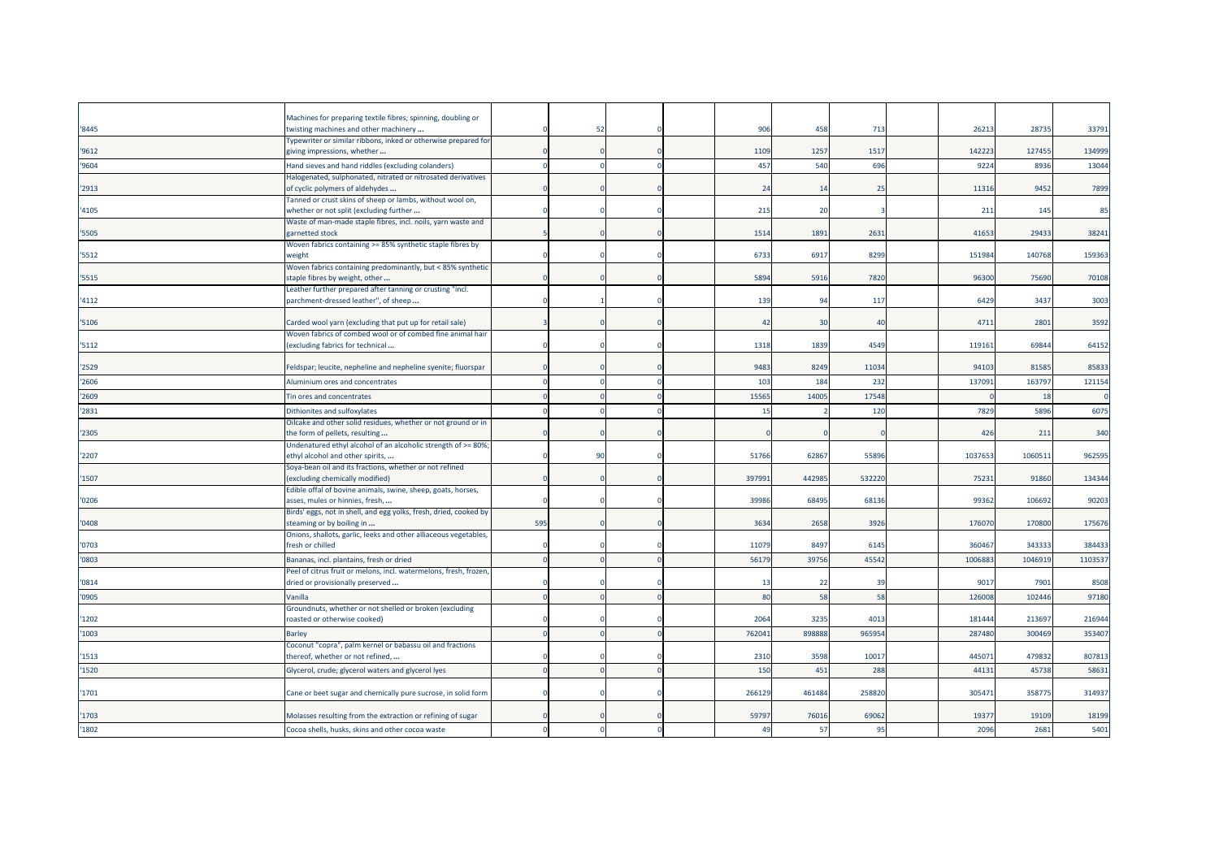| | | | | | | | | | | | | |
|---|---|---|---|---|---|---|---|---|---|---|---|---|
| '8445 | Machines for preparing textile fibres; spinning, doubling or twisting machines and other machinery ... | 0 | 52 | 0 | | 906 | 458 | 713 | | 26213 | 28735 | 33791 |
| '9612 | Typewriter or similar ribbons, inked or otherwise prepared for giving impressions, whether ... | 0 | 0 | 0 | | 1109 | 1257 | 1517 | | 142223 | 127455 | 134999 |
| '9604 | Hand sieves and hand riddles (excluding colanders) | 0 | 0 | 0 | | 457 | 540 | 696 | | 9224 | 8936 | 13044 |
| '2913 | Halogenated, sulphonated, nitrated or nitrosated derivatives of cyclic polymers of aldehydes ... | 0 | 0 | 0 | | 24 | 14 | 25 | | 11316 | 9452 | 7899 |
| '4105 | Tanned or crust skins of sheep or lambs, without wool on, whether or not split (excluding further ... | 0 | 0 | 0 | | 215 | 20 | 3 | | 211 | 145 | 85 |
| '5505 | Waste of man-made staple fibres, incl. noils, yarn waste and garnetted stock | 5 | 0 | 0 | | 1514 | 1891 | 2631 | | 41653 | 29433 | 38241 |
| '5512 | Woven fabrics containing >= 85% synthetic staple fibres by weight | 0 | 0 | 0 | | 6733 | 6917 | 8299 | | 151984 | 140768 | 159363 |
| '5515 | Woven fabrics containing predominantly, but < 85% synthetic staple fibres by weight, other ... | 0 | 0 | 0 | | 5894 | 5916 | 7820 | | 96300 | 75690 | 70108 |
| '4112 | Leather further prepared after tanning or crusting "incl. parchment-dressed leather", of sheep ... | 0 | 1 | 0 | | 139 | 94 | 117 | | 6429 | 3437 | 3003 |
| '5106 | Carded wool yarn (excluding that put up for retail sale) | 3 | 0 | 0 | | 42 | 30 | 40 | | 4711 | 2801 | 3592 |
| '5112 | Woven fabrics of combed wool or of combed fine animal hair (excluding fabrics for technical ... | 0 | 0 | 0 | | 1318 | 1839 | 4549 | | 119161 | 69844 | 64152 |
| '2529 | Feldspar; leucite, nepheline and nepheline syenite; fluorspar | 0 | 0 | 0 | | 9483 | 8249 | 11034 | | 94103 | 81585 | 85833 |
| '2606 | Aluminium ores and concentrates | 0 | 0 | 0 | | 103 | 184 | 232 | | 137091 | 163797 | 121154 |
| '2609 | Tin ores and concentrates | 0 | 0 | 0 | | 15565 | 14005 | 17548 | | 0 | 18 | 0 |
| '2831 | Dithionites and sulfoxylates | 0 | 0 | 0 | | 15 | 2 | 120 | | 7829 | 5896 | 6075 |
| '2305 | Oilcake and other solid residues, whether or not ground or in the form of pellets, resulting ... | 0 | 0 | 0 | | 0 | 0 | 0 | | 426 | 211 | 340 |
| '2207 | Undenatured ethyl alcohol of an alcoholic strength of >= 80%; ethyl alcohol and other spirits, ... | 0 | 90 | 0 | | 51766 | 62867 | 55896 | | 1037653 | 1060511 | 962595 |
| '1507 | Soya-bean oil and its fractions, whether or not refined (excluding chemically modified) | 0 | 0 | 0 | | 397991 | 442985 | 532220 | | 75231 | 91860 | 134344 |
| '0206 | Edible offal of bovine animals, swine, sheep, goats, horses, asses, mules or hinnies, fresh, ... | 0 | 0 | 0 | | 39986 | 68495 | 68136 | | 99362 | 106692 | 90203 |
| '0408 | Birds' eggs, not in shell, and egg yolks, fresh, dried, cooked by steaming or by boiling in ... | 595 | 0 | 0 | | 3634 | 2658 | 3926 | | 176070 | 170800 | 175676 |
| '0703 | Onions, shallots, garlic, leeks and other alliaceous vegetables, fresh or chilled | 0 | 0 | 0 | | 11079 | 8497 | 6145 | | 360467 | 343333 | 384433 |
| '0803 | Bananas, incl. plantains, fresh or dried | 0 | 0 | 0 | | 56179 | 39756 | 45542 | | 1006883 | 1046919 | 1103537 |
| '0814 | Peel of citrus fruit or melons, incl. watermelons, fresh, frozen, dried or provisionally preserved ... | 0 | 0 | 0 | | 13 | 22 | 39 | | 9017 | 7901 | 8508 |
| '0905 | Vanilla | 0 | 0 | 0 | | 80 | 58 | 58 | | 126008 | 102446 | 97180 |
| '1202 | Groundnuts, whether or not shelled or broken (excluding roasted or otherwise cooked) | 0 | 0 | 0 | | 2064 | 3235 | 4013 | | 181444 | 213697 | 216944 |
| '1003 | Barley | 0 | 0 | 0 | | 762041 | 898888 | 965954 | | 287480 | 300469 | 353407 |
| '1513 | Coconut "copra", palm kernel or babassu oil and fractions thereof, whether or not refined, ... | 0 | 0 | 0 | | 2310 | 3598 | 10017 | | 445071 | 479832 | 807813 |
| '1520 | Glycerol, crude; glycerol waters and glycerol lyes | 0 | 0 | 0 | | 150 | 451 | 288 | | 44131 | 45738 | 58631 |
| '1701 | Cane or beet sugar and chemically pure sucrose, in solid form | 0 | 0 | 0 | | 266129 | 461484 | 258820 | | 305471 | 358775 | 314937 |
| '1703 | Molasses resulting from the extraction or refining of sugar | 0 | 0 | 0 | | 59797 | 76016 | 69062 | | 19377 | 19109 | 18199 |
| '1802 | Cocoa shells, husks, skins and other cocoa waste | 0 | 0 | 0 | | 49 | 57 | 95 | | 2096 | 2681 | 5401 |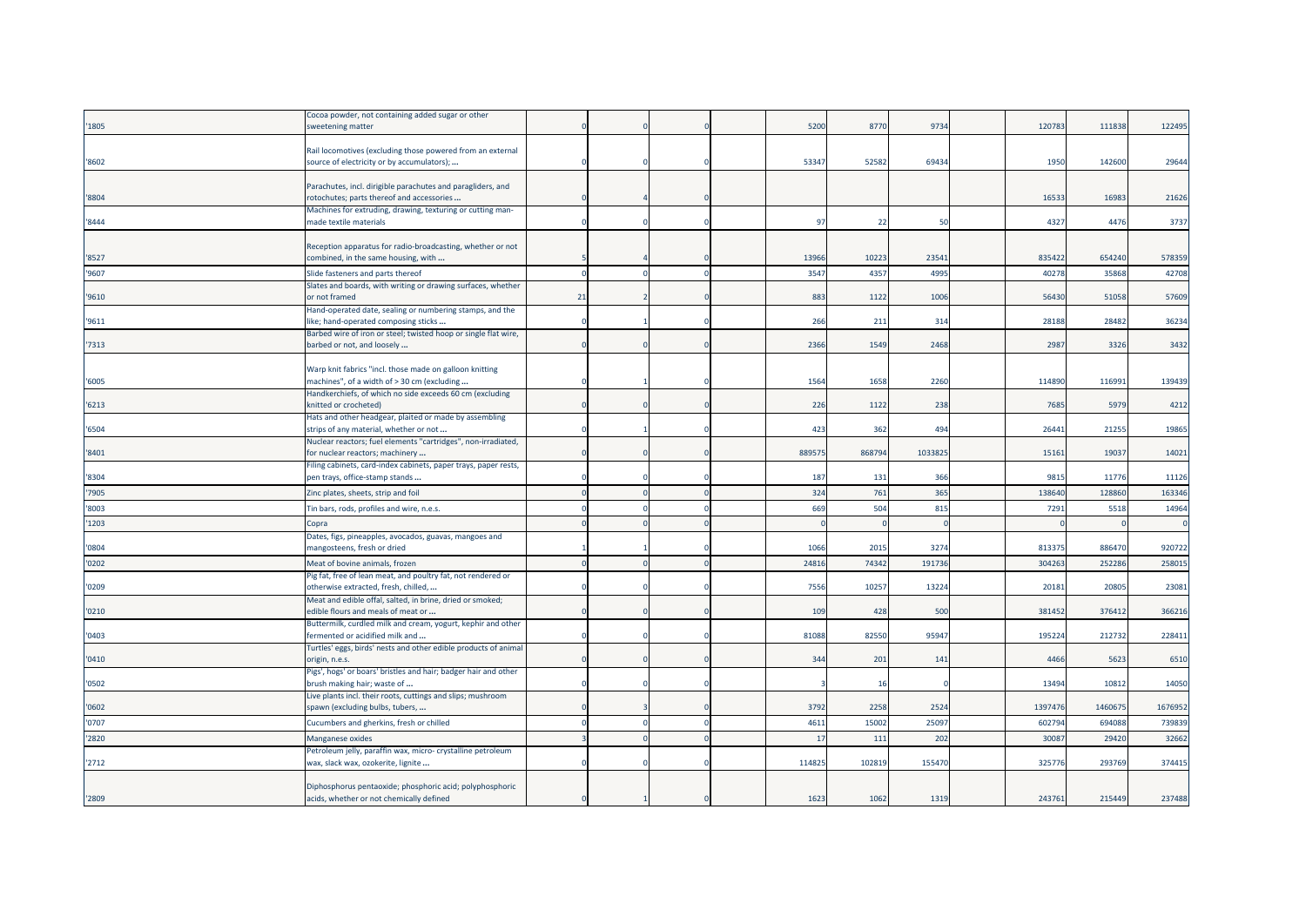| | | | | | | | | | | | | |
|---|---|---|---|---|---|---|---|---|---|---|---|---|
| '1805 | Cocoa powder, not containing added sugar or other sweetening matter | 0 | 0 | 0 | | 5200 | 8770 | 9734 | | 120783 | 111838 | 122495 |
| '8602 | Rail locomotives (excluding those powered from an external source of electricity or by accumulators); ... | 0 | 0 | 0 | | 53347 | 52582 | 69434 | | 1950 | 142600 | 29644 |
| '8804 | Parachutes, incl. dirigible parachutes and paragliders, and rotochutes; parts thereof and accessories ... | 0 | 4 | 0 | | | | | | 16533 | 16983 | 21626 |
| '8444 | Machines for extruding, drawing, texturing or cutting man-made textile materials | 0 | 0 | 0 | | 97 | 22 | 50 | | 4327 | 4476 | 3737 |
| '8527 | Reception apparatus for radio-broadcasting, whether or not combined, in the same housing, with ... | 5 | 4 | 0 | | 13966 | 10223 | 23541 | | 835422 | 654240 | 578359 |
| '9607 | Slide fasteners and parts thereof | 0 | 0 | 0 | | 3547 | 4357 | 4995 | | 40278 | 35868 | 42708 |
| '9610 | Slates and boards, with writing or drawing surfaces, whether or not framed | 21 | 2 | 0 | | 883 | 1122 | 1006 | | 56430 | 51058 | 57609 |
| '9611 | Hand-operated date, sealing or numbering stamps, and the like; hand-operated composing sticks ... | 0 | 1 | 0 | | 266 | 211 | 314 | | 28188 | 28482 | 36234 |
| '7313 | Barbed wire of iron or steel; twisted hoop or single flat wire, barbed or not, and loosely ... | 0 | 0 | 0 | | 2366 | 1549 | 2468 | | 2987 | 3326 | 3432 |
| '6005 | Warp knit fabrics "incl. those made on galloon knitting machines", of a width of > 30 cm (excluding ... | 0 | 1 | 0 | | 1564 | 1658 | 2260 | | 114890 | 116991 | 139439 |
| '6213 | Handkerchiefs, of which no side exceeds 60 cm (excluding knitted or crocheted) | 0 | 0 | 0 | | 226 | 1122 | 238 | | 7685 | 5979 | 4212 |
| '6504 | Hats and other headgear, plaited or made by assembling strips of any material, whether or not ... | 0 | 1 | 0 | | 423 | 362 | 494 | | 26441 | 21255 | 19865 |
| '8401 | Nuclear reactors; fuel elements "cartridges", non-irradiated, for nuclear reactors; machinery ... | 0 | 0 | 0 | | 889575 | 868794 | 1033825 | | 15161 | 19037 | 14021 |
| '8304 | Filing cabinets, card-index cabinets, paper trays, paper rests, pen trays, office-stamp stands ... | 0 | 0 | 0 | | 187 | 131 | 366 | | 9815 | 11776 | 11126 |
| '7905 | Zinc plates, sheets, strip and foil | 0 | 0 | 0 | | 324 | 761 | 365 | | 138640 | 128860 | 163346 |
| '8003 | Tin bars, rods, profiles and wire, n.e.s. | 0 | 0 | 0 | | 669 | 504 | 815 | | 7291 | 5518 | 14964 |
| '1203 | Copra | 0 | 0 | 0 | | 0 | 0 | 0 | | 0 | 0 | 0 |
| '0804 | Dates, figs, pineapples, avocados, guavas, mangoes and mangosteens, fresh or dried | 1 | 1 | 0 | | 1066 | 2015 | 3274 | | 813375 | 886470 | 920722 |
| '0202 | Meat of bovine animals, frozen | 0 | 0 | 0 | | 24816 | 74342 | 191736 | | 304263 | 252286 | 258015 |
| '0209 | Pig fat, free of lean meat, and poultry fat, not rendered or otherwise extracted, fresh, chilled, ... | 0 | 0 | 0 | | 7556 | 10257 | 13224 | | 20181 | 20805 | 23081 |
| '0210 | Meat and edible offal, salted, in brine, dried or smoked; edible flours and meals of meat or ... | 0 | 0 | 0 | | 109 | 428 | 500 | | 381452 | 376412 | 366216 |
| '0403 | Buttermilk, curdled milk and cream, yogurt, kephir and other fermented or acidified milk and ... | 0 | 0 | 0 | | 81088 | 82550 | 95947 | | 195224 | 212732 | 228411 |
| '0410 | Turtles' eggs, birds' nests and other edible products of animal origin, n.e.s. | 0 | 0 | 0 | | 344 | 201 | 141 | | 4466 | 5623 | 6510 |
| '0502 | Pigs', hogs' or boars' bristles and hair; badger hair and other brush making hair; waste of ... | 0 | 0 | 0 | | 3 | 16 | 0 | | 13494 | 10812 | 14050 |
| '0602 | Live plants incl. their roots, cuttings and slips; mushroom spawn (excluding bulbs, tubers, ... | 0 | 3 | 0 | | 3792 | 2258 | 2524 | | 1397476 | 1460675 | 1676952 |
| '0707 | Cucumbers and gherkins, fresh or chilled | 0 | 0 | 0 | | 4611 | 15002 | 25097 | | 602794 | 694088 | 739839 |
| '2820 | Manganese oxides | 3 | 0 | 0 | | 17 | 111 | 202 | | 30087 | 29420 | 32662 |
| '2712 | Petroleum jelly, paraffin wax, micro- crystalline petroleum wax, slack wax, ozokerite, lignite ... | 0 | 0 | 0 | | 114825 | 102819 | 155470 | | 325776 | 293769 | 374415 |
| '2809 | Diphosphorus pentaoxide; phosphoric acid; polyphosphoric acids, whether or not chemically defined | 0 | 1 | 0 | | 1623 | 1062 | 1319 | | 243761 | 215449 | 237488 |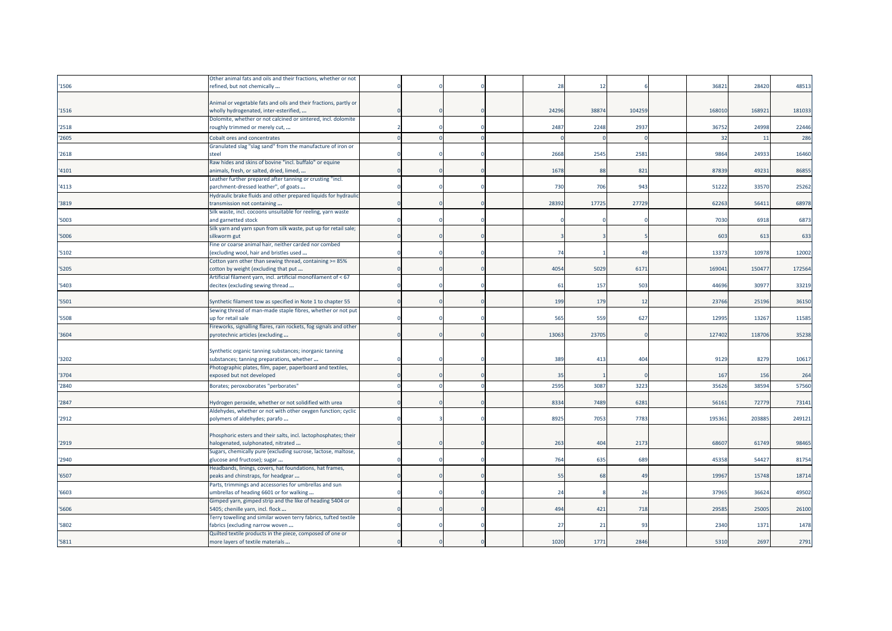| | | | | | | | | | | | | |
|---|---|---|---|---|---|---|---|---|---|---|---|---|
| '1506 | Other animal fats and oils and their fractions, whether or not refined, but not chemically ... | 0 | 0 | 0 | | 28 | 12 | 6 | | 36821 | 28420 | 48513 |
| '1516 | Animal or vegetable fats and oils and their fractions, partly or wholly hydrogenated, inter-esterified, ... | 0 | 0 | 0 | | 24296 | 38874 | 104259 | | 168010 | 168921 | 181033 |
| '2518 | Dolomite, whether or not calcined or sintered, incl. dolomite roughly trimmed or merely cut, ... | 2 | 0 | 0 | | 2487 | 2248 | 2937 | | 36752 | 24998 | 22446 |
| '2605 | Cobalt ores and concentrates | 0 | 0 | 0 | | 0 | 0 | 0 | | 32 | 11 | 286 |
| '2618 | Granulated slag "slag sand" from the manufacture of iron or steel | 0 | 0 | 0 | | 2668 | 2545 | 2581 | | 9864 | 24933 | 16460 |
| '4101 | Raw hides and skins of bovine "incl. buffalo" or equine animals, fresh, or salted, dried, limed, ... | 0 | 0 | 0 | | 1678 | 88 | 821 | | 87839 | 49231 | 86855 |
| '4113 | Leather further prepared after tanning or crusting "incl. parchment-dressed leather", of goats ... | 0 | 0 | 0 | | 730 | 706 | 943 | | 51222 | 33570 | 25262 |
| '3819 | Hydraulic brake fluids and other prepared liquids for hydraulic transmission not containing ... | 0 | 0 | 0 | | 28392 | 17725 | 27729 | | 62263 | 56411 | 68978 |
| '5003 | Silk waste, incl. cocoons unsuitable for reeling, yarn waste and garnetted stock | 0 | 0 | 0 | | 0 | 0 | 0 | | 7030 | 6918 | 6873 |
| '5006 | Silk yarn and yarn spun from silk waste, put up for retail sale; silkworm gut | 0 | 0 | 0 | | 3 | 3 | 5 | | 603 | 613 | 633 |
| '5102 | Fine or coarse animal hair, neither carded nor combed (excluding wool, hair and bristles used ... | 0 | 0 | 0 | | 74 | 1 | 49 | | 13373 | 10978 | 12002 |
| '5205 | Cotton yarn other than sewing thread, containing >= 85% cotton by weight (excluding that put ... | 0 | 0 | 0 | | 4054 | 5029 | 6171 | | 169041 | 150477 | 172564 |
| '5403 | Artificial filament yarn, incl. artificial monofilament of < 67 decitex (excluding sewing thread ... | 0 | 0 | 0 | | 61 | 157 | 503 | | 44696 | 30977 | 33219 |
| '5501 | Synthetic filament tow as specified in Note 1 to chapter 55 | 0 | 0 | 0 | | 199 | 179 | 12 | | 23766 | 25196 | 36150 |
| '5508 | Sewing thread of man-made staple fibres, whether or not put up for retail sale | 0 | 0 | 0 | | 565 | 559 | 627 | | 12995 | 13267 | 11585 |
| '3604 | Fireworks, signalling flares, rain rockets, fog signals and other pyrotechnic articles (excluding ... | 0 | 0 | 0 | | 13063 | 23705 | 0 | | 127402 | 118706 | 35238 |
| '3202 | Synthetic organic tanning substances; inorganic tanning substances; tanning preparations, whether ... | 0 | 0 | 0 | | 389 | 413 | 404 | | 9129 | 8279 | 10617 |
| '3704 | Photographic plates, film, paper, paperboard and textiles, exposed but not developed | 0 | 0 | 0 | | 35 | 1 | 0 | | 167 | 156 | 264 |
| '2840 | Borates; peroxoborates "perborates" | 0 | 0 | 0 | | 2595 | 3087 | 3223 | | 35626 | 38594 | 57560 |
| '2847 | Hydrogen peroxide, whether or not solidified with urea | 0 | 0 | 0 | | 8334 | 7489 | 6281 | | 56161 | 72779 | 73141 |
| '2912 | Aldehydes, whether or not with other oxygen function; cyclic polymers of aldehydes; parafo ... | 0 | 3 | 0 | | 8925 | 7053 | 7783 | | 195361 | 203885 | 249121 |
| '2919 | Phosphoric esters and their salts, incl. lactophosphates; their halogenated, sulphonated, nitrated ... | 0 | 0 | 0 | | 263 | 404 | 2173 | | 68607 | 61749 | 98465 |
| '2940 | Sugars, chemically pure (excluding sucrose, lactose, maltose, glucose and fructose); sugar ... | 0 | 0 | 0 | | 764 | 635 | 689 | | 45358 | 54427 | 81754 |
| '6507 | Headbands, linings, covers, hat foundations, hat frames, peaks and chinstraps, for headgear ... | 0 | 0 | 0 | | 55 | 68 | 49 | | 19967 | 15748 | 18714 |
| '6603 | Parts, trimmings and accessories for umbrellas and sun umbrellas of heading 6601 or for walking ... | 0 | 0 | 0 | | 24 | 8 | 26 | | 37965 | 36624 | 49502 |
| '5606 | Gimped yarn, gimped strip and the like of heading 5404 or 5405; chenille yarn, incl. flock ... | 0 | 0 | 0 | | 494 | 421 | 718 | | 29585 | 25005 | 26100 |
| '5802 | Terry towelling and similar woven terry fabrics, tufted textile fabrics (excluding narrow woven ... | 0 | 0 | 0 | | 27 | 21 | 93 | | 2340 | 1371 | 1478 |
| '5811 | Quilted textile products in the piece, composed of one or more layers of textile materials ... | 0 | 0 | 0 | | 1020 | 1771 | 2846 | | 5310 | 2697 | 2791 |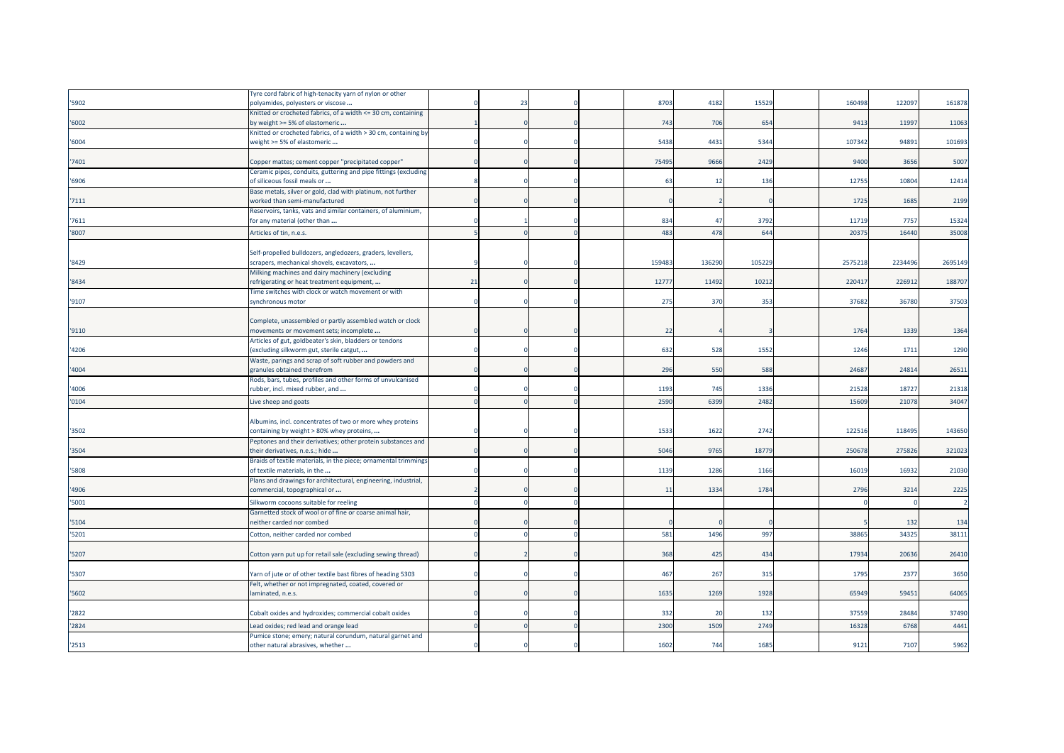| | | | | | | | | | | | | |
|---|---|---|---|---|---|---|---|---|---|---|---|---|
| '5902 | Tyre cord fabric of high-tenacity yarn of nylon or other polyamides, polyesters or viscose ... | 0 | 23 | 0 | | 8703 | 4182 | 15529 | | 160498 | 122097 | 161878 |
| '6002 | Knitted or crocheted fabrics, of a width <= 30 cm, containing by weight >= 5% of elastomeric ... | 1 | 0 | 0 | | 743 | 706 | 654 | | 9413 | 11997 | 11063 |
| '6004 | Knitted or crocheted fabrics, of a width > 30 cm, containing by weight >= 5% of elastomeric ... | 0 | 0 | 0 | | 5438 | 4431 | 5344 | | 107342 | 94891 | 101693 |
| '7401 | Copper mattes; cement copper "precipitated copper" | 0 | 0 | 0 | | 75495 | 9666 | 2429 | | 9400 | 3656 | 5007 |
| '6906 | Ceramic pipes, conduits, guttering and pipe fittings (excluding of siliceous fossil meals or ... | 8 | 0 | 0 | | 63 | 12 | 136 | | 12755 | 10804 | 12414 |
| '7111 | Base metals, silver or gold, clad with platinum, not further worked than semi-manufactured | 0 | 0 | 0 | | 0 | 2 | 0 | | 1725 | 1685 | 2199 |
| '7611 | Reservoirs, tanks, vats and similar containers, of aluminium, for any material (other than ... | 0 | 1 | 0 | | 834 | 47 | 3792 | | 11719 | 7757 | 15324 |
| '8007 | Articles of tin, n.e.s. | 5 | 0 | 0 | | 483 | 478 | 644 | | 20375 | 16440 | 35008 |
| '8429 | Self-propelled bulldozers, angledozers, graders, levellers, scrapers, mechanical shovels, excavators, ... | 9 | 0 | 0 | | 159483 | 136290 | 105229 | | 2575218 | 2234496 | 2695149 |
| '8434 | Milking machines and dairy machinery (excluding refrigerating or heat treatment equipment, ... | 21 | 0 | 0 | | 12777 | 11492 | 10212 | | 220417 | 226912 | 188707 |
| '9107 | Time switches with clock or watch movement or with synchronous motor | 0 | 0 | 0 | | 275 | 370 | 353 | | 37682 | 36780 | 37503 |
| '9110 | Complete, unassembled or partly assembled watch or clock movements or movement sets; incomplete ... | 0 | 0 | 0 | | 22 | 4 | 3 | | 1764 | 1339 | 1364 |
| '4206 | Articles of gut, goldbeater's skin, bladders or tendons (excluding silkworm gut, sterile catgut, ... | 0 | 0 | 0 | | 632 | 528 | 1552 | | 1246 | 1711 | 1290 |
| '4004 | Waste, parings and scrap of soft rubber and powders and granules obtained therefrom | 0 | 0 | 0 | | 296 | 550 | 588 | | 24687 | 24814 | 26511 |
| '4006 | Rods, bars, tubes, profiles and other forms of unvulcanised rubber, incl. mixed rubber, and ... | 0 | 0 | 0 | | 1193 | 745 | 1336 | | 21528 | 18727 | 21318 |
| '0104 | Live sheep and goats | 0 | 0 | 0 | | 2590 | 6399 | 2482 | | 15609 | 21078 | 34047 |
| '3502 | Albumins, incl. concentrates of two or more whey proteins containing by weight > 80% whey proteins, ... | 0 | 0 | 0 | | 1533 | 1622 | 2742 | | 122516 | 118495 | 143650 |
| '3504 | Peptones and their derivatives; other protein substances and their derivatives, n.e.s.; hide ... | 0 | 0 | 0 | | 5046 | 9765 | 18779 | | 250678 | 275826 | 321023 |
| '5808 | Braids of textile materials, in the piece; ornamental trimmings of textile materials, in the ... | 0 | 0 | 0 | | 1139 | 1286 | 1166 | | 16019 | 16932 | 21030 |
| '4906 | Plans and drawings for architectural, engineering, industrial, commercial, topographical or ... | 2 | 0 | 0 | | 11 | 1334 | 1784 | | 2796 | 3214 | 2225 |
| '5001 | Silkworm cocoons suitable for reeling | 0 | 0 | 0 | | | | | | 0 | 0 | 2 |
| '5104 | Garnetted stock of wool or of fine or coarse animal hair, neither carded nor combed | 0 | 0 | 0 | | 0 | 0 | 0 | | 5 | 132 | 134 |
| '5201 | Cotton, neither carded nor combed | 0 | 0 | 0 | | 581 | 1496 | 997 | | 38865 | 34325 | 38111 |
| '5207 | Cotton yarn put up for retail sale (excluding sewing thread) | 0 | 2 | 0 | | 368 | 425 | 434 | | 17934 | 20636 | 26410 |
| '5307 | Yarn of jute or of other textile bast fibres of heading 5303 | 0 | 0 | 0 | | 467 | 267 | 315 | | 1795 | 2377 | 3650 |
| '5602 | Felt, whether or not impregnated, coated, covered or laminated, n.e.s. | 0 | 0 | 0 | | 1635 | 1269 | 1928 | | 65949 | 59451 | 64065 |
| '2822 | Cobalt oxides and hydroxides; commercial cobalt oxides | 0 | 0 | 0 | | 332 | 20 | 132 | | 37559 | 28484 | 37490 |
| '2824 | Lead oxides; red lead and orange lead | 0 | 0 | 0 | | 2300 | 1509 | 2749 | | 16328 | 6768 | 4441 |
| '2513 | Pumice stone; emery; natural corundum, natural garnet and other natural abrasives, whether ... | 0 | 0 | 0 | | 1602 | 744 | 1685 | | 9121 | 7107 | 5962 |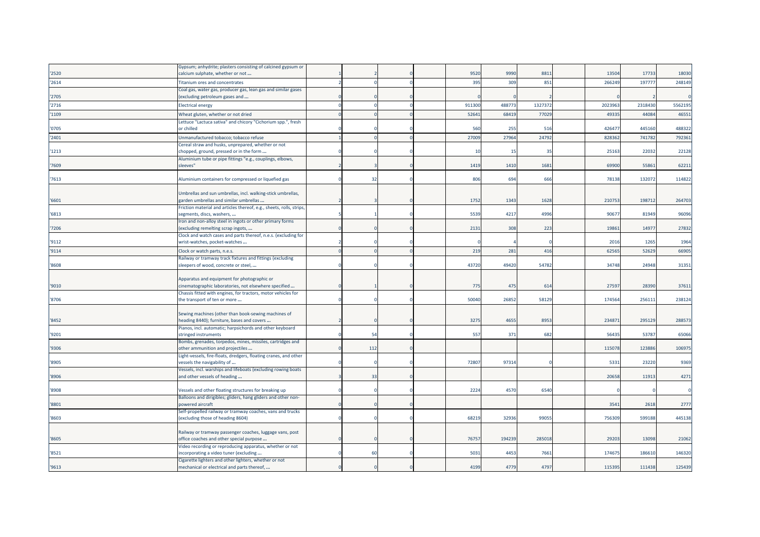| | | | | | | | | | | | | |
|---|---|---|---|---|---|---|---|---|---|---|---|---|
| '2520 | Gypsum; anhydrite; plasters consisting of calcined gypsum or calcium sulphate, whether or not ... | 1 | 2 | 0 | | 9520 | 9990 | 8811 | | 13504 | 17733 | 18030 |
| '2614 | Titanium ores and concentrates | 2 | 0 | 0 | | 395 | 309 | 851 | | 266249 | 197777 | 248149 |
| '2705 | Coal gas, water gas, producer gas, lean gas and similar gases (excluding petroleum gases and ... | 0 | 0 | 0 | | 0 | 0 | 2 | | 0 | 2 | 0 |
| '2716 | Electrical energy | 0 | 0 | 0 | | 911300 | 488773 | 1327372 | | 2023963 | 2318430 | 5562195 |
| '1109 | Wheat gluten, whether or not dried | 0 | 0 | 0 | | 52641 | 68419 | 77029 | | 49335 | 44084 | 46551 |
| '0705 | Lettuce "Lactuca sativa" and chicory "Cichorium spp.", fresh or chilled | 0 | 0 | 0 | | 560 | 255 | 516 | | 426477 | 445160 | 488322 |
| '2401 | Unmanufactured tobacco; tobacco refuse | 1 | 0 | 0 | | 27009 | 27964 | 24792 | | 828362 | 741782 | 792361 |
| '1213 | Cereal straw and husks, unprepared, whether or not chopped, ground, pressed or in the form ... | 0 | 0 | 0 | | 10 | 15 | 35 | | 25163 | 22032 | 22128 |
| '7609 | Aluminium tube or pipe fittings "e.g., couplings, elbows, sleeves" | 2 | 3 | 0 | | 1419 | 1410 | 1681 | | 69900 | 55861 | 62211 |
| '7613 | Aluminium containers for compressed or liquefied gas | 0 | 32 | 0 | | 806 | 694 | 666 | | 78138 | 132072 | 114822 |
| '6601 | Umbrellas and sun umbrellas, incl. walking-stick umbrellas, garden umbrellas and similar umbrellas ... | 2 | 3 | 0 | | 1752 | 1343 | 1628 | | 210753 | 198712 | 264703 |
| '6813 | Friction material and articles thereof, e.g., sheets, rolls, strips, segments, discs, washers, ... | 5 | 1 | 0 | | 5539 | 4217 | 4996 | | 90677 | 81949 | 96096 |
| '7206 | Iron and non-alloy steel in ingots or other primary forms (excluding remelting scrap ingots, ... | 0 | 0 | 0 | | 2131 | 308 | 223 | | 19861 | 14977 | 27832 |
| '9112 | Clock and watch cases and parts thereof, n.e.s. (excluding for wrist-watches, pocket-watches ... | 2 | 0 | 0 | | 0 | 4 | 0 | | 2016 | 1265 | 1964 |
| '9114 | Clock or watch parts, n.e.s. | 0 | 0 | 0 | | 219 | 281 | 416 | | 62565 | 52629 | 66905 |
| '8608 | Railway or tramway track fixtures and fittings (excluding sleepers of wood, concrete or steel, ... | 0 | 0 | 0 | | 43720 | 49420 | 54782 | | 34748 | 24948 | 31351 |
| '9010 | Apparatus and equipment for photographic or cinematographic laboratories, not elsewhere specified ... | 0 | 1 | 0 | | 775 | 475 | 614 | | 27597 | 28390 | 37611 |
| '8706 | Chassis fitted with engines, for tractors, motor vehicles for the transport of ten or more ... | 0 | 0 | 0 | | 50040 | 26852 | 58129 | | 174564 | 256111 | 238124 |
| '8452 | Sewing machines (other than book-sewing machines of heading 8440); furniture, bases and covers ... | 2 | 0 | 0 | | 3275 | 4655 | 8953 | | 234871 | 295129 | 288573 |
| '9201 | Pianos, incl. automatic; harpsichords and other keyboard stringed instruments | 0 | 54 | 0 | | 557 | 371 | 682 | | 56435 | 53787 | 65066 |
| '9306 | Bombs, grenades, torpedos, mines, missiles, cartridges and other ammunition and projectiles ... | 0 | 112 | 0 | | | | | | 115078 | 123886 | 106975 |
| '8905 | Light-vessels, fire-floats, dredgers, floating cranes, and other vessels the navigability of ... | 0 | 0 | 0 | | 72807 | 97314 | 0 | | 5331 | 23220 | 9369 |
| '8906 | Vessels, incl. warships and lifeboats (excluding rowing boats and other vessels of heading ... | 3 | 33 | 0 | | | | | | 20658 | 11913 | 4271 |
| '8908 | Vessels and other floating structures for breaking up | 0 | 0 | 0 | | 2224 | 4570 | 6540 | | 0 | 0 | 0 |
| '8801 | Balloons and dirigibles; gliders, hang gliders and other non-powered aircraft | 0 | 0 | 0 | | | | | | 3541 | 2618 | 2777 |
| '8603 | Self-propelled railway or tramway coaches, vans and trucks (excluding those of heading 8604) | 0 | 0 | 0 | | 68219 | 32936 | 99055 | | 756309 | 599188 | 445138 |
| '8605 | Railway or tramway passenger coaches, luggage vans, post office coaches and other special purpose ... | 0 | 0 | 0 | | 76757 | 194239 | 285018 | | 29203 | 13098 | 21062 |
| '8521 | Video recording or reproducing apparatus, whether or not incorporating a video tuner (excluding ... | 0 | 60 | 0 | | 5031 | 4453 | 7661 | | 174675 | 186610 | 146320 |
| '9613 | Cigarette lighters and other lighters, whether or not mechanical or electrical and parts thereof, ... | 0 | 0 | 0 | | 4199 | 4779 | 4797 | | 115395 | 111438 | 125439 |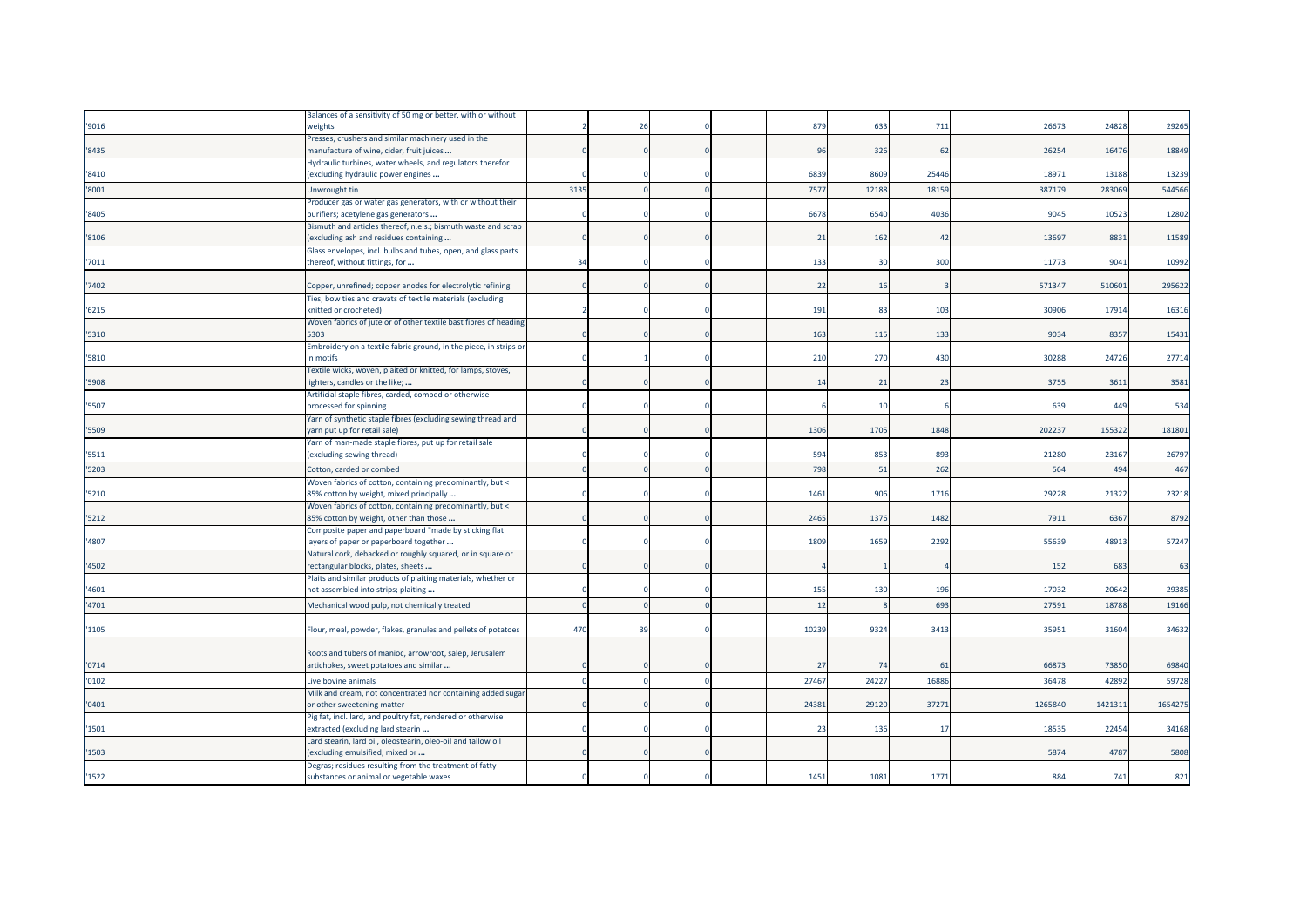| | | | | | | | | | | | | | |
|---|---|---|---|---|---|---|---|---|---|---|---|---|---|
| '9016 | Balances of a sensitivity of 50 mg or better, with or without weights | 2 | 26 | 0 | | 879 | 633 | 711 | | 26673 | 24828 | 29265 |
| '8435 | Presses, crushers and similar machinery used in the manufacture of wine, cider, fruit juices ... | 0 | 0 | 0 | | 96 | 326 | 62 | | 26254 | 16476 | 18849 |
| '8410 | Hydraulic turbines, water wheels, and regulators therefor (excluding hydraulic power engines ... | 0 | 0 | 0 | | 6839 | 8609 | 25446 | | 18971 | 13188 | 13239 |
| '8001 | Unwrought tin | 3135 | 0 | 0 | | 7577 | 12188 | 18159 | | 387179 | 283069 | 544566 |
| '8405 | Producer gas or water gas generators, with or without their purifiers; acetylene gas generators ... | 0 | 0 | 0 | | 6678 | 6540 | 4036 | | 9045 | 10523 | 12802 |
| '8106 | Bismuth and articles thereof, n.e.s.; bismuth waste and scrap (excluding ash and residues containing ... | 0 | 0 | 0 | | 21 | 162 | 42 | | 13697 | 8831 | 11589 |
| '7011 | Glass envelopes, incl. bulbs and tubes, open, and glass parts thereof, without fittings, for ... | 34 | 0 | 0 | | 133 | 30 | 300 | | 11773 | 9041 | 10992 |
| '7402 | Copper, unrefined; copper anodes for electrolytic refining | 0 | 0 | 0 | | 22 | 16 | 3 | | 571347 | 510601 | 295622 |
| '6215 | Ties, bow ties and cravats of textile materials (excluding knitted or crocheted) | 2 | 0 | 0 | | 191 | 83 | 103 | | 30906 | 17914 | 16316 |
| '5310 | Woven fabrics of jute or of other textile bast fibres of heading 5303 | 0 | 0 | 0 | | 163 | 115 | 133 | | 9034 | 8357 | 15431 |
| '5810 | Embroidery on a textile fabric ground, in the piece, in strips or in motifs | 0 | 1 | 0 | | 210 | 270 | 430 | | 30288 | 24726 | 27714 |
| '5908 | Textile wicks, woven, plaited or knitted, for lamps, stoves, lighters, candles or the like; ... | 0 | 0 | 0 | | 14 | 21 | 23 | | 3755 | 3611 | 3581 |
| '5507 | Artificial staple fibres, carded, combed or otherwise processed for spinning | 0 | 0 | 0 | | 6 | 10 | 6 | | 639 | 449 | 534 |
| '5509 | Yarn of synthetic staple fibres (excluding sewing thread and yarn put up for retail sale) | 0 | 0 | 0 | | 1306 | 1705 | 1848 | | 202237 | 155322 | 181801 |
| '5511 | Yarn of man-made staple fibres, put up for retail sale (excluding sewing thread) | 0 | 0 | 0 | | 594 | 853 | 893 | | 21280 | 23167 | 26797 |
| '5203 | Cotton, carded or combed | 0 | 0 | 0 | | 798 | 51 | 262 | | 564 | 494 | 467 |
| '5210 | Woven fabrics of cotton, containing predominantly, but < 85% cotton by weight, mixed principally ... | 0 | 0 | 0 | | 1461 | 906 | 1716 | | 29228 | 21322 | 23218 |
| '5212 | Woven fabrics of cotton, containing predominantly, but < 85% cotton by weight, other than those ... | 0 | 0 | 0 | | 2465 | 1376 | 1482 | | 7911 | 6367 | 8792 |
| '4807 | Composite paper and paperboard "made by sticking flat layers of paper or paperboard together ... | 0 | 0 | 0 | | 1809 | 1659 | 2292 | | 55639 | 48913 | 57247 |
| '4502 | Natural cork, debacked or roughly squared, or in square or rectangular blocks, plates, sheets ... | 0 | 0 | 0 | | 4 | 1 | 4 | | 152 | 683 | 63 |
| '4601 | Plaits and similar products of plaiting materials, whether or not assembled into strips; plaiting ... | 0 | 0 | 0 | | 155 | 130 | 196 | | 17032 | 20642 | 29385 |
| '4701 | Mechanical wood pulp, not chemically treated | 0 | 0 | 0 | | 12 | 8 | 693 | | 27591 | 18788 | 19166 |
| '1105 | Flour, meal, powder, flakes, granules and pellets of potatoes | 470 | 39 | 0 | | 10239 | 9324 | 3413 | | 35951 | 31604 | 34632 |
| '0714 | Roots and tubers of manioc, arrowroot, salep, Jerusalem artichokes, sweet potatoes and similar ... | 0 | 0 | 0 | | 27 | 74 | 61 | | 66873 | 73850 | 69840 |
| '0102 | Live bovine animals | 0 | 0 | 0 | | 27467 | 24227 | 16886 | | 36478 | 42892 | 59728 |
| '0401 | Milk and cream, not concentrated nor containing added sugar or other sweetening matter | 0 | 0 | 0 | | 24381 | 29120 | 37271 | | 1265840 | 1421311 | 1654275 |
| '1501 | Pig fat, incl. lard, and poultry fat, rendered or otherwise extracted (excluding lard stearin ... | 0 | 0 | 0 | | 23 | 136 | 17 | | 18535 | 22454 | 34168 |
| '1503 | Lard stearin, lard oil, oleostearin, oleo-oil and tallow oil (excluding emulsified, mixed or ... | 0 | 0 | 0 | | | | | | 5874 | 4787 | 5808 |
| '1522 | Degras; residues resulting from the treatment of fatty substances or animal or vegetable waxes | 0 | 0 | 0 | | 1451 | 1081 | 1771 | | 884 | 741 | 821 |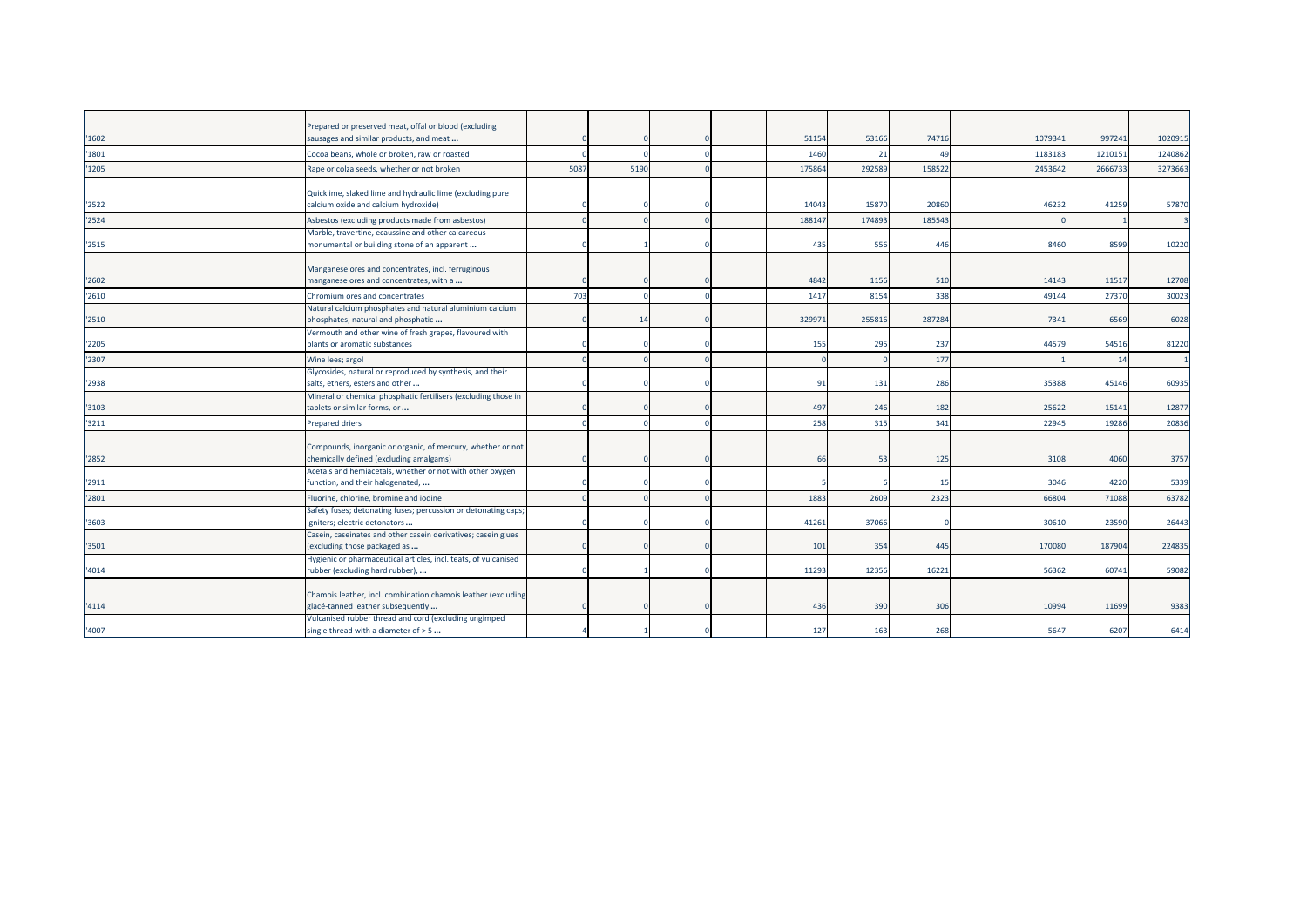| | | | | | | | | | | | | | |
|---|---|---|---|---|---|---|---|---|---|---|---|---|---|
| '1602 | Prepared or preserved meat, offal or blood (excluding sausages and similar products, and meat ... | 0 | 0 | 0 | | 51154 | 53166 | 74716 | | 1079341 | 997241 | 1020915 |
| '1801 | Cocoa beans, whole or broken, raw or roasted | 0 | 0 | 0 | | 1460 | 21 | 49 | | 1183183 | 1210151 | 1240862 |
| '1205 | Rape or colza seeds, whether or not broken | 5087 | 5190 | 0 | | 175864 | 292589 | 158522 | | 2453642 | 2666733 | 3273663 |
| '2522 | Quicklime, slaked lime and hydraulic lime (excluding pure calcium oxide and calcium hydroxide) | 0 | 0 | 0 | | 14043 | 15870 | 20860 | | 46232 | 41259 | 57870 |
| '2524 | Asbestos (excluding products made from asbestos) | 0 | 0 | 0 | | 188147 | 174893 | 185543 | | 0 | 1 | 3 |
| '2515 | Marble, travertine, ecaussine and other calcareous monumental or building stone of an apparent ... | 0 | 1 | 0 | | 435 | 556 | 446 | | 8460 | 8599 | 10220 |
| '2602 | Manganese ores and concentrates, incl. ferruginous manganese ores and concentrates, with a ... | 0 | 0 | 0 | | 4842 | 1156 | 510 | | 14143 | 11517 | 12708 |
| '2610 | Chromium ores and concentrates | 703 | 0 | 0 | | 1417 | 8154 | 338 | | 49144 | 27370 | 30023 |
| '2510 | Natural calcium phosphates and natural aluminium calcium phosphates, natural and phosphatic ... | 0 | 14 | 0 | | 329971 | 255816 | 287284 | | 7341 | 6569 | 6028 |
| '2205 | Vermouth and other wine of fresh grapes, flavoured with plants or aromatic substances | 0 | 0 | 0 | | 155 | 295 | 237 | | 44579 | 54516 | 81220 |
| '2307 | Wine lees; argol | 0 | 0 | 0 | | 0 | 0 | 177 | | 1 | 14 | 1 |
| '2938 | Glycosides, natural or reproduced by synthesis, and their salts, ethers, esters and other ... | 0 | 0 | 0 | | 91 | 131 | 286 | | 35388 | 45146 | 60935 |
| '3103 | Mineral or chemical phosphatic fertilisers (excluding those in tablets or similar forms, or ... | 0 | 0 | 0 | | 497 | 246 | 182 | | 25622 | 15141 | 12877 |
| '3211 | Prepared driers | 0 | 0 | 0 | | 258 | 315 | 341 | | 22945 | 19286 | 20836 |
| '2852 | Compounds, inorganic or organic, of mercury, whether or not chemically defined (excluding amalgams) | 0 | 0 | 0 | | 66 | 53 | 125 | | 3108 | 4060 | 3757 |
| '2911 | Acetals and hemiacetals, whether or not with other oxygen function, and their halogenated, ... | 0 | 0 | 0 | | 5 | 6 | 15 | | 3046 | 4220 | 5339 |
| '2801 | Fluorine, chlorine, bromine and iodine | 0 | 0 | 0 | | 1883 | 2609 | 2323 | | 66804 | 71088 | 63782 |
| '3603 | Safety fuses; detonating fuses; percussion or detonating caps; igniters; electric detonators ... | 0 | 0 | 0 | | 41261 | 37066 | 0 | | 30610 | 23590 | 26443 |
| '3501 | Casein, caseinates and other casein derivatives; casein glues (excluding those packaged as ... | 0 | 0 | 0 | | 101 | 354 | 445 | | 170080 | 187904 | 224835 |
| '4014 | Hygienic or pharmaceutical articles, incl. teats, of vulcanised rubber (excluding hard rubber), ... | 0 | 1 | 0 | | 11293 | 12356 | 16221 | | 56362 | 60741 | 59082 |
| '4114 | Chamois leather, incl. combination chamois leather (excluding glacé-tanned leather subsequently ... | 0 | 0 | 0 | | 436 | 390 | 306 | | 10994 | 11699 | 9383 |
| '4007 | Vulcanised rubber thread and cord (excluding ungimped single thread with a diameter of > 5 ... | 4 | 1 | 0 | | 127 | 163 | 268 | | 5647 | 6207 | 6414 |